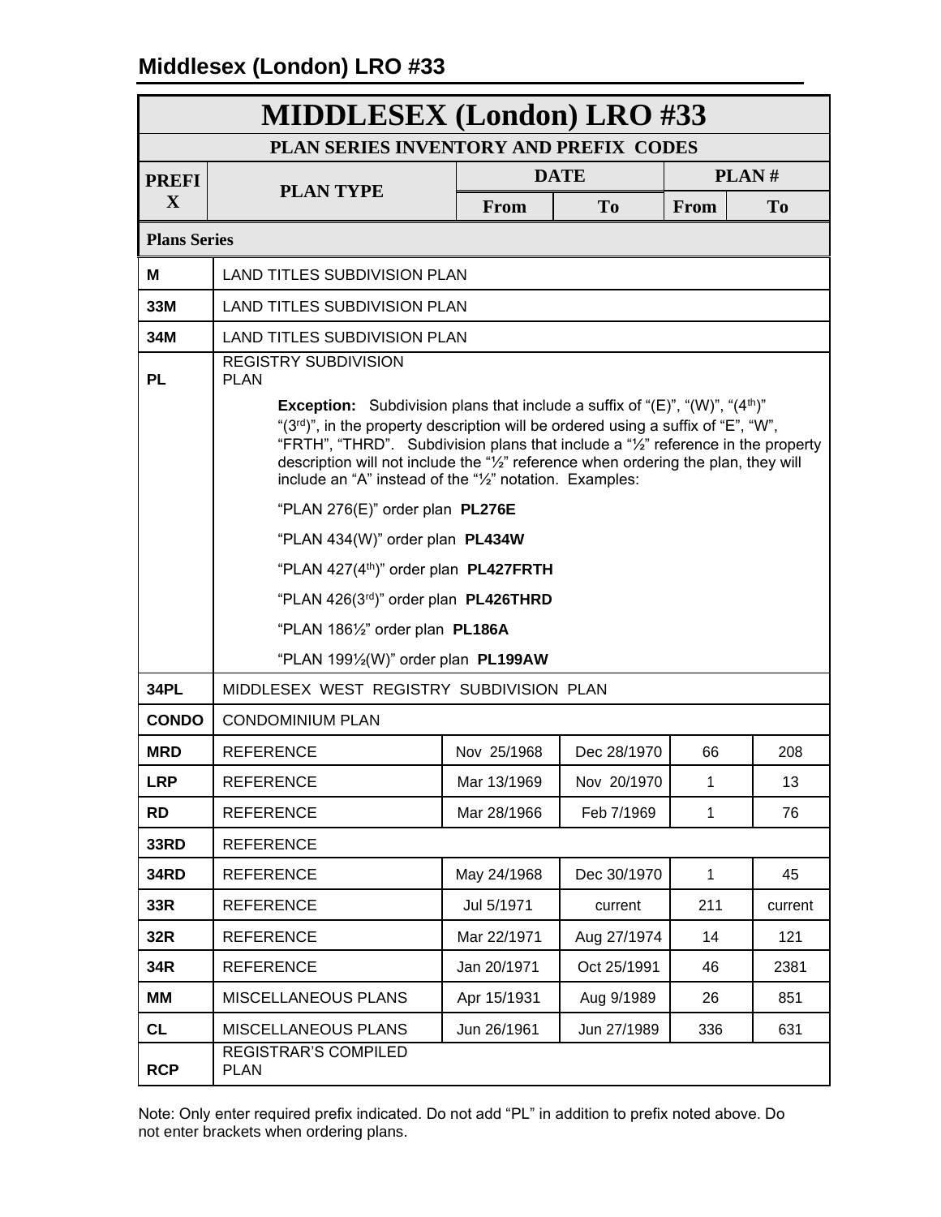## Middlesex (London) LRO #33

| MIDDLESEX (London) LRO #33 | | | | | |
|---|---|---|---|---|---|
| **PLAN SERIES INVENTORY AND PREFIX CODES** | | | | | |
| **PREFIX** | **PLAN TYPE** | **DATE** | | **PLAN #** | |
| | | **From** | **To** | **From** | **To** |
| **Plans Series** | | | | | |
| **M** | LAND TITLES SUBDIVISION PLAN | | | | |
| **33M** | LAND TITLES SUBDIVISION PLAN | | | | |
| **34M** | LAND TITLES SUBDIVISION PLAN | | | | |
| **PL** | REGISTRY SUBDIVISION PLAN<br><br>**Exception:** Subdivision plans that include a suffix of "(E)", "(W)", "(4th)" "(3rd)", in the property description will be ordered using a suffix of "E", "W", "FRTH", "THRD". Subdivision plans that include a "½" reference in the property description will not include the "½" reference when ordering the plan, they will include an "A" instead of the "½" notation. Examples:<br><br>"PLAN 276(E)" order plan **PL276E**<br><br>"PLAN 434(W)" order plan **PL434W**<br><br>"PLAN 427(4th)" order plan **PL427FRTH**<br><br>"PLAN 426(3rd)" order plan **PL426THRD**<br><br>"PLAN 186½" order plan **PL186A**<br><br>"PLAN 199½(W)" order plan **PL199AW** | | | | |
| **34PL** | MIDDLESEX WEST REGISTRY SUBDIVISION PLAN | | | | |
| **CONDO** | CONDOMINIUM PLAN | | | | |
| **MRD** | REFERENCE | Nov 25/1968 | Dec 28/1970 | 66 | 208 |
| **LRP** | REFERENCE | Mar 13/1969 | Nov 20/1970 | 1 | 13 |
| **RD** | REFERENCE | Mar 28/1966 | Feb 7/1969 | 1 | 76 |
| **33RD** | REFERENCE | | | | |
| **34RD** | REFERENCE | May 24/1968 | Dec 30/1970 | 1 | 45 |
| **33R** | REFERENCE | Jul 5/1971 | current | 211 | current |
| **32R** | REFERENCE | Mar 22/1971 | Aug 27/1974 | 14 | 121 |
| **34R** | REFERENCE | Jan 20/1971 | Oct 25/1991 | 46 | 2381 |
| **MM** | MISCELLANEOUS PLANS | Apr 15/1931 | Aug 9/1989 | 26 | 851 |
| **CL** | MISCELLANEOUS PLANS | Jun 26/1961 | Jun 27/1989 | 336 | 631 |
| **RCP** | REGISTRAR'S COMPILED PLAN | | | | |

Note: Only enter required prefix indicated. Do not add "PL" in addition to prefix noted above. Do not enter brackets when ordering plans.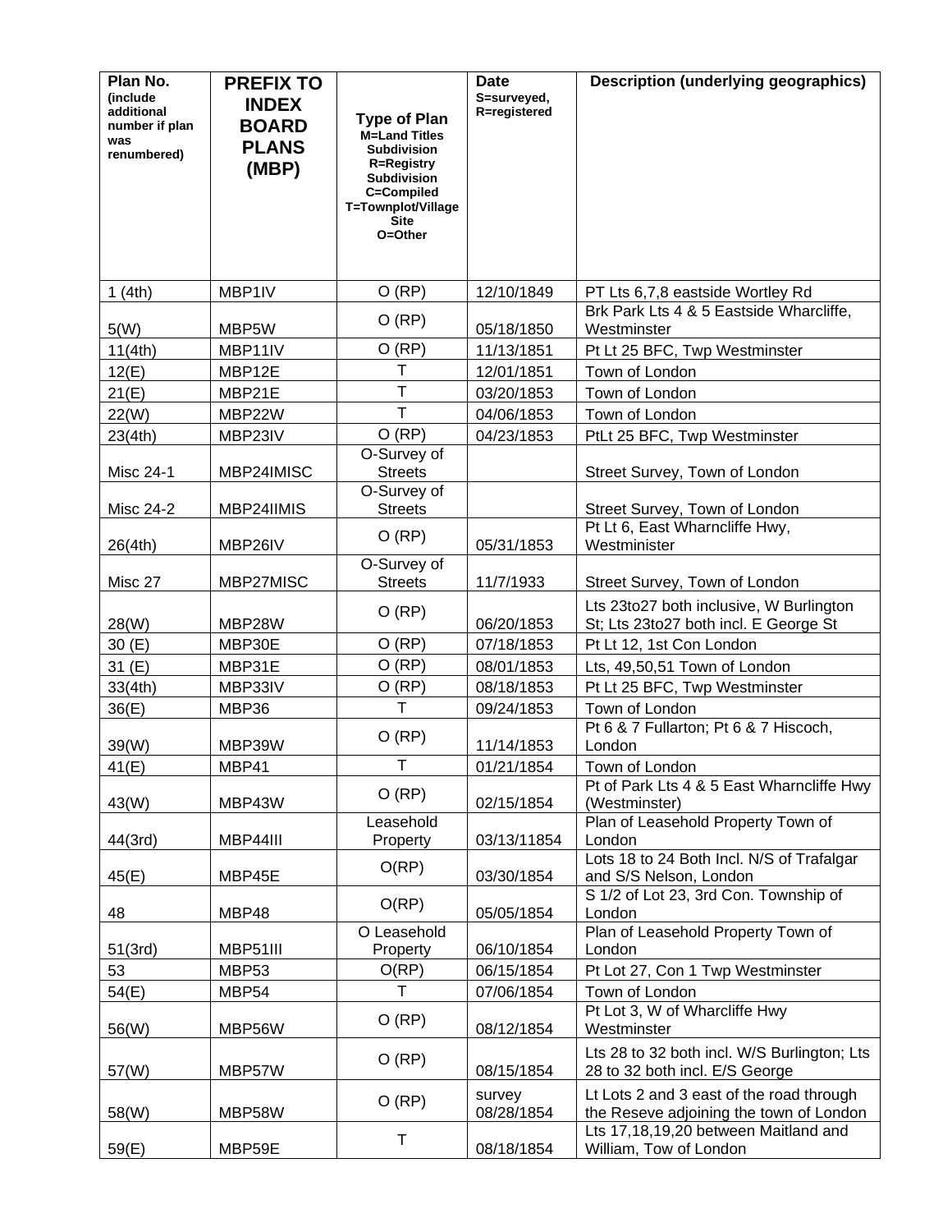| Plan No. (include additional number if plan was renumbered) | PREFIX TO INDEX BOARD PLANS (MBP) | Type of Plan M=Land Titles Subdivision R=Registry Subdivision C=Compiled T=Townplot/Village Site O=Other | Date S=surveyed, R=registered | Description (underlying geographics) |
|---|---|---|---|---|
| 1 (4th) | MBP1IV | O (RP) | 12/10/1849 | PT Lts 6,7,8 eastside Wortley Rd |
| 5(W) | MBP5W | O (RP) | 05/18/1850 | Brk Park Lts 4 & 5 Eastside Wharcliffe, Westminster |
| 11(4th) | MBP11IV | O (RP) | 11/13/1851 | Pt Lt 25 BFC, Twp Westminster |
| 12(E) | MBP12E | T | 12/01/1851 | Town of London |
| 21(E) | MBP21E | T | 03/20/1853 | Town of London |
| 22(W) | MBP22W | T | 04/06/1853 | Town of London |
| 23(4th) | MBP23IV | O (RP) | 04/23/1853 | PtLt 25 BFC, Twp Westminster |
| Misc 24-1 | MBP24IMISC | O-Survey of Streets | | Street Survey, Town of London |
| Misc 24-2 | MBP24IIMIS | O-Survey of Streets | | Street Survey, Town of London |
| 26(4th) | MBP26IV | O (RP) | 05/31/1853 | Pt Lt 6, East Wharncliffe Hwy, Westminister |
| Misc 27 | MBP27MISC | O-Survey of Streets | 11/7/1933 | Street Survey, Town of London |
| 28(W) | MBP28W | O (RP) | 06/20/1853 | Lts 23to27 both inclusive, W Burlington St; Lts 23to27 both incl. E George St |
| 30 (E) | MBP30E | O (RP) | 07/18/1853 | Pt Lt 12, 1st Con London |
| 31 (E) | MBP31E | O (RP) | 08/01/1853 | Lts, 49,50,51 Town of London |
| 33(4th) | MBP33IV | O (RP) | 08/18/1853 | Pt Lt 25 BFC, Twp Westminster |
| 36(E) | MBP36 | T | 09/24/1853 | Town of London |
| 39(W) | MBP39W | O (RP) | 11/14/1853 | Pt 6 & 7 Fullarton; Pt 6 & 7 Hiscoch, London |
| 41(E) | MBP41 | T | 01/21/1854 | Town of London |
| 43(W) | MBP43W | O (RP) | 02/15/1854 | Pt of Park Lts 4 & 5 East Wharncliffe Hwy (Westminster) |
| 44(3rd) | MBP44III | Leasehold Property | 03/13/11854 | Plan of Leasehold Property Town of London |
| 45(E) | MBP45E | O(RP) | 03/30/1854 | Lots 18 to 24 Both Incl. N/S of Trafalgar and S/S Nelson, London |
| 48 | MBP48 | O(RP) | 05/05/1854 | S 1/2 of Lot 23, 3rd Con. Township of London |
| 51(3rd) | MBP51III | O Leasehold Property | 06/10/1854 | Plan of Leasehold Property Town of London |
| 53 | MBP53 | O(RP) | 06/15/1854 | Pt Lot 27, Con 1 Twp Westminster |
| 54(E) | MBP54 | T | 07/06/1854 | Town of London |
| 56(W) | MBP56W | O (RP) | 08/12/1854 | Pt Lot 3, W of Wharcliffe Hwy Westminster |
| 57(W) | MBP57W | O (RP) | 08/15/1854 | Lts 28 to 32 both incl. W/S Burlington; Lts 28 to 32 both incl. E/S George |
| 58(W) | MBP58W | O (RP) | survey 08/28/1854 | Lt Lots 2 and 3 east of the road through the Reseve adjoining the town of London |
| 59(E) | MBP59E | T | 08/18/1854 | Lts 17,18,19,20 between Maitland and William, Tow of London |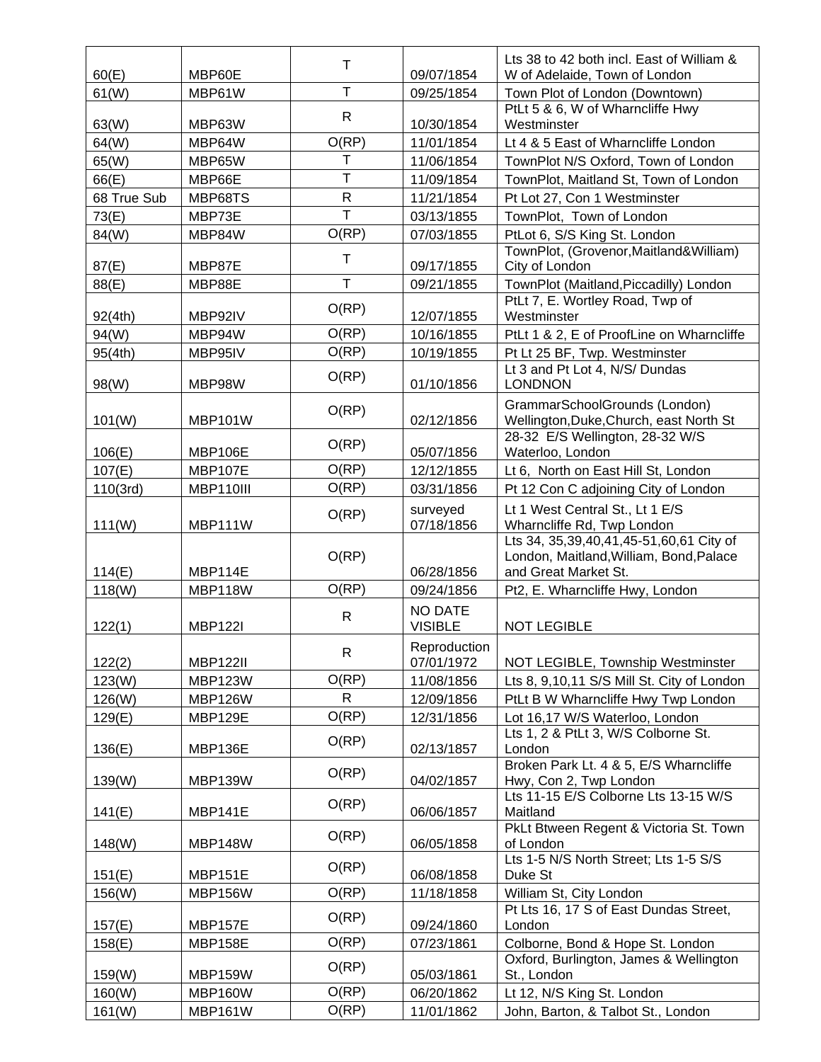| 60(E) | MBP60E | T | 09/07/1854 | Lts 38 to 42 both incl. East of William & W of Adelaide, Town of London |
|---|---|---|---|---|
| 61(W) | MBP61W | T | 09/25/1854 | Town Plot of London (Downtown) |
| 63(W) | MBP63W | R | 10/30/1854 | PtLt 5 & 6, W of Wharncliffe Hwy Westminster |
| 64(W) | MBP64W | O(RP) | 11/01/1854 | Lt 4 & 5 East of Wharncliffe London |
| 65(W) | MBP65W | T | 11/06/1854 | TownPlot N/S Oxford, Town of London |
| 66(E) | MBP66E | T | 11/09/1854 | TownPlot, Maitland St, Town of London |
| 68 True Sub | MBP68TS | R | 11/21/1854 | Pt Lot 27, Con 1 Westminster |
| 73(E) | MBP73E | T | 03/13/1855 | TownPlot, Town of London |
| 84(W) | MBP84W | O(RP) | 07/03/1855 | PtLot 6, S/S King St. London |
| 87(E) | MBP87E | T | 09/17/1855 | TownPlot, (Grovenor,Maitland&William) City of London |
| 88(E) | MBP88E | T | 09/21/1855 | TownPlot (Maitland,Piccadilly) London |
| 92(4th) | MBP92IV | O(RP) | 12/07/1855 | PtLt 7, E. Wortley Road, Twp of Westminster |
| 94(W) | MBP94W | O(RP) | 10/16/1855 | PtLt 1 & 2, E of ProofLine on Wharncliffe |
| 95(4th) | MBP95IV | O(RP) | 10/19/1855 | Pt Lt 25 BF, Twp. Westminster |
| 98(W) | MBP98W | O(RP) | 01/10/1856 | Lt 3 and Pt Lot 4, N/S/ Dundas LONDNON |
| 101(W) | MBP101W | O(RP) | 02/12/1856 | GrammarSchoolGrounds (London) Wellington,Duke,Church, east North St |
| 106(E) | MBP106E | O(RP) | 05/07/1856 | 28-32 E/S Wellington, 28-32 W/S Waterloo, London |
| 107(E) | MBP107E | O(RP) | 12/12/1855 | Lt 6, North on East Hill St, London |
| 110(3rd) | MBP110III | O(RP) | 03/31/1856 | Pt 12 Con C adjoining City of London |
| 111(W) | MBP111W | O(RP) | surveyed 07/18/1856 | Lt 1 West Central St., Lt 1 E/S Wharncliffe Rd, Twp London |
| 114(E) | MBP114E | O(RP) | 06/28/1856 | Lts 34, 35,39,40,41,45-51,60,61 City of London, Maitland,William, Bond,Palace and Great Market St. |
| 118(W) | MBP118W | O(RP) | 09/24/1856 | Pt2, E. Wharncliffe Hwy, London |
| 122(1) | MBP122I | R | NO DATE VISIBLE | NOT LEGIBLE |
| 122(2) | MBP122II | R | Reproduction 07/01/1972 | NOT LEGIBLE, Township Westminster |
| 123(W) | MBP123W | O(RP) | 11/08/1856 | Lts 8, 9,10,11 S/S Mill St. City of London |
| 126(W) | MBP126W | R | 12/09/1856 | PtLt B W Wharncliffe Hwy Twp London |
| 129(E) | MBP129E | O(RP) | 12/31/1856 | Lot 16,17 W/S Waterloo, London |
| 136(E) | MBP136E | O(RP) | 02/13/1857 | Lts 1, 2 & PtLt 3, W/S Colborne St. London |
| 139(W) | MBP139W | O(RP) | 04/02/1857 | Broken Park Lt. 4 & 5, E/S Wharncliffe Hwy, Con 2, Twp London |
| 141(E) | MBP141E | O(RP) | 06/06/1857 | Lts 11-15 E/S Colborne Lts 13-15 W/S Maitland |
| 148(W) | MBP148W | O(RP) | 06/05/1858 | PkLt Btween Regent & Victoria St. Town of London |
| 151(E) | MBP151E | O(RP) | 06/08/1858 | Lts 1-5 N/S North Street; Lts 1-5 S/S Duke St |
| 156(W) | MBP156W | O(RP) | 11/18/1858 | William St, City London |
| 157(E) | MBP157E | O(RP) | 09/24/1860 | Pt Lts 16, 17 S of East Dundas Street, London |
| 158(E) | MBP158E | O(RP) | 07/23/1861 | Colborne, Bond & Hope St. London |
| 159(W) | MBP159W | O(RP) | 05/03/1861 | Oxford, Burlington, James & Wellington St., London |
| 160(W) | MBP160W | O(RP) | 06/20/1862 | Lt 12, N/S King St. London |
| 161(W) | MBP161W | O(RP) | 11/01/1862 | John, Barton, & Talbot St., London |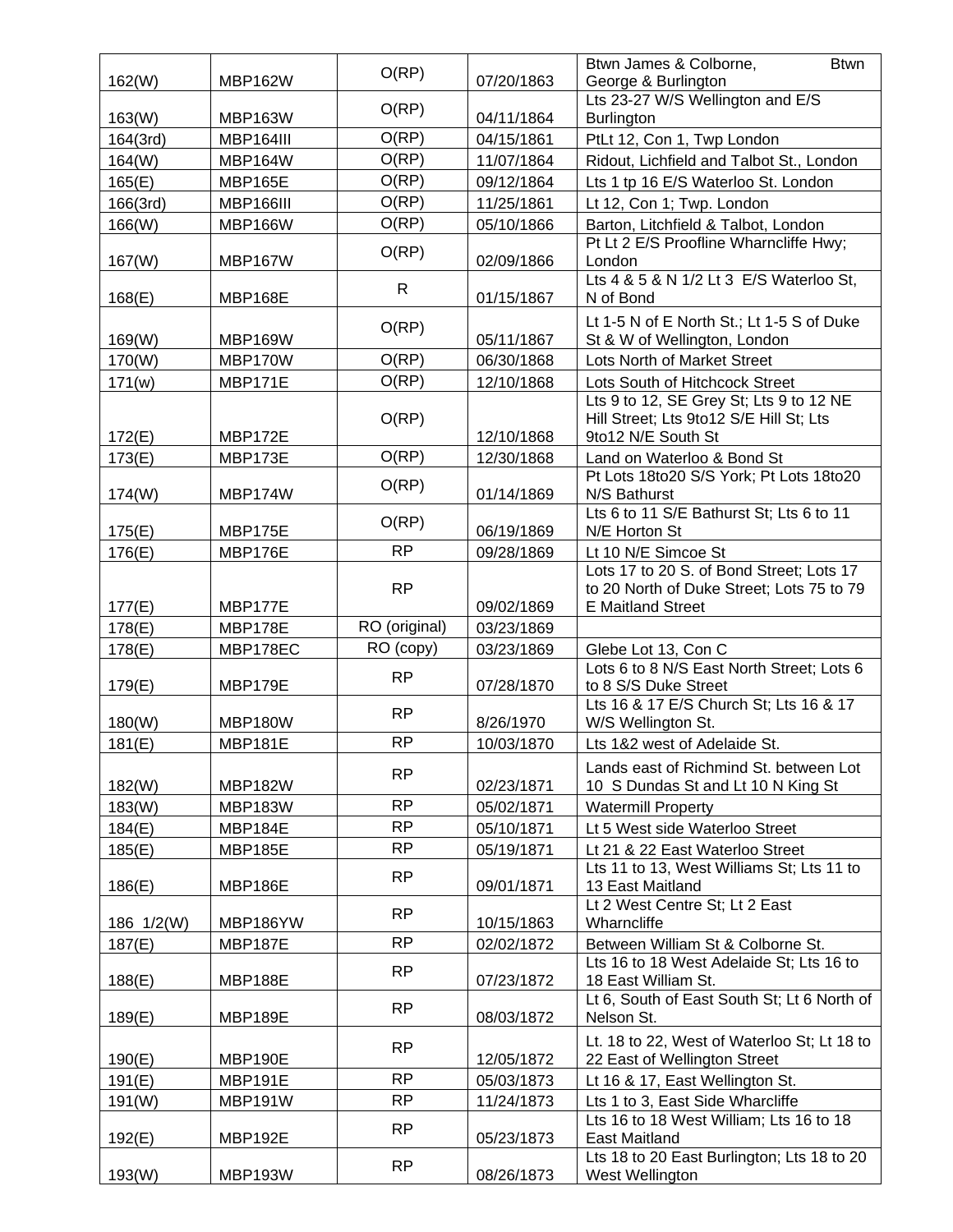| | | | | |
|---|---|---|---|---|
| 162(W) | MBP162W | O(RP) | 07/20/1863 | Btwn James & Colborne, Btwn George & Burlington |
| 163(W) | MBP163W | O(RP) | 04/11/1864 | Lts 23-27 W/S Wellington and E/S Burlington |
| 164(3rd) | MBP164III | O(RP) | 04/15/1861 | PtLt 12, Con 1, Twp London |
| 164(W) | MBP164W | O(RP) | 11/07/1864 | Ridout, Lichfield and Talbot St., London |
| 165(E) | MBP165E | O(RP) | 09/12/1864 | Lts 1 tp 16 E/S Waterloo St. London |
| 166(3rd) | MBP166III | O(RP) | 11/25/1861 | Lt 12, Con 1; Twp. London |
| 166(W) | MBP166W | O(RP) | 05/10/1866 | Barton, Litchfield & Talbot, London |
| 167(W) | MBP167W | O(RP) | 02/09/1866 | Pt Lt 2 E/S Proofline Wharncliffe Hwy; London |
| 168(E) | MBP168E | R | 01/15/1867 | Lts 4 & 5 & N 1/2 Lt 3 E/S Waterloo St, N of Bond |
| 169(W) | MBP169W | O(RP) | 05/11/1867 | Lt 1-5 N of E North St.; Lt 1-5 S of Duke St & W of Wellington, London |
| 170(W) | MBP170W | O(RP) | 06/30/1868 | Lots North of Market Street |
| 171(w) | MBP171E | O(RP) | 12/10/1868 | Lots South of Hitchcock Street |
| 172(E) | MBP172E | O(RP) | 12/10/1868 | Lts 9 to 12, SE Grey St; Lts 9 to 12 NE Hill Street; Lts 9to12 S/E Hill St; Lts 9to12 N/E South St |
| 173(E) | MBP173E | O(RP) | 12/30/1868 | Land on Waterloo & Bond St |
| 174(W) | MBP174W | O(RP) | 01/14/1869 | Pt Lots 18to20 S/S York; Pt Lots 18to20 N/S Bathurst |
| 175(E) | MBP175E | O(RP) | 06/19/1869 | Lts 6 to 11 S/E Bathurst St; Lts 6 to 11 N/E Horton St |
| 176(E) | MBP176E | RP | 09/28/1869 | Lt 10 N/E Simcoe St |
| 177(E) | MBP177E | RP | 09/02/1869 | Lots 17 to 20 S. of Bond Street; Lots 17 to 20 North of Duke Street; Lots 75 to 79 E Maitland Street |
| 178(E) | MBP178E | RO (original) | 03/23/1869 | |
| 178(E) | MBP178EC | RO (copy) | 03/23/1869 | Glebe Lot 13, Con C |
| 179(E) | MBP179E | RP | 07/28/1870 | Lots 6 to 8 N/S East North Street; Lots 6 to 8 S/S Duke Street |
| 180(W) | MBP180W | RP | 8/26/1970 | Lts 16 & 17 E/S Church St; Lts 16 & 17 W/S Wellington St. |
| 181(E) | MBP181E | RP | 10/03/1870 | Lts 1&2 west of Adelaide St. |
| 182(W) | MBP182W | RP | 02/23/1871 | Lands east of Richmind St. between Lot 10 S Dundas St and Lt 10 N King St |
| 183(W) | MBP183W | RP | 05/02/1871 | Watermill Property |
| 184(E) | MBP184E | RP | 05/10/1871 | Lt 5 West side Waterloo Street |
| 185(E) | MBP185E | RP | 05/19/1871 | Lt 21 & 22 East Waterloo Street |
| 186(E) | MBP186E | RP | 09/01/1871 | Lts 11 to 13, West Williams St; Lts 11 to 13 East Maitland |
| 186 1/2(W) | MBP186YW | RP | 10/15/1863 | Lt 2 West Centre St; Lt 2 East Wharncliffe |
| 187(E) | MBP187E | RP | 02/02/1872 | Between William St & Colborne St. |
| 188(E) | MBP188E | RP | 07/23/1872 | Lts 16 to 18 West Adelaide St; Lts 16 to 18 East William St. |
| 189(E) | MBP189E | RP | 08/03/1872 | Lt 6, South of East South St; Lt 6 North of Nelson St. |
| 190(E) | MBP190E | RP | 12/05/1872 | Lt. 18 to 22, West of Waterloo St; Lt 18 to 22 East of Wellington Street |
| 191(E) | MBP191E | RP | 05/03/1873 | Lt 16 & 17, East Wellington St. |
| 191(W) | MBP191W | RP | 11/24/1873 | Lts 1 to 3, East Side Wharcliffe |
| 192(E) | MBP192E | RP | 05/23/1873 | Lts 16 to 18 West William; Lts 16 to 18 East Maitland |
| 193(W) | MBP193W | RP | 08/26/1873 | Lts 18 to 20 East Burlington; Lts 18 to 20 West Wellington |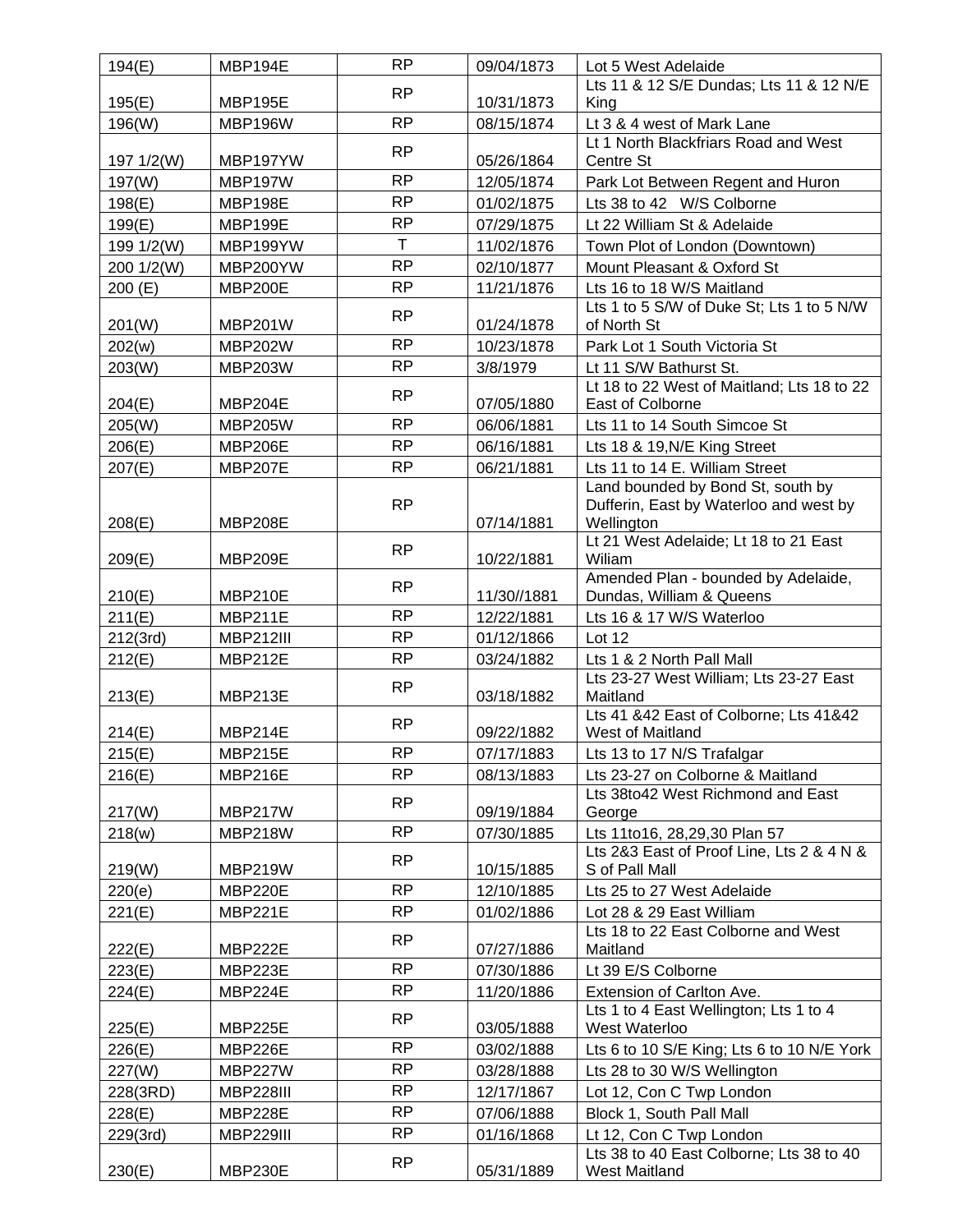| 194(E) | MBP194E | RP | 09/04/1873 | Lot 5 West Adelaide |
|---|---|---|---|---|
| 195(E) | MBP195E | RP | 10/31/1873 | Lts 11 & 12 S/E Dundas; Lts 11 & 12 N/E King |
| 196(W) | MBP196W | RP | 08/15/1874 | Lt 3 & 4 west of Mark Lane |
| 197 1/2(W) | MBP197YW | RP | 05/26/1864 | Lt 1 North Blackfriars Road and West Centre St |
| 197(W) | MBP197W | RP | 12/05/1874 | Park Lot Between Regent and Huron |
| 198(E) | MBP198E | RP | 01/02/1875 | Lts 38 to 42 W/S Colborne |
| 199(E) | MBP199E | RP | 07/29/1875 | Lt 22 William St & Adelaide |
| 199 1/2(W) | MBP199YW | T | 11/02/1876 | Town Plot of London (Downtown) |
| 200 1/2(W) | MBP200YW | RP | 02/10/1877 | Mount Pleasant & Oxford St |
| 200 (E) | MBP200E | RP | 11/21/1876 | Lts 16 to 18 W/S Maitland |
| 201(W) | MBP201W | RP | 01/24/1878 | Lts 1 to 5 S/W of Duke St; Lts 1 to 5 N/W of North St |
| 202(w) | MBP202W | RP | 10/23/1878 | Park Lot 1 South Victoria St |
| 203(W) | MBP203W | RP | 3/8/1979 | Lt 11 S/W Bathurst St. |
| 204(E) | MBP204E | RP | 07/05/1880 | Lt 18 to 22 West of Maitland; Lts 18 to 22 East of Colborne |
| 205(W) | MBP205W | RP | 06/06/1881 | Lts 11 to 14 South Simcoe St |
| 206(E) | MBP206E | RP | 06/16/1881 | Lts 18 & 19,N/E King Street |
| 207(E) | MBP207E | RP | 06/21/1881 | Lts 11 to 14 E. William Street |
| 208(E) | MBP208E | RP | 07/14/1881 | Land bounded by Bond St, south by Dufferin, East by Waterloo and west by Wellington |
| 209(E) | MBP209E | RP | 10/22/1881 | Lt 21 West Adelaide; Lt 18 to 21 East Wiliam |
| 210(E) | MBP210E | RP | 11/30//1881 | Amended Plan - bounded by Adelaide, Dundas, William & Queens |
| 211(E) | MBP211E | RP | 12/22/1881 | Lts 16 & 17 W/S Waterloo |
| 212(3rd) | MBP212III | RP | 01/12/1866 | Lot 12 |
| 212(E) | MBP212E | RP | 03/24/1882 | Lts 1 & 2 North Pall Mall |
| 213(E) | MBP213E | RP | 03/18/1882 | Lts 23-27 West William; Lts 23-27 East Maitland |
| 214(E) | MBP214E | RP | 09/22/1882 | Lts 41 &42 East of Colborne; Lts 41&42 West of Maitland |
| 215(E) | MBP215E | RP | 07/17/1883 | Lts 13 to 17 N/S Trafalgar |
| 216(E) | MBP216E | RP | 08/13/1883 | Lts 23-27 on Colborne & Maitland |
| 217(W) | MBP217W | RP | 09/19/1884 | Lts 38to42 West Richmond and East George |
| 218(w) | MBP218W | RP | 07/30/1885 | Lts 11to16, 28,29,30 Plan 57 |
| 219(W) | MBP219W | RP | 10/15/1885 | Lts 2&3 East of Proof Line, Lts 2 & 4 N & S of Pall Mall |
| 220(e) | MBP220E | RP | 12/10/1885 | Lts 25 to 27 West Adelaide |
| 221(E) | MBP221E | RP | 01/02/1886 | Lot 28 & 29 East William |
| 222(E) | MBP222E | RP | 07/27/1886 | Lts 18 to 22 East Colborne and West Maitland |
| 223(E) | MBP223E | RP | 07/30/1886 | Lt 39 E/S Colborne |
| 224(E) | MBP224E | RP | 11/20/1886 | Extension of Carlton Ave. |
| 225(E) | MBP225E | RP | 03/05/1888 | Lts 1 to 4 East Wellington; Lts 1 to 4 West Waterloo |
| 226(E) | MBP226E | RP | 03/02/1888 | Lts 6 to 10 S/E King; Lts 6 to 10 N/E York |
| 227(W) | MBP227W | RP | 03/28/1888 | Lts 28 to 30 W/S Wellington |
| 228(3RD) | MBP228III | RP | 12/17/1867 | Lot 12, Con C Twp London |
| 228(E) | MBP228E | RP | 07/06/1888 | Block 1, South Pall Mall |
| 229(3rd) | MBP229III | RP | 01/16/1868 | Lt 12, Con C Twp London |
| 230(E) | MBP230E | RP | 05/31/1889 | Lts 38 to 40 East Colborne; Lts 38 to 40 West Maitland |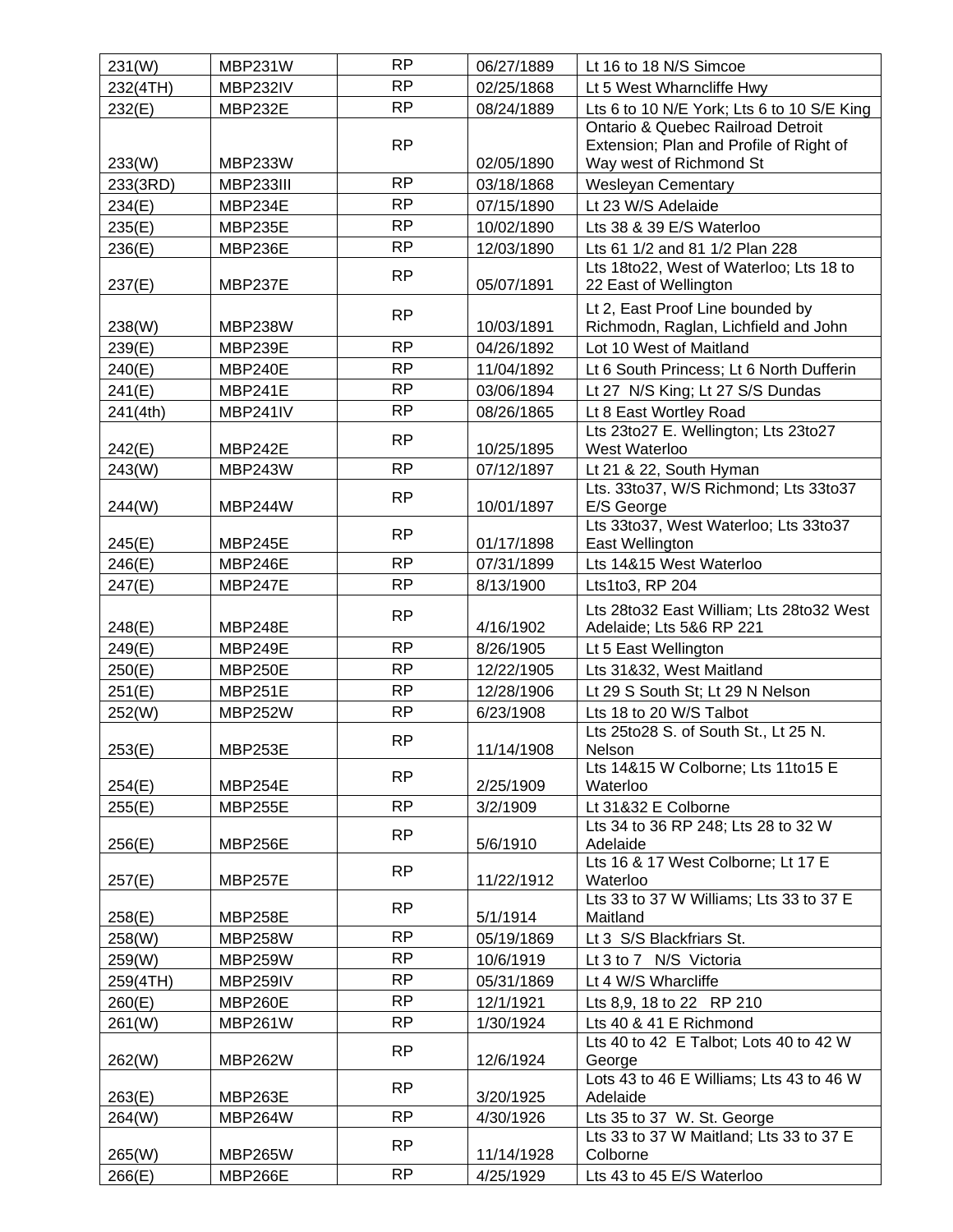| 231(W) | MBP231W | RP | 06/27/1889 | Lt 16 to 18 N/S Simcoe |
|---|---|---|---|---|
| 232(4TH) | MBP232IV | RP | 02/25/1868 | Lt 5 West Wharncliffe Hwy |
| 232(E) | MBP232E | RP | 08/24/1889 | Lts 6 to 10 N/E York; Lts 6 to 10 S/E King |
| 233(W) | MBP233W | RP | 02/05/1890 | Ontario & Quebec Railroad Detroit Extension; Plan and Profile of Right of Way west of Richmond St |
| 233(3RD) | MBP233III | RP | 03/18/1868 | Wesleyan Cementary |
| 234(E) | MBP234E | RP | 07/15/1890 | Lt 23 W/S Adelaide |
| 235(E) | MBP235E | RP | 10/02/1890 | Lts 38 & 39 E/S Waterloo |
| 236(E) | MBP236E | RP | 12/03/1890 | Lts 61 1/2 and 81 1/2 Plan 228 |
| 237(E) | MBP237E | RP | 05/07/1891 | Lts 18to22, West of Waterloo; Lts 18 to 22 East of Wellington |
| 238(W) | MBP238W | RP | 10/03/1891 | Lt 2, East Proof Line bounded by Richmodn, Raglan, Lichfield and John |
| 239(E) | MBP239E | RP | 04/26/1892 | Lot 10 West of Maitland |
| 240(E) | MBP240E | RP | 11/04/1892 | Lt 6 South Princess; Lt 6 North Dufferin |
| 241(E) | MBP241E | RP | 03/06/1894 | Lt 27 N/S King; Lt 27 S/S Dundas |
| 241(4th) | MBP241IV | RP | 08/26/1865 | Lt 8 East Wortley Road |
| 242(E) | MBP242E | RP | 10/25/1895 | Lts 23to27 E. Wellington; Lts 23to27 West Waterloo |
| 243(W) | MBP243W | RP | 07/12/1897 | Lt 21 & 22, South Hyman |
| 244(W) | MBP244W | RP | 10/01/1897 | Lts. 33to37, W/S Richmond; Lts 33to37 E/S George |
| 245(E) | MBP245E | RP | 01/17/1898 | Lts 33to37, West Waterloo; Lts 33to37 East Wellington |
| 246(E) | MBP246E | RP | 07/31/1899 | Lts 14&15 West Waterloo |
| 247(E) | MBP247E | RP | 8/13/1900 | Lts1to3, RP 204 |
| 248(E) | MBP248E | RP | 4/16/1902 | Lts 28to32 East William; Lts 28to32 West Adelaide; Lts 5&6 RP 221 |
| 249(E) | MBP249E | RP | 8/26/1905 | Lt 5 East Wellington |
| 250(E) | MBP250E | RP | 12/22/1905 | Lts 31&32, West Maitland |
| 251(E) | MBP251E | RP | 12/28/1906 | Lt 29 S South St; Lt 29 N Nelson |
| 252(W) | MBP252W | RP | 6/23/1908 | Lts 18 to 20 W/S Talbot |
| 253(E) | MBP253E | RP | 11/14/1908 | Lts 25to28 S. of South St., Lt 25 N. Nelson |
| 254(E) | MBP254E | RP | 2/25/1909 | Lts 14&15 W Colborne; Lts 11to15 E Waterloo |
| 255(E) | MBP255E | RP | 3/2/1909 | Lt 31&32 E Colborne |
| 256(E) | MBP256E | RP | 5/6/1910 | Lts 34 to 36 RP 248; Lts 28 to 32 W Adelaide |
| 257(E) | MBP257E | RP | 11/22/1912 | Lts 16 & 17 West Colborne; Lt 17 E Waterloo |
| 258(E) | MBP258E | RP | 5/1/1914 | Lts 33 to 37 W Williams; Lts 33 to 37 E Maitland |
| 258(W) | MBP258W | RP | 05/19/1869 | Lt 3 S/S Blackfriars St. |
| 259(W) | MBP259W | RP | 10/6/1919 | Lt 3 to 7 N/S Victoria |
| 259(4TH) | MBP259IV | RP | 05/31/1869 | Lt 4 W/S Wharcliffe |
| 260(E) | MBP260E | RP | 12/1/1921 | Lts 8,9, 18 to 22 RP 210 |
| 261(W) | MBP261W | RP | 1/30/1924 | Lts 40 & 41 E Richmond |
| 262(W) | MBP262W | RP | 12/6/1924 | Lts 40 to 42 E Talbot; Lots 40 to 42 W George |
| 263(E) | MBP263E | RP | 3/20/1925 | Lots 43 to 46 E Williams; Lts 43 to 46 W Adelaide |
| 264(W) | MBP264W | RP | 4/30/1926 | Lts 35 to 37 W. St. George |
| 265(W) | MBP265W | RP | 11/14/1928 | Lts 33 to 37 W Maitland; Lts 33 to 37 E Colborne |
| 266(E) | MBP266E | RP | 4/25/1929 | Lts 43 to 45 E/S Waterloo |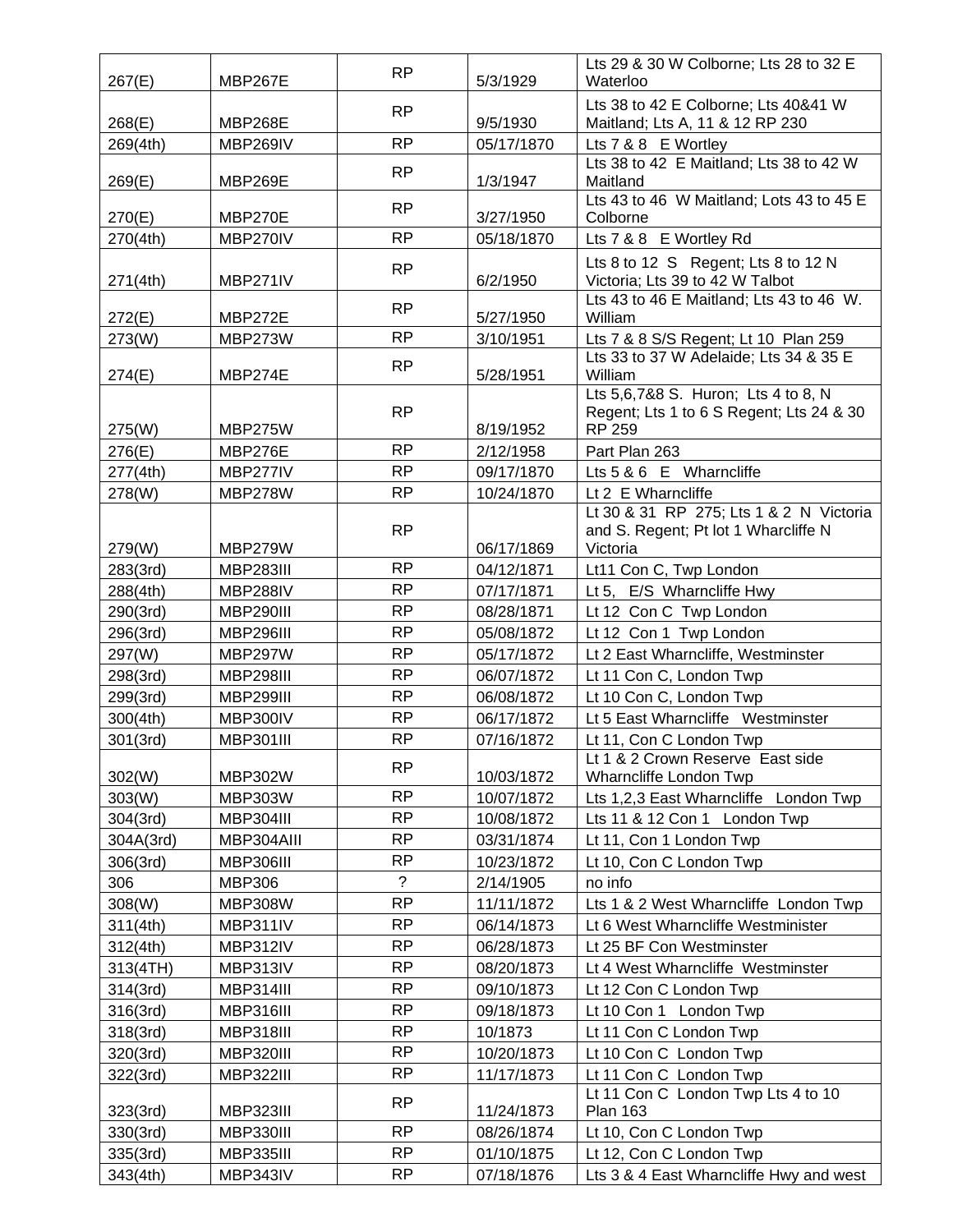| 267(E) | MBP267E | RP | 5/3/1929 | Lts 29 & 30 W Colborne; Lts 28 to 32 E Waterloo |
|---|---|---|---|---|
| 268(E) | MBP268E | RP | 9/5/1930 | Lts 38 to 42 E Colborne; Lts 40&41 W Maitland; Lts A, 11 & 12 RP 230 |
| 269(4th) | MBP269IV | RP | 05/17/1870 | Lts 7 & 8 E Wortley |
| 269(E) | MBP269E | RP | 1/3/1947 | Lts 38 to 42 E Maitland; Lts 38 to 42 W Maitland |
| 270(E) | MBP270E | RP | 3/27/1950 | Lts 43 to 46 W Maitland; Lots 43 to 45 E Colborne |
| 270(4th) | MBP270IV | RP | 05/18/1870 | Lts 7 & 8 E Wortley Rd |
| 271(4th) | MBP271IV | RP | 6/2/1950 | Lts 8 to 12 S Regent; Lts 8 to 12 N Victoria; Lts 39 to 42 W Talbot |
| 272(E) | MBP272E | RP | 5/27/1950 | Lts 43 to 46 E Maitland; Lts 43 to 46 W. William |
| 273(W) | MBP273W | RP | 3/10/1951 | Lts 7 & 8 S/S Regent; Lt 10 Plan 259 |
| 274(E) | MBP274E | RP | 5/28/1951 | Lts 33 to 37 W Adelaide; Lts 34 & 35 E William |
| 275(W) | MBP275W | RP | 8/19/1952 | Lts 5,6,7&8 S. Huron; Lts 4 to 8, N Regent; Lts 1 to 6 S Regent; Lts 24 & 30 RP 259 |
| 276(E) | MBP276E | RP | 2/12/1958 | Part Plan 263 |
| 277(4th) | MBP277IV | RP | 09/17/1870 | Lts 5 & 6 E Wharncliffe |
| 278(W) | MBP278W | RP | 10/24/1870 | Lt 2 E Wharncliffe |
| 279(W) | MBP279W | RP | 06/17/1869 | Lt 30 & 31 RP 275; Lts 1 & 2 N Victoria and S. Regent; Pt lot 1 Wharcliffe N Victoria |
| 283(3rd) | MBP283III | RP | 04/12/1871 | Lt11 Con C, Twp London |
| 288(4th) | MBP288IV | RP | 07/17/1871 | Lt 5, E/S Wharncliffe Hwy |
| 290(3rd) | MBP290III | RP | 08/28/1871 | Lt 12 Con C Twp London |
| 296(3rd) | MBP296III | RP | 05/08/1872 | Lt 12 Con 1 Twp London |
| 297(W) | MBP297W | RP | 05/17/1872 | Lt 2 East Wharncliffe, Westminster |
| 298(3rd) | MBP298III | RP | 06/07/1872 | Lt 11 Con C, London Twp |
| 299(3rd) | MBP299III | RP | 06/08/1872 | Lt 10 Con C, London Twp |
| 300(4th) | MBP300IV | RP | 06/17/1872 | Lt 5 East Wharncliffe Westminster |
| 301(3rd) | MBP301III | RP | 07/16/1872 | Lt 11, Con C London Twp |
| 302(W) | MBP302W | RP | 10/03/1872 | Lt 1 & 2 Crown Reserve East side Wharncliffe London Twp |
| 303(W) | MBP303W | RP | 10/07/1872 | Lts 1,2,3 East Wharncliffe London Twp |
| 304(3rd) | MBP304III | RP | 10/08/1872 | Lts 11 & 12 Con 1 London Twp |
| 304A(3rd) | MBP304AIII | RP | 03/31/1874 | Lt 11, Con 1 London Twp |
| 306(3rd) | MBP306III | RP | 10/23/1872 | Lt 10, Con C London Twp |
| 306 | MBP306 | ? | 2/14/1905 | no info |
| 308(W) | MBP308W | RP | 11/11/1872 | Lts 1 & 2 West Wharncliffe London Twp |
| 311(4th) | MBP311IV | RP | 06/14/1873 | Lt 6 West Wharncliffe Westminister |
| 312(4th) | MBP312IV | RP | 06/28/1873 | Lt 25 BF Con Westminster |
| 313(4TH) | MBP313IV | RP | 08/20/1873 | Lt 4 West Wharncliffe Westminster |
| 314(3rd) | MBP314III | RP | 09/10/1873 | Lt 12 Con C London Twp |
| 316(3rd) | MBP316III | RP | 09/18/1873 | Lt 10 Con 1 London Twp |
| 318(3rd) | MBP318III | RP | 10/1873 | Lt 11 Con C London Twp |
| 320(3rd) | MBP320III | RP | 10/20/1873 | Lt 10 Con C London Twp |
| 322(3rd) | MBP322III | RP | 11/17/1873 | Lt 11 Con C London Twp |
| 323(3rd) | MBP323III | RP | 11/24/1873 | Lt 11 Con C London Twp Lts 4 to 10 Plan 163 |
| 330(3rd) | MBP330III | RP | 08/26/1874 | Lt 10, Con C London Twp |
| 335(3rd) | MBP335III | RP | 01/10/1875 | Lt 12, Con C London Twp |
| 343(4th) | MBP343IV | RP | 07/18/1876 | Lts 3 & 4 East Wharncliffe Hwy and west |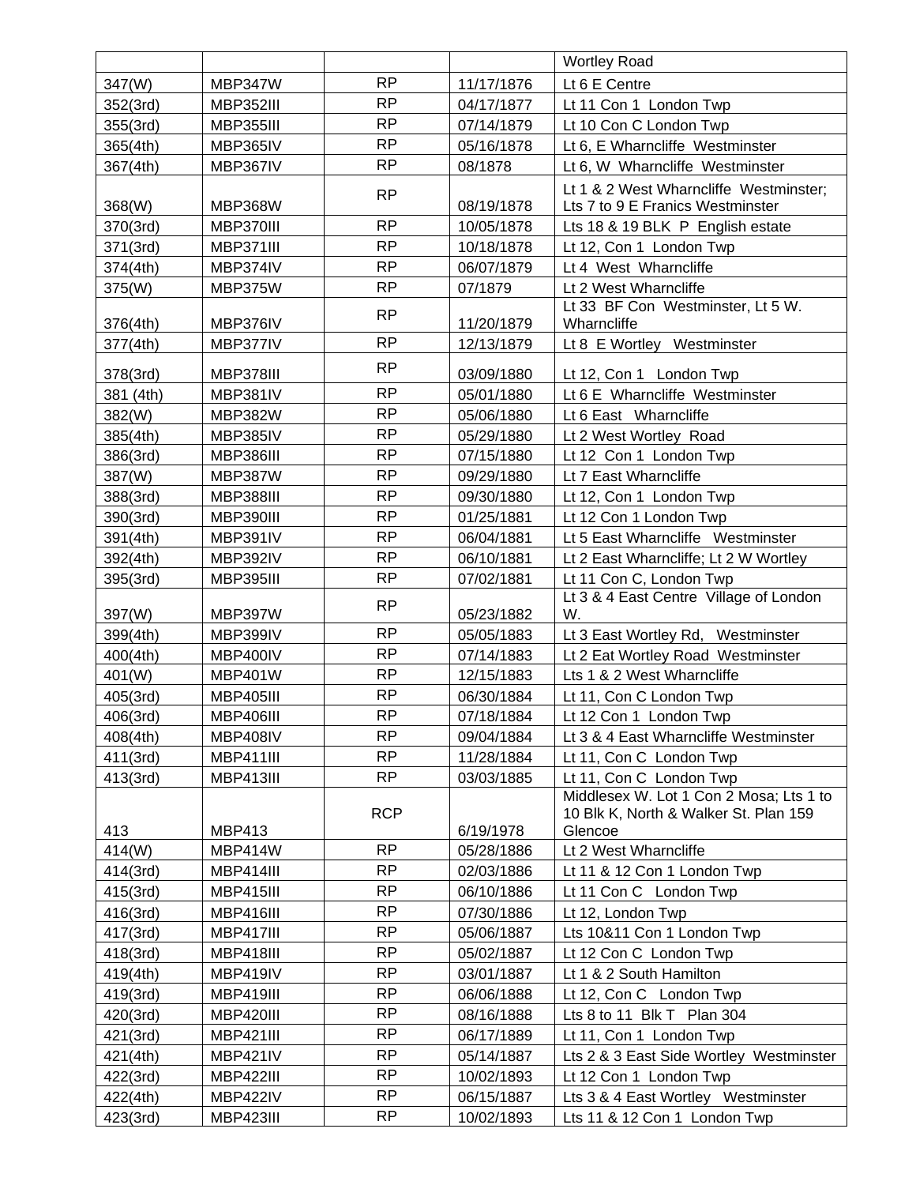| | | | | Wortley Road |
|---|---|---|---|---|
| 347(W) | MBP347W | RP | 11/17/1876 | Lt 6 E Centre |
| 352(3rd) | MBP352III | RP | 04/17/1877 | Lt 11 Con 1 London Twp |
| 355(3rd) | MBP355III | RP | 07/14/1879 | Lt 10 Con C London Twp |
| 365(4th) | MBP365IV | RP | 05/16/1878 | Lt 6, E Wharncliffe Westminster |
| 367(4th) | MBP367IV | RP | 08/1878 | Lt 6, W Wharncliffe Westminster |
| 368(W) | MBP368W | RP | 08/19/1878 | Lt 1 & 2 West Wharncliffe Westminster; Lts 7 to 9 E Franics Westminster |
| 370(3rd) | MBP370III | RP | 10/05/1878 | Lts 18 & 19 BLK P English estate |
| 371(3rd) | MBP371III | RP | 10/18/1878 | Lt 12, Con 1 London Twp |
| 374(4th) | MBP374IV | RP | 06/07/1879 | Lt 4 West Wharncliffe |
| 375(W) | MBP375W | RP | 07/1879 | Lt 2 West Wharncliffe |
| 376(4th) | MBP376IV | RP | 11/20/1879 | Lt 33 BF Con Westminster, Lt 5 W. Wharncliffe |
| 377(4th) | MBP377IV | RP | 12/13/1879 | Lt 8 E Wortley Westminster |
| 378(3rd) | MBP378III | RP | 03/09/1880 | Lt 12, Con 1 London Twp |
| 381 (4th) | MBP381IV | RP | 05/01/1880 | Lt 6 E Wharncliffe Westminster |
| 382(W) | MBP382W | RP | 05/06/1880 | Lt 6 East Wharncliffe |
| 385(4th) | MBP385IV | RP | 05/29/1880 | Lt 2 West Wortley Road |
| 386(3rd) | MBP386III | RP | 07/15/1880 | Lt 12 Con 1 London Twp |
| 387(W) | MBP387W | RP | 09/29/1880 | Lt 7 East Wharncliffe |
| 388(3rd) | MBP388III | RP | 09/30/1880 | Lt 12, Con 1 London Twp |
| 390(3rd) | MBP390III | RP | 01/25/1881 | Lt 12 Con 1 London Twp |
| 391(4th) | MBP391IV | RP | 06/04/1881 | Lt 5 East Wharncliffe Westminster |
| 392(4th) | MBP392IV | RP | 06/10/1881 | Lt 2 East Wharncliffe; Lt 2 W Wortley |
| 395(3rd) | MBP395III | RP | 07/02/1881 | Lt 11 Con C, London Twp |
| 397(W) | MBP397W | RP | 05/23/1882 | Lt 3 & 4 East Centre Village of London W. |
| 399(4th) | MBP399IV | RP | 05/05/1883 | Lt 3 East Wortley Rd, Westminster |
| 400(4th) | MBP400IV | RP | 07/14/1883 | Lt 2 Eat Wortley Road Westminster |
| 401(W) | MBP401W | RP | 12/15/1883 | Lts 1 & 2 West Wharncliffe |
| 405(3rd) | MBP405III | RP | 06/30/1884 | Lt 11, Con C London Twp |
| 406(3rd) | MBP406III | RP | 07/18/1884 | Lt 12 Con 1 London Twp |
| 408(4th) | MBP408IV | RP | 09/04/1884 | Lt 3 & 4 East Wharncliffe Westminster |
| 411(3rd) | MBP411III | RP | 11/28/1884 | Lt 11, Con C London Twp |
| 413(3rd) | MBP413III | RP | 03/03/1885 | Lt 11, Con C London Twp |
| 413 | MBP413 | RCP | 6/19/1978 | Middlesex W. Lot 1 Con 2 Mosa; Lts 1 to 10 Blk K, North & Walker St. Plan 159 Glencoe |
| 414(W) | MBP414W | RP | 05/28/1886 | Lt 2 West Wharncliffe |
| 414(3rd) | MBP414III | RP | 02/03/1886 | Lt 11 & 12 Con 1 London Twp |
| 415(3rd) | MBP415III | RP | 06/10/1886 | Lt 11 Con C London Twp |
| 416(3rd) | MBP416III | RP | 07/30/1886 | Lt 12, London Twp |
| 417(3rd) | MBP417III | RP | 05/06/1887 | Lts 10&11 Con 1 London Twp |
| 418(3rd) | MBP418III | RP | 05/02/1887 | Lt 12 Con C London Twp |
| 419(4th) | MBP419IV | RP | 03/01/1887 | Lt 1 & 2 South Hamilton |
| 419(3rd) | MBP419III | RP | 06/06/1888 | Lt 12, Con C London Twp |
| 420(3rd) | MBP420III | RP | 08/16/1888 | Lts 8 to 11 Blk T Plan 304 |
| 421(3rd) | MBP421III | RP | 06/17/1889 | Lt 11, Con 1 London Twp |
| 421(4th) | MBP421IV | RP | 05/14/1887 | Lts 2 & 3 East Side Wortley Westminster |
| 422(3rd) | MBP422III | RP | 10/02/1893 | Lt 12 Con 1 London Twp |
| 422(4th) | MBP422IV | RP | 06/15/1887 | Lts 3 & 4 East Wortley Westminster |
| 423(3rd) | MBP423III | RP | 10/02/1893 | Lts 11 & 12 Con 1 London Twp |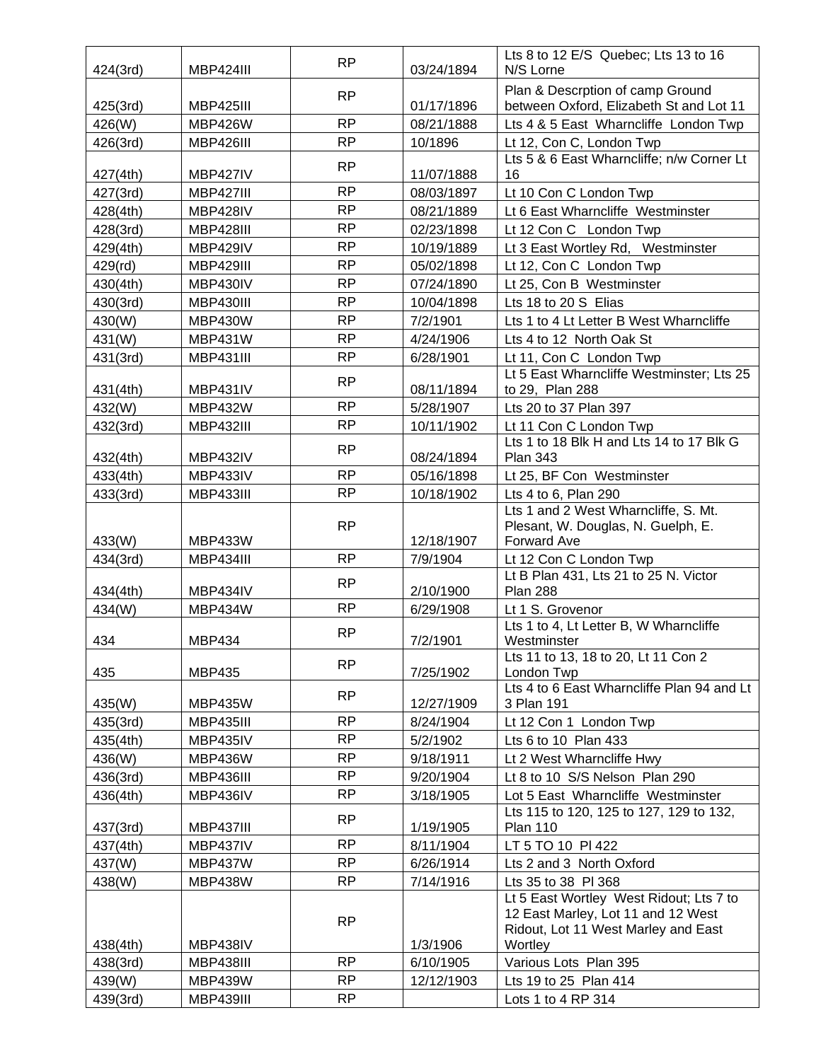| | | | | |
|---|---|---|---|---|
| 424(3rd) | MBP424III | RP | 03/24/1894 | Lts 8 to 12 E/S Quebec; Lts 13 to 16 N/S Lorne |
| 425(3rd) | MBP425III | RP | 01/17/1896 | Plan & Descrption of camp Ground between Oxford, Elizabeth St and Lot 11 |
| 426(W) | MBP426W | RP | 08/21/1888 | Lts 4 & 5 East Wharncliffe London Twp |
| 426(3rd) | MBP426III | RP | 10/1896 | Lt 12, Con C, London Twp |
| 427(4th) | MBP427IV | RP | 11/07/1888 | Lts 5 & 6 East Wharncliffe; n/w Corner Lt 16 |
| 427(3rd) | MBP427III | RP | 08/03/1897 | Lt 10 Con C London Twp |
| 428(4th) | MBP428IV | RP | 08/21/1889 | Lt 6 East Wharncliffe Westminster |
| 428(3rd) | MBP428III | RP | 02/23/1898 | Lt 12 Con C London Twp |
| 429(4th) | MBP429IV | RP | 10/19/1889 | Lt 3 East Wortley Rd, Westminster |
| 429(rd) | MBP429III | RP | 05/02/1898 | Lt 12, Con C London Twp |
| 430(4th) | MBP430IV | RP | 07/24/1890 | Lt 25, Con B Westminster |
| 430(3rd) | MBP430III | RP | 10/04/1898 | Lts 18 to 20 S Elias |
| 430(W) | MBP430W | RP | 7/2/1901 | Lts 1 to 4 Lt Letter B West Wharncliffe |
| 431(W) | MBP431W | RP | 4/24/1906 | Lts 4 to 12 North Oak St |
| 431(3rd) | MBP431III | RP | 6/28/1901 | Lt 11, Con C London Twp |
| 431(4th) | MBP431IV | RP | 08/11/1894 | Lt 5 East Wharncliffe Westminster; Lts 25 to 29, Plan 288 |
| 432(W) | MBP432W | RP | 5/28/1907 | Lts 20 to 37 Plan 397 |
| 432(3rd) | MBP432III | RP | 10/11/1902 | Lt 11 Con C London Twp |
| 432(4th) | MBP432IV | RP | 08/24/1894 | Lts 1 to 18 Blk H and Lts 14 to 17 Blk G Plan 343 |
| 433(4th) | MBP433IV | RP | 05/16/1898 | Lt 25, BF Con Westminster |
| 433(3rd) | MBP433III | RP | 10/18/1902 | Lts 4 to 6, Plan 290 |
| 433(W) | MBP433W | RP | 12/18/1907 | Lts 1 and 2 West Wharncliffe, S. Mt. Plesant, W. Douglas, N. Guelph, E. Forward Ave |
| 434(3rd) | MBP434III | RP | 7/9/1904 | Lt 12 Con C London Twp |
| 434(4th) | MBP434IV | RP | 2/10/1900 | Lt B Plan 431, Lts 21 to 25 N. Victor Plan 288 |
| 434(W) | MBP434W | RP | 6/29/1908 | Lt 1 S. Grovenor |
| 434 | MBP434 | RP | 7/2/1901 | Lts 1 to 4, Lt Letter B, W Wharncliffe Westminster |
| 435 | MBP435 | RP | 7/25/1902 | Lts 11 to 13, 18 to 20, Lt 11 Con 2 London Twp |
| 435(W) | MBP435W | RP | 12/27/1909 | Lts 4 to 6 East Wharncliffe Plan 94 and Lt 3 Plan 191 |
| 435(3rd) | MBP435III | RP | 8/24/1904 | Lt 12 Con 1 London Twp |
| 435(4th) | MBP435IV | RP | 5/2/1902 | Lts 6 to 10 Plan 433 |
| 436(W) | MBP436W | RP | 9/18/1911 | Lt 2 West Wharncliffe Hwy |
| 436(3rd) | MBP436III | RP | 9/20/1904 | Lt 8 to 10 S/S Nelson Plan 290 |
| 436(4th) | MBP436IV | RP | 3/18/1905 | Lot 5 East Wharncliffe Westminster |
| 437(3rd) | MBP437III | RP | 1/19/1905 | Lts 115 to 120, 125 to 127, 129 to 132, Plan 110 |
| 437(4th) | MBP437IV | RP | 8/11/1904 | LT 5 TO 10 Pl 422 |
| 437(W) | MBP437W | RP | 6/26/1914 | Lts 2 and 3 North Oxford |
| 438(W) | MBP438W | RP | 7/14/1916 | Lts 35 to 38 Pl 368 |
| 438(4th) | MBP438IV | RP | 1/3/1906 | Lt 5 East Wortley West Ridout; Lts 7 to 12 East Marley, Lot 11 and 12 West Ridout, Lot 11 West Marley and East Wortley |
| 438(3rd) | MBP438III | RP | 6/10/1905 | Various Lots Plan 395 |
| 439(W) | MBP439W | RP | 12/12/1903 | Lts 19 to 25 Plan 414 |
| 439(3rd) | MBP439III | RP | | Lots 1 to 4 RP 314 |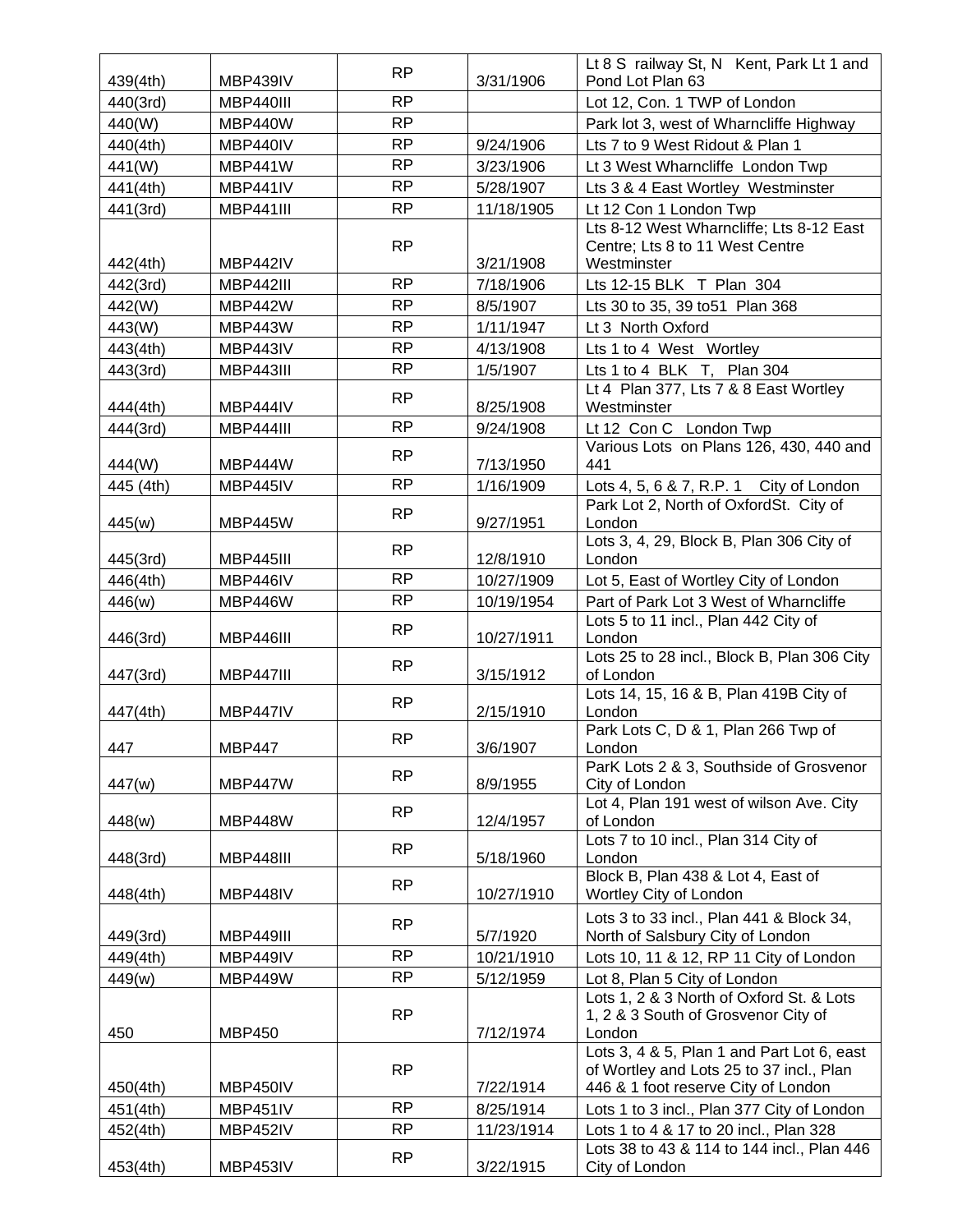| | | | | |
|---|---|---|---|---|
| 439(4th) | MBP439IV | RP | 3/31/1906 | Lt 8 S railway St, N Kent, Park Lt 1 and Pond Lot Plan 63 |
| 440(3rd) | MBP440III | RP | | Lot 12, Con. 1 TWP of London |
| 440(W) | MBP440W | RP | | Park lot 3, west of Wharncliffe Highway |
| 440(4th) | MBP440IV | RP | 9/24/1906 | Lts 7 to 9 West Ridout & Plan 1 |
| 441(W) | MBP441W | RP | 3/23/1906 | Lt 3 West Wharncliffe London Twp |
| 441(4th) | MBP441IV | RP | 5/28/1907 | Lts 3 & 4 East Wortley Westminster |
| 441(3rd) | MBP441III | RP | 11/18/1905 | Lt 12 Con 1 London Twp |
| 442(4th) | MBP442IV | RP | 3/21/1908 | Lts 8-12 West Wharncliffe; Lts 8-12 East Centre; Lts 8 to 11 West Centre Westminster |
| 442(3rd) | MBP442III | RP | 7/18/1906 | Lts 12-15 BLK T Plan 304 |
| 442(W) | MBP442W | RP | 8/5/1907 | Lts 30 to 35, 39 to51 Plan 368 |
| 443(W) | MBP443W | RP | 1/11/1947 | Lt 3 North Oxford |
| 443(4th) | MBP443IV | RP | 4/13/1908 | Lts 1 to 4 West Wortley |
| 443(3rd) | MBP443III | RP | 1/5/1907 | Lts 1 to 4 BLK T, Plan 304 |
| 444(4th) | MBP444IV | RP | 8/25/1908 | Lt 4 Plan 377, Lts 7 & 8 East Wortley Westminster |
| 444(3rd) | MBP444III | RP | 9/24/1908 | Lt 12 Con C London Twp |
| 444(W) | MBP444W | RP | 7/13/1950 | Various Lots on Plans 126, 430, 440 and 441 |
| 445 (4th) | MBP445IV | RP | 1/16/1909 | Lots 4, 5, 6 & 7, R.P. 1 City of London |
| 445(w) | MBP445W | RP | 9/27/1951 | Park Lot 2, North of OxfordSt. City of London |
| 445(3rd) | MBP445III | RP | 12/8/1910 | Lots 3, 4, 29, Block B, Plan 306 City of London |
| 446(4th) | MBP446IV | RP | 10/27/1909 | Lot 5, East of Wortley City of London |
| 446(w) | MBP446W | RP | 10/19/1954 | Part of Park Lot 3 West of Wharncliffe |
| 446(3rd) | MBP446III | RP | 10/27/1911 | Lots 5 to 11 incl., Plan 442 City of London |
| 447(3rd) | MBP447III | RP | 3/15/1912 | Lots 25 to 28 incl., Block B, Plan 306 City of London |
| 447(4th) | MBP447IV | RP | 2/15/1910 | Lots 14, 15, 16 & B, Plan 419B City of London |
| 447 | MBP447 | RP | 3/6/1907 | Park Lots C, D & 1, Plan 266 Twp of London |
| 447(w) | MBP447W | RP | 8/9/1955 | ParK Lots 2 & 3, Southside of Grosvenor City of London |
| 448(w) | MBP448W | RP | 12/4/1957 | Lot 4, Plan 191 west of wilson Ave. City of London |
| 448(3rd) | MBP448III | RP | 5/18/1960 | Lots 7 to 10 incl., Plan 314 City of London |
| 448(4th) | MBP448IV | RP | 10/27/1910 | Block B, Plan 438 & Lot 4, East of Wortley City of London |
| 449(3rd) | MBP449III | RP | 5/7/1920 | Lots 3 to 33 incl., Plan 441 & Block 34, North of Salsbury City of London |
| 449(4th) | MBP449IV | RP | 10/21/1910 | Lots 10, 11 & 12, RP 11 City of London |
| 449(w) | MBP449W | RP | 5/12/1959 | Lot 8, Plan 5 City of London |
| 450 | MBP450 | RP | 7/12/1974 | Lots 1, 2 & 3 North of Oxford St. & Lots 1, 2 & 3 South of Grosvenor City of London |
| 450(4th) | MBP450IV | RP | 7/22/1914 | Lots 3, 4 & 5, Plan 1 and Part Lot 6, east of Wortley and Lots 25 to 37 incl., Plan 446 & 1 foot reserve City of London |
| 451(4th) | MBP451IV | RP | 8/25/1914 | Lots 1 to 3 incl., Plan 377 City of London |
| 452(4th) | MBP452IV | RP | 11/23/1914 | Lots 1 to 4 & 17 to 20 incl., Plan 328 |
| 453(4th) | MBP453IV | RP | 3/22/1915 | Lots 38 to 43 & 114 to 144 incl., Plan 446 City of London |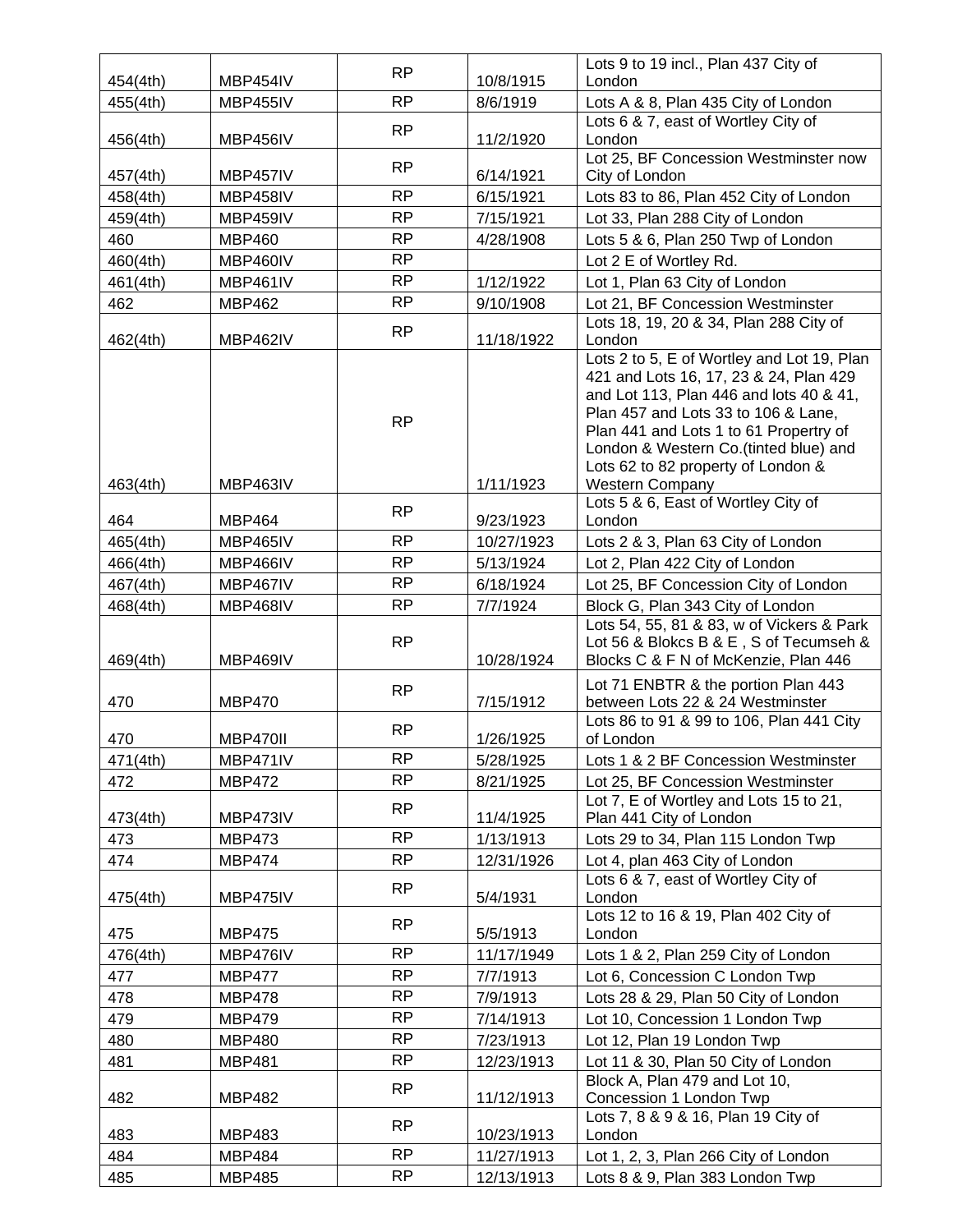| | | | | |
|---|---|---|---|---|
| 454(4th) | MBP454IV | RP | 10/8/1915 | Lots 9 to 19 incl., Plan 437 City of London |
| 455(4th) | MBP455IV | RP | 8/6/1919 | Lots A & 8, Plan 435 City of London |
| 456(4th) | MBP456IV | RP | 11/2/1920 | Lots 6 & 7, east of Wortley City of London |
| 457(4th) | MBP457IV | RP | 6/14/1921 | Lot 25, BF Concession Westminster now City of London |
| 458(4th) | MBP458IV | RP | 6/15/1921 | Lots 83 to 86, Plan 452 City of London |
| 459(4th) | MBP459IV | RP | 7/15/1921 | Lot 33, Plan 288 City of London |
| 460 | MBP460 | RP | 4/28/1908 | Lots 5 & 6, Plan 250 Twp of London |
| 460(4th) | MBP460IV | RP | | Lot 2 E of Wortley Rd. |
| 461(4th) | MBP461IV | RP | 1/12/1922 | Lot 1, Plan 63 City of London |
| 462 | MBP462 | RP | 9/10/1908 | Lot 21, BF Concession Westminster |
| 462(4th) | MBP462IV | RP | 11/18/1922 | Lots 18, 19, 20 & 34, Plan 288 City of London |
| 463(4th) | MBP463IV | RP | 1/11/1923 | Lots 2 to 5, E of Wortley and Lot 19, Plan 421 and Lots 16, 17, 23 & 24, Plan 429 and Lot 113, Plan 446 and lots 40 & 41, Plan 457 and Lots 33 to 106 & Lane, Plan 441 and Lots 1 to 61 Propertry of London & Western Co.(tinted blue) and Lots 62 to 82 property of London & Western Company |
| 464 | MBP464 | RP | 9/23/1923 | Lots 5 & 6, East of Wortley City of London |
| 465(4th) | MBP465IV | RP | 10/27/1923 | Lots 2 & 3, Plan 63 City of London |
| 466(4th) | MBP466IV | RP | 5/13/1924 | Lot 2, Plan 422 City of London |
| 467(4th) | MBP467IV | RP | 6/18/1924 | Lot 25, BF Concession City of London |
| 468(4th) | MBP468IV | RP | 7/7/1924 | Block G, Plan 343 City of London |
| 469(4th) | MBP469IV | RP | 10/28/1924 | Lots 54, 55, 81 & 83, w of Vickers & Park Lot 56 & Blokcs B & E , S of Tecumseh & Blocks C & F N of McKenzie, Plan 446 |
| 470 | MBP470 | RP | 7/15/1912 | Lot 71 ENBTR & the portion Plan 443 between Lots 22 & 24 Westminster |
| 470 | MBP470II | RP | 1/26/1925 | Lots 86 to 91 & 99 to 106, Plan 441 City of London |
| 471(4th) | MBP471IV | RP | 5/28/1925 | Lots 1 & 2 BF Concession Westminster |
| 472 | MBP472 | RP | 8/21/1925 | Lot 25, BF Concession Westminster |
| 473(4th) | MBP473IV | RP | 11/4/1925 | Lot 7, E of Wortley and Lots 15 to 21, Plan 441 City of London |
| 473 | MBP473 | RP | 1/13/1913 | Lots 29 to 34, Plan 115 London Twp |
| 474 | MBP474 | RP | 12/31/1926 | Lot 4, plan 463 City of London |
| 475(4th) | MBP475IV | RP | 5/4/1931 | Lots 6 & 7, east of Wortley City of London |
| 475 | MBP475 | RP | 5/5/1913 | Lots 12 to 16 & 19, Plan 402 City of London |
| 476(4th) | MBP476IV | RP | 11/17/1949 | Lots 1 & 2, Plan 259 City of London |
| 477 | MBP477 | RP | 7/7/1913 | Lot 6, Concession C London Twp |
| 478 | MBP478 | RP | 7/9/1913 | Lots 28 & 29, Plan 50 City of London |
| 479 | MBP479 | RP | 7/14/1913 | Lot 10, Concession 1 London Twp |
| 480 | MBP480 | RP | 7/23/1913 | Lot 12, Plan 19 London Twp |
| 481 | MBP481 | RP | 12/23/1913 | Lot 11 & 30, Plan 50 City of London |
| 482 | MBP482 | RP | 11/12/1913 | Block A, Plan 479 and Lot 10, Concession 1 London Twp |
| 483 | MBP483 | RP | 10/23/1913 | Lots 7, 8 & 9 & 16, Plan 19 City of London |
| 484 | MBP484 | RP | 11/27/1913 | Lot 1, 2, 3, Plan 266 City of London |
| 485 | MBP485 | RP | 12/13/1913 | Lots 8 & 9, Plan 383 London Twp |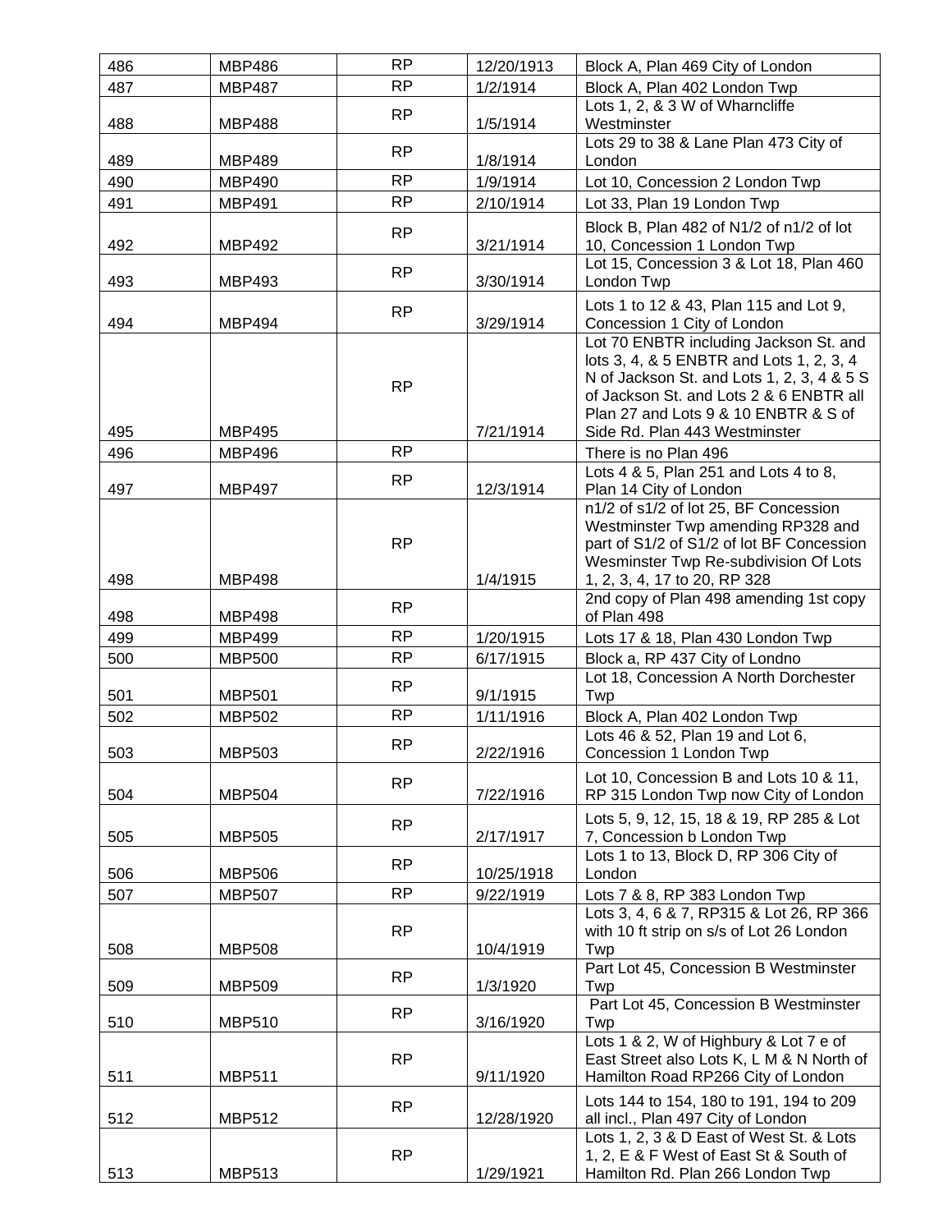| 486 | MBP486 | RP | 12/20/1913 | Block A, Plan 469 City of London |
|---|---|---|---|---|
| 487 | MBP487 | RP | 1/2/1914 | Block A, Plan 402 London Twp |
| 488 | MBP488 | RP | 1/5/1914 | Lots 1, 2, & 3 W of Wharncliffe Westminster |
| 489 | MBP489 | RP | 1/8/1914 | Lots 29 to 38 & Lane Plan 473 City of London |
| 490 | MBP490 | RP | 1/9/1914 | Lot 10, Concession 2 London Twp |
| 491 | MBP491 | RP | 2/10/1914 | Lot 33, Plan 19 London Twp |
| 492 | MBP492 | RP | 3/21/1914 | Block B, Plan 482 of N1/2 of n1/2 of lot 10, Concession 1 London Twp |
| 493 | MBP493 | RP | 3/30/1914 | Lot 15, Concession 3 & Lot 18, Plan 460 London Twp |
| 494 | MBP494 | RP | 3/29/1914 | Lots 1 to 12 & 43, Plan 115 and Lot 9, Concession 1 City of London |
| 495 | MBP495 | RP | 7/21/1914 | Lot 70 ENBTR including Jackson St. and lots 3, 4, & 5 ENBTR and Lots 1, 2, 3, 4 N of Jackson St. and Lots 1, 2, 3, 4 & 5 S of Jackson St. and Lots 2 & 6 ENBTR all Plan 27 and Lots 9 & 10 ENBTR & S of Side Rd. Plan 443 Westminster |
| 496 | MBP496 | RP | | There is no Plan 496 |
| 497 | MBP497 | RP | 12/3/1914 | Lots 4 & 5, Plan 251 and Lots 4 to 8, Plan 14 City of London |
| 498 | MBP498 | RP | 1/4/1915 | n1/2 of s1/2 of lot 25, BF Concession Westminster Twp amending RP328 and part of S1/2 of S1/2 of lot BF Concession Wesminster Twp Re-subdivision Of Lots 1, 2, 3, 4, 17 to 20, RP 328 |
| 498 | MBP498 | RP | | 2nd copy of Plan 498 amending 1st copy of Plan 498 |
| 499 | MBP499 | RP | 1/20/1915 | Lots 17 & 18, Plan 430 London Twp |
| 500 | MBP500 | RP | 6/17/1915 | Block a, RP 437 City of Londno |
| 501 | MBP501 | RP | 9/1/1915 | Lot 18, Concession A North Dorchester Twp |
| 502 | MBP502 | RP | 1/11/1916 | Block A, Plan 402 London Twp |
| 503 | MBP503 | RP | 2/22/1916 | Lots 46 & 52, Plan 19 and Lot 6, Concession 1 London Twp |
| 504 | MBP504 | RP | 7/22/1916 | Lot 10, Concession B and Lots 10 & 11, RP 315 London Twp now City of London |
| 505 | MBP505 | RP | 2/17/1917 | Lots 5, 9, 12, 15, 18 & 19, RP 285 & Lot 7, Concession b London Twp |
| 506 | MBP506 | RP | 10/25/1918 | Lots 1 to 13, Block D, RP 306 City of London |
| 507 | MBP507 | RP | 9/22/1919 | Lots 7 & 8, RP 383 London Twp |
| 508 | MBP508 | RP | 10/4/1919 | Lots 3, 4, 6 & 7, RP315 & Lot 26, RP 366 with 10 ft strip on s/s of Lot 26 London Twp |
| 509 | MBP509 | RP | 1/3/1920 | Part Lot 45, Concession B Westminster Twp |
| 510 | MBP510 | RP | 3/16/1920 | Part Lot 45, Concession B Westminster Twp |
| 511 | MBP511 | RP | 9/11/1920 | Lots 1 & 2, W of Highbury & Lot 7 e of East Street also Lots K, L M & N North of Hamilton Road RP266 City of London |
| 512 | MBP512 | RP | 12/28/1920 | Lots 144 to 154, 180 to 191, 194 to 209 all incl., Plan 497 City of London |
| 513 | MBP513 | RP | 1/29/1921 | Lots 1, 2, 3 & D East of West St. & Lots 1, 2, E & F West of East St & South of Hamilton Rd. Plan 266 London Twp |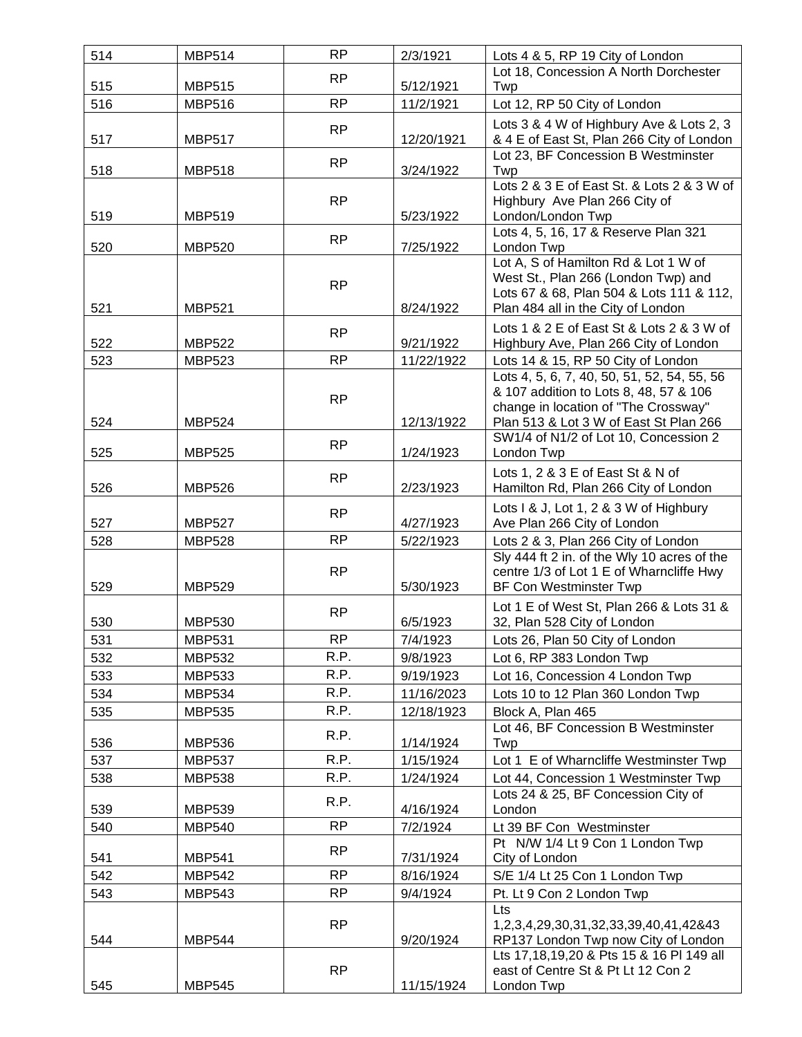| 514 | MBP514 | RP | 2/3/1921 | Lots 4 & 5, RP 19 City of London |
|---|---|---|---|---|
| 515 | MBP515 | RP | 5/12/1921 | Lot 18, Concession A North Dorchester Twp |
| 516 | MBP516 | RP | 11/2/1921 | Lot 12, RP 50 City of London |
| 517 | MBP517 | RP | 12/20/1921 | Lots 3 & 4 W of Highbury Ave & Lots 2, 3 & 4 E of East St, Plan 266 City of London |
| 518 | MBP518 | RP | 3/24/1922 | Lot 23, BF Concession B Westminster Twp |
| 519 | MBP519 | RP | 5/23/1922 | Lots 2 & 3 E of East St. & Lots 2 & 3 W of Highbury Ave Plan 266 City of London/London Twp |
| 520 | MBP520 | RP | 7/25/1922 | Lots 4, 5, 16, 17 & Reserve Plan 321 London Twp |
| 521 | MBP521 | RP | 8/24/1922 | Lot A, S of Hamilton Rd & Lot 1 W of West St., Plan 266 (London Twp) and Lots 67 & 68, Plan 504 & Lots 111 & 112, Plan 484 all in the City of London |
| 522 | MBP522 | RP | 9/21/1922 | Lots 1 & 2 E of East St & Lots 2 & 3 W of Highbury Ave, Plan 266 City of London |
| 523 | MBP523 | RP | 11/22/1922 | Lots 14 & 15, RP 50 City of London |
| 524 | MBP524 | RP | 12/13/1922 | Lots 4, 5, 6, 7, 40, 50, 51, 52, 54, 55, 56 & 107 addition to Lots 8, 48, 57 & 106 change in location of "The Crossway" Plan 513 & Lot 3 W of East St Plan 266 |
| 525 | MBP525 | RP | 1/24/1923 | SW1/4 of N1/2 of Lot 10, Concession 2 London Twp |
| 526 | MBP526 | RP | 2/23/1923 | Lots 1, 2 & 3 E of East St & N of Hamilton Rd, Plan 266 City of London |
| 527 | MBP527 | RP | 4/27/1923 | Lots I & J, Lot 1, 2 & 3 W of Highbury Ave Plan 266 City of London |
| 528 | MBP528 | RP | 5/22/1923 | Lots 2 & 3, Plan 266 City of London |
| 529 | MBP529 | RP | 5/30/1923 | Sly 444 ft 2 in. of the Wly 10 acres of the centre 1/3 of Lot 1 E of Wharncliffe Hwy BF Con Westminster Twp |
| 530 | MBP530 | RP | 6/5/1923 | Lot 1 E of West St, Plan 266 & Lots 31 & 32, Plan 528 City of London |
| 531 | MBP531 | RP | 7/4/1923 | Lots 26, Plan 50 City of London |
| 532 | MBP532 | R.P. | 9/8/1923 | Lot 6, RP 383 London Twp |
| 533 | MBP533 | R.P. | 9/19/1923 | Lot 16, Concession 4 London Twp |
| 534 | MBP534 | R.P. | 11/16/2023 | Lots 10 to 12 Plan 360 London Twp |
| 535 | MBP535 | R.P. | 12/18/1923 | Block A, Plan 465 |
| 536 | MBP536 | R.P. | 1/14/1924 | Lot 46, BF Concession B Westminster Twp |
| 537 | MBP537 | R.P. | 1/15/1924 | Lot 1 E of Wharncliffe Westminster Twp |
| 538 | MBP538 | R.P. | 1/24/1924 | Lot 44, Concession 1 Westminster Twp |
| 539 | MBP539 | R.P. | 4/16/1924 | Lots 24 & 25, BF Concession City of London |
| 540 | MBP540 | RP | 7/2/1924 | Lt 39 BF Con Westminster |
| 541 | MBP541 | RP | 7/31/1924 | Pt N/W 1/4 Lt 9 Con 1 London Twp City of London |
| 542 | MBP542 | RP | 8/16/1924 | S/E 1/4 Lt 25 Con 1 London Twp |
| 543 | MBP543 | RP | 9/4/1924 | Pt. Lt 9 Con 2 London Twp |
| 544 | MBP544 | RP | 9/20/1924 | Lts 1,2,3,4,29,30,31,32,33,39,40,41,42&43 RP137 London Twp now City of London |
| 545 | MBP545 | RP | 11/15/1924 | Lts 17,18,19,20 & Pts 15 & 16 Pl 149 all east of Centre St & Pt Lt 12 Con 2 London Twp |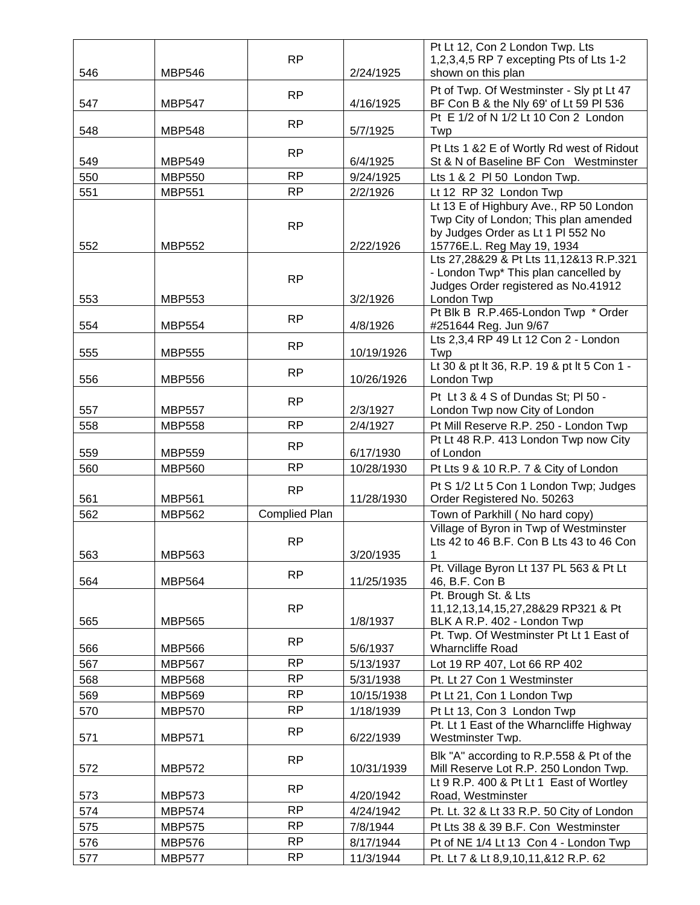| | | | | |
|---|---|---|---|---|
| 546 | MBP546 | RP | 2/24/1925 | Pt Lt 12, Con 2 London Twp. Lts 1,2,3,4,5 RP 7 excepting Pts of Lts 1-2 shown on this plan |
| 547 | MBP547 | RP | 4/16/1925 | Pt of Twp. Of Westminster - Sly pt Lt 47 BF Con B & the Nly 69' of Lt 59 Pl 536 |
| 548 | MBP548 | RP | 5/7/1925 | Pt E 1/2 of N 1/2 Lt 10 Con 2 London Twp |
| 549 | MBP549 | RP | 6/4/1925 | Pt Lts 1 &2 E of Wortly Rd west of Ridout St & N of Baseline BF Con Westminster |
| 550 | MBP550 | RP | 9/24/1925 | Lts 1 & 2 Pl 50 London Twp. |
| 551 | MBP551 | RP | 2/2/1926 | Lt 12 RP 32 London Twp |
| 552 | MBP552 | RP | 2/22/1926 | Lt 13 E of Highbury Ave., RP 50 London Twp City of London; This plan amended by Judges Order as Lt 1 Pl 552 No 15776E.L. Reg May 19, 1934 |
| 553 | MBP553 | RP | 3/2/1926 | Lts 27,28&29 & Pt Lts 11,12&13 R.P.321 - London Twp* This plan cancelled by Judges Order registered as No.41912 London Twp |
| 554 | MBP554 | RP | 4/8/1926 | Pt Blk B R.P.465-London Twp * Order #251644 Reg. Jun 9/67 |
| 555 | MBP555 | RP | 10/19/1926 | Lts 2,3,4 RP 49 Lt 12 Con 2 - London Twp |
| 556 | MBP556 | RP | 10/26/1926 | Lt 30 & pt lt 36, R.P. 19 & pt lt 5 Con 1 - London Twp |
| 557 | MBP557 | RP | 2/3/1927 | Pt Lt 3 & 4 S of Dundas St; Pl 50 - London Twp now City of London |
| 558 | MBP558 | RP | 2/4/1927 | Pt Mill Reserve R.P. 250 - London Twp |
| 559 | MBP559 | RP | 6/17/1930 | Pt Lt 48 R.P. 413 London Twp now City of London |
| 560 | MBP560 | RP | 10/28/1930 | Pt Lts 9 & 10 R.P. 7 & City of London |
| 561 | MBP561 | RP | 11/28/1930 | Pt S 1/2 Lt 5 Con 1 London Twp; Judges Order Registered No. 50263 |
| 562 | MBP562 | Complied Plan | | Town of Parkhill ( No hard copy) |
| 563 | MBP563 | RP | 3/20/1935 | Village of Byron in Twp of Westminster Lts 42 to 46 B.F. Con B Lts 43 to 46 Con 1 |
| 564 | MBP564 | RP | 11/25/1935 | Pt. Village Byron Lt 137 PL 563 & Pt Lt 46, B.F. Con B |
| 565 | MBP565 | RP | 1/8/1937 | Pt. Brough St. & Lts 11,12,13,14,15,27,28&29 RP321 & Pt BLK A R.P. 402 - London Twp |
| 566 | MBP566 | RP | 5/6/1937 | Pt. Twp. Of Westminster Pt Lt 1 East of Wharncliffe Road |
| 567 | MBP567 | RP | 5/13/1937 | Lot 19 RP 407, Lot 66 RP 402 |
| 568 | MBP568 | RP | 5/31/1938 | Pt. Lt 27 Con 1 Westminster |
| 569 | MBP569 | RP | 10/15/1938 | Pt Lt 21, Con 1 London Twp |
| 570 | MBP570 | RP | 1/18/1939 | Pt Lt 13, Con 3 London Twp |
| 571 | MBP571 | RP | 6/22/1939 | Pt. Lt 1 East of the Wharncliffe Highway Westminster Twp. |
| 572 | MBP572 | RP | 10/31/1939 | Blk "A" according to R.P.558 & Pt of the Mill Reserve Lot R.P. 250 London Twp. |
| 573 | MBP573 | RP | 4/20/1942 | Lt 9 R.P. 400 & Pt Lt 1 East of Wortley Road, Westminster |
| 574 | MBP574 | RP | 4/24/1942 | Pt. Lt. 32 & Lt 33 R.P. 50 City of London |
| 575 | MBP575 | RP | 7/8/1944 | Pt Lts 38 & 39 B.F. Con Westminster |
| 576 | MBP576 | RP | 8/17/1944 | Pt of NE 1/4 Lt 13 Con 4 - London Twp |
| 577 | MBP577 | RP | 11/3/1944 | Pt. Lt 7 & Lt 8,9,10,11,&12 R.P. 62 |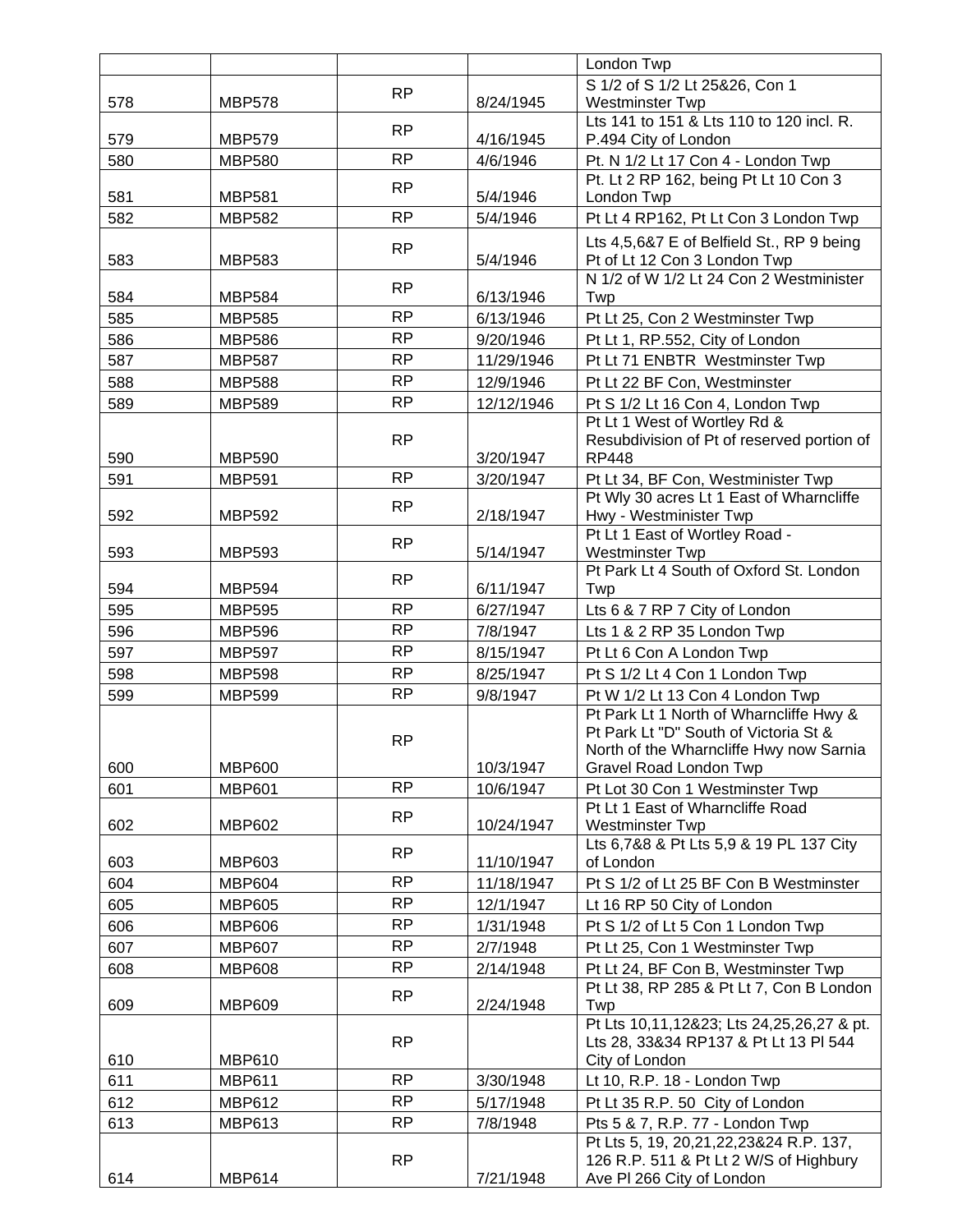|  |  |  |  | London Twp |
|---|---|---|---|---|
| 578 | MBP578 | RP | 8/24/1945 | S 1/2 of S 1/2 Lt 25&26, Con 1 Westminster Twp |
| 579 | MBP579 | RP | 4/16/1945 | Lts 141 to 151 & Lts 110 to 120 incl. R. P.494 City of London |
| 580 | MBP580 | RP | 4/6/1946 | Pt. N 1/2 Lt 17 Con 4 - London Twp |
| 581 | MBP581 | RP | 5/4/1946 | Pt. Lt 2 RP 162, being Pt Lt 10 Con 3 London Twp |
| 582 | MBP582 | RP | 5/4/1946 | Pt Lt 4 RP162, Pt Lt Con 3 London Twp |
| 583 | MBP583 | RP | 5/4/1946 | Lts 4,5,6&7 E of Belfield St., RP 9 being Pt of Lt 12 Con 3 London Twp |
| 584 | MBP584 | RP | 6/13/1946 | N 1/2 of W 1/2 Lt 24 Con 2 Westminister Twp |
| 585 | MBP585 | RP | 6/13/1946 | Pt Lt 25, Con 2 Westminster Twp |
| 586 | MBP586 | RP | 9/20/1946 | Pt Lt 1, RP.552, City of London |
| 587 | MBP587 | RP | 11/29/1946 | Pt Lt 71 ENBTR Westminster Twp |
| 588 | MBP588 | RP | 12/9/1946 | Pt Lt 22 BF Con, Westminster |
| 589 | MBP589 | RP | 12/12/1946 | Pt S 1/2 Lt 16 Con 4, London Twp |
| 590 | MBP590 | RP | 3/20/1947 | Pt Lt 1 West of Wortley Rd & Resubdivision of Pt of reserved portion of RP448 |
| 591 | MBP591 | RP | 3/20/1947 | Pt Lt 34, BF Con, Westminister Twp |
| 592 | MBP592 | RP | 2/18/1947 | Pt Wly 30 acres Lt 1 East of Wharncliffe Hwy - Westminister Twp |
| 593 | MBP593 | RP | 5/14/1947 | Pt Lt 1 East of Wortley Road - Westminster Twp |
| 594 | MBP594 | RP | 6/11/1947 | Pt Park Lt 4 South of Oxford St. London Twp |
| 595 | MBP595 | RP | 6/27/1947 | Lts 6 & 7 RP 7 City of London |
| 596 | MBP596 | RP | 7/8/1947 | Lts 1 & 2 RP 35 London Twp |
| 597 | MBP597 | RP | 8/15/1947 | Pt Lt 6 Con A London Twp |
| 598 | MBP598 | RP | 8/25/1947 | Pt S 1/2 Lt 4 Con 1 London Twp |
| 599 | MBP599 | RP | 9/8/1947 | Pt W 1/2 Lt 13 Con 4 London Twp |
| 600 | MBP600 | RP | 10/3/1947 | Pt Park Lt 1 North of Wharncliffe Hwy & Pt Park Lt "D" South of Victoria St & North of the Wharncliffe Hwy now Sarnia Gravel Road London Twp |
| 601 | MBP601 | RP | 10/6/1947 | Pt Lot 30 Con 1 Westminster Twp |
| 602 | MBP602 | RP | 10/24/1947 | Pt Lt 1 East of Wharncliffe Road Westminster Twp |
| 603 | MBP603 | RP | 11/10/1947 | Lts 6,7&8 & Pt Lts 5,9 & 19 PL 137 City of London |
| 604 | MBP604 | RP | 11/18/1947 | Pt S 1/2 of Lt 25 BF Con B Westminster |
| 605 | MBP605 | RP | 12/1/1947 | Lt 16 RP 50 City of London |
| 606 | MBP606 | RP | 1/31/1948 | Pt S 1/2 of Lt 5 Con 1 London Twp |
| 607 | MBP607 | RP | 2/7/1948 | Pt Lt 25, Con 1 Westminster Twp |
| 608 | MBP608 | RP | 2/14/1948 | Pt Lt 24, BF Con B, Westminster Twp |
| 609 | MBP609 | RP | 2/24/1948 | Pt Lt 38, RP 285 & Pt Lt 7, Con B London Twp |
| 610 | MBP610 | RP |  | Pt Lts 10,11,12&23; Lts 24,25,26,27 & pt. Lts 28, 33&34 RP137 & Pt Lt 13 Pl 544 City of London |
| 611 | MBP611 | RP | 3/30/1948 | Lt 10, R.P. 18 - London Twp |
| 612 | MBP612 | RP | 5/17/1948 | Pt Lt 35 R.P. 50 City of London |
| 613 | MBP613 | RP | 7/8/1948 | Pts 5 & 7, R.P. 77 - London Twp |
| 614 | MBP614 | RP | 7/21/1948 | Pt Lts 5, 19, 20,21,22,23&24 R.P. 137, 126 R.P. 511 & Pt Lt 2 W/S of Highbury Ave Pl 266 City of London |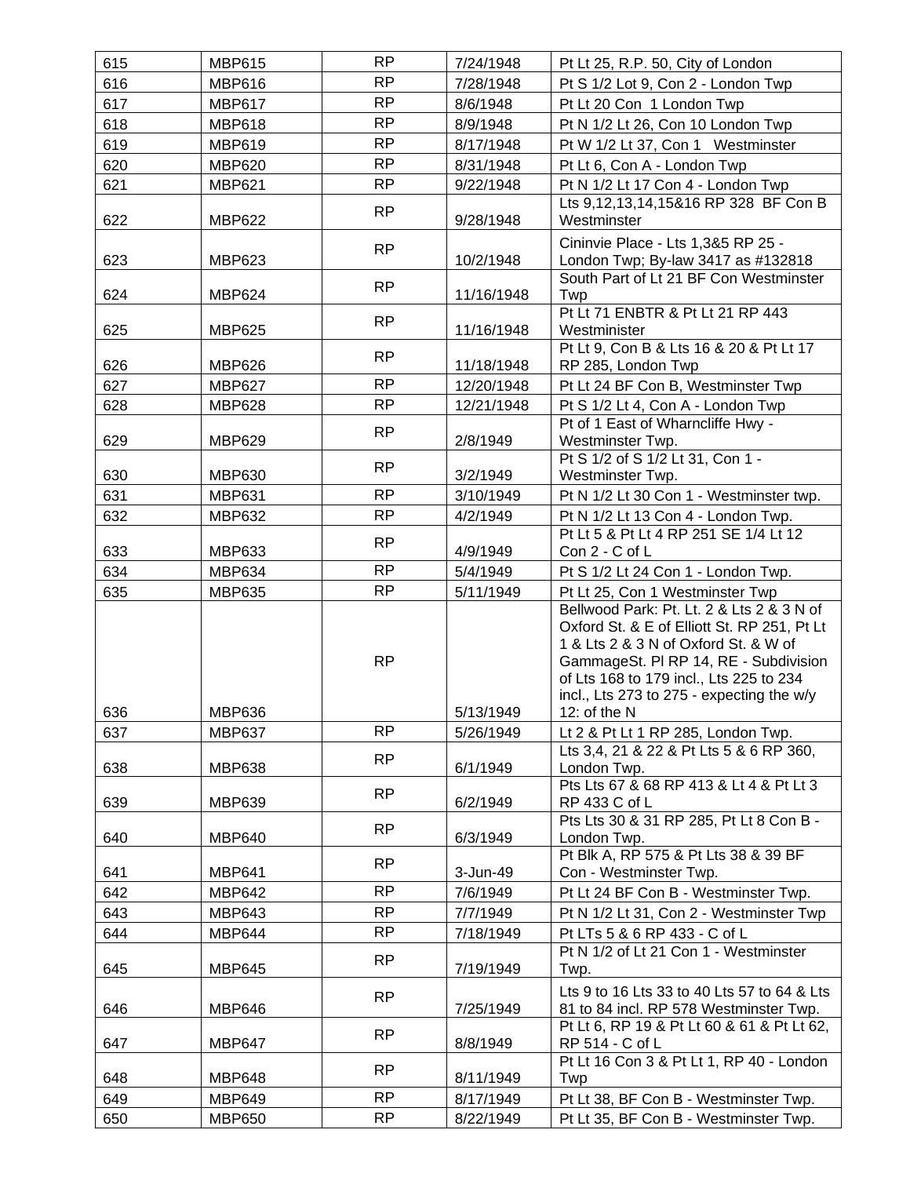| 615 | MBP615 | RP | 7/24/1948 | Pt Lt 25, R.P. 50, City of London |
|---|---|---|---|---|
| 616 | MBP616 | RP | 7/28/1948 | Pt S 1/2 Lot 9, Con 2 - London Twp |
| 617 | MBP617 | RP | 8/6/1948 | Pt Lt 20 Con 1 London Twp |
| 618 | MBP618 | RP | 8/9/1948 | Pt N 1/2 Lt 26, Con 10 London Twp |
| 619 | MBP619 | RP | 8/17/1948 | Pt W 1/2 Lt 37, Con 1 Westminster |
| 620 | MBP620 | RP | 8/31/1948 | Pt Lt 6, Con A - London Twp |
| 621 | MBP621 | RP | 9/22/1948 | Pt N 1/2 Lt 17 Con 4 - London Twp |
| 622 | MBP622 | RP | 9/28/1948 | Lts 9,12,13,14,15&16 RP 328 BF Con B Westminster |
| 623 | MBP623 | RP | 10/2/1948 | Cininvie Place - Lts 1,3&5 RP 25 - London Twp; By-law 3417 as #132818 |
| 624 | MBP624 | RP | 11/16/1948 | South Part of Lt 21 BF Con Westminster Twp |
| 625 | MBP625 | RP | 11/16/1948 | Pt Lt 71 ENBTR & Pt Lt 21 RP 443 Westminister |
| 626 | MBP626 | RP | 11/18/1948 | Pt Lt 9, Con B & Lts 16 & 20 & Pt Lt 17 RP 285, London Twp |
| 627 | MBP627 | RP | 12/20/1948 | Pt Lt 24 BF Con B, Westminster Twp |
| 628 | MBP628 | RP | 12/21/1948 | Pt S 1/2 Lt 4, Con A - London Twp |
| 629 | MBP629 | RP | 2/8/1949 | Pt of 1 East of Wharncliffe Hwy - Westminster Twp. |
| 630 | MBP630 | RP | 3/2/1949 | Pt S 1/2 of S 1/2 Lt 31, Con 1 - Westminster Twp. |
| 631 | MBP631 | RP | 3/10/1949 | Pt N 1/2 Lt 30 Con 1 - Westminster twp. |
| 632 | MBP632 | RP | 4/2/1949 | Pt N 1/2 Lt 13 Con 4 - London Twp. |
| 633 | MBP633 | RP | 4/9/1949 | Pt Lt 5 & Pt Lt 4 RP 251 SE 1/4 Lt 12 Con 2 - C of L |
| 634 | MBP634 | RP | 5/4/1949 | Pt S 1/2 Lt 24 Con 1 - London Twp. |
| 635 | MBP635 | RP | 5/11/1949 | Pt Lt 25, Con 1 Westminster Twp |
| 636 | MBP636 | RP | 5/13/1949 | Bellwood Park: Pt. Lt. 2 & Lts 2 & 3 N of Oxford St. & E of Elliott St. RP 251, Pt Lt 1 & Lts 2 & 3 N of Oxford St. & W of GammageSt. Pl RP 14, RE - Subdivision of Lts 168 to 179 incl., Lts 225 to 234 incl., Lts 273 to 275 - expecting the w/y 12: of the N |
| 637 | MBP637 | RP | 5/26/1949 | Lt 2 & Pt Lt 1 RP 285, London Twp. |
| 638 | MBP638 | RP | 6/1/1949 | Lts 3,4, 21 & 22 & Pt Lts 5 & 6 RP 360, London Twp. |
| 639 | MBP639 | RP | 6/2/1949 | Pts Lts 67 & 68 RP 413 & Lt 4 & Pt Lt 3 RP 433 C of L |
| 640 | MBP640 | RP | 6/3/1949 | Pts Lts 30 & 31 RP 285, Pt Lt 8 Con B - London Twp. |
| 641 | MBP641 | RP | 3-Jun-49 | Pt Blk A, RP 575 & Pt Lts 38 & 39 BF Con - Westminster Twp. |
| 642 | MBP642 | RP | 7/6/1949 | Pt Lt 24 BF Con B - Westminster Twp. |
| 643 | MBP643 | RP | 7/7/1949 | Pt N 1/2 Lt 31, Con 2 - Westminster Twp |
| 644 | MBP644 | RP | 7/18/1949 | Pt LTs 5 & 6 RP 433 - C of L |
| 645 | MBP645 | RP | 7/19/1949 | Pt N 1/2 of Lt 21 Con 1 - Westminster Twp. |
| 646 | MBP646 | RP | 7/25/1949 | Lts 9 to 16 Lts 33 to 40 Lts 57 to 64 & Lts 81 to 84 incl. RP 578 Westminster Twp. |
| 647 | MBP647 | RP | 8/8/1949 | Pt Lt 6, RP 19 & Pt Lt 60 & 61 & Pt Lt 62, RP 514 - C of L |
| 648 | MBP648 | RP | 8/11/1949 | Pt Lt 16 Con 3 & Pt Lt 1, RP 40 - London Twp |
| 649 | MBP649 | RP | 8/17/1949 | Pt Lt 38, BF Con B - Westminster Twp. |
| 650 | MBP650 | RP | 8/22/1949 | Pt Lt 35, BF Con B - Westminster Twp. |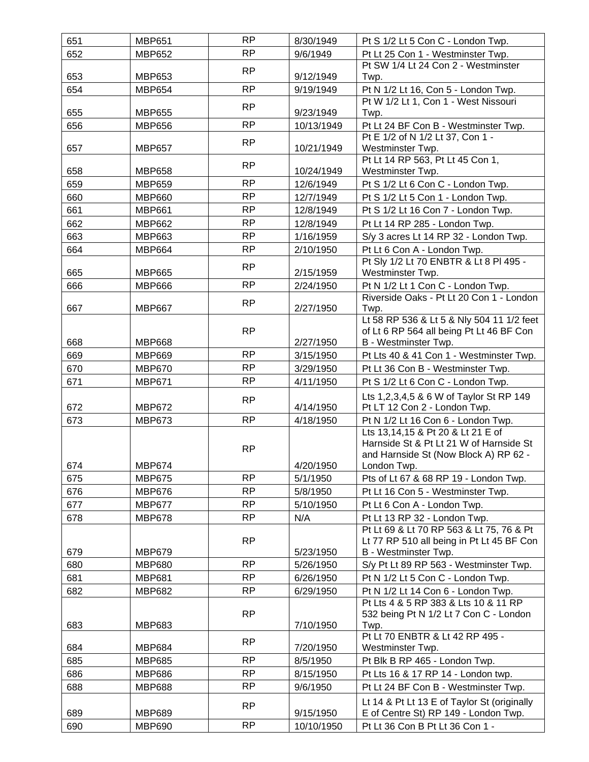| 651 | MBP651 | RP | 8/30/1949 | Pt S 1/2 Lt 5 Con C - London Twp. |
|---|---|---|---|---|
| 652 | MBP652 | RP | 9/6/1949 | Pt Lt 25 Con 1 - Westminster Twp. |
| 653 | MBP653 | RP | 9/12/1949 | Pt SW 1/4 Lt 24 Con 2 - Westminster Twp. |
| 654 | MBP654 | RP | 9/19/1949 | Pt N 1/2 Lt 16, Con 5 - London Twp. |
| 655 | MBP655 | RP | 9/23/1949 | Pt W 1/2 Lt 1, Con 1 - West Nissouri Twp. |
| 656 | MBP656 | RP | 10/13/1949 | Pt Lt 24 BF Con B - Westminster Twp. |
| 657 | MBP657 | RP | 10/21/1949 | Pt E 1/2 of N 1/2 Lt 37, Con 1 - Westminster Twp. |
| 658 | MBP658 | RP | 10/24/1949 | Pt Lt 14 RP 563, Pt Lt 45 Con 1, Westminster Twp. |
| 659 | MBP659 | RP | 12/6/1949 | Pt S 1/2 Lt 6 Con C - London Twp. |
| 660 | MBP660 | RP | 12/7/1949 | Pt S 1/2 Lt 5 Con 1 - London Twp. |
| 661 | MBP661 | RP | 12/8/1949 | Pt S 1/2 Lt 16 Con 7 - London Twp. |
| 662 | MBP662 | RP | 12/8/1949 | Pt Lt 14 RP 285 - London Twp. |
| 663 | MBP663 | RP | 1/16/1959 | S/y 3 acres Lt 14 RP 32 - London Twp. |
| 664 | MBP664 | RP | 2/10/1950 | Pt Lt 6 Con A - London Twp. |
| 665 | MBP665 | RP | 2/15/1959 | Pt Sly 1/2 Lt 70 ENBTR & Lt 8 Pl 495 - Westminster Twp. |
| 666 | MBP666 | RP | 2/24/1950 | Pt N 1/2 Lt 1 Con C - London Twp. |
| 667 | MBP667 | RP | 2/27/1950 | Riverside Oaks - Pt Lt 20 Con 1 - London Twp. |
| 668 | MBP668 | RP | 2/27/1950 | Lt 58 RP 536 & Lt 5 & Nly 504 11 1/2 feet of Lt 6 RP 564 all being Pt Lt 46 BF Con B - Westminster Twp. |
| 669 | MBP669 | RP | 3/15/1950 | Pt Lts 40 & 41 Con 1 - Westminster Twp. |
| 670 | MBP670 | RP | 3/29/1950 | Pt Lt 36 Con B - Westminster Twp. |
| 671 | MBP671 | RP | 4/11/1950 | Pt S 1/2 Lt 6 Con C - London Twp. |
| 672 | MBP672 | RP | 4/14/1950 | Lts 1,2,3,4,5 & 6 W of Taylor St RP 149 Pt LT 12 Con 2 - London Twp. |
| 673 | MBP673 | RP | 4/18/1950 | Pt N 1/2 Lt 16 Con 6 - London Twp. |
| 674 | MBP674 | RP | 4/20/1950 | Lts 13,14,15 & Pt 20 & Lt 21 E of Harnside St & Pt Lt 21 W of Harnside St and Harnside St (Now Block A) RP 62 - London Twp. |
| 675 | MBP675 | RP | 5/1/1950 | Pts of Lt 67 & 68 RP 19 - London Twp. |
| 676 | MBP676 | RP | 5/8/1950 | Pt Lt 16 Con 5 - Westminster Twp. |
| 677 | MBP677 | RP | 5/10/1950 | Pt Lt 6 Con A - London Twp. |
| 678 | MBP678 | RP | N/A | Pt Lt 13 RP 32 - London Twp. |
| 679 | MBP679 | RP | 5/23/1950 | Pt Lt 69 & Lt 70 RP 563 & Lt 75, 76 & Pt Lt 77 RP 510 all being in Pt Lt 45 BF Con B - Westminster Twp. |
| 680 | MBP680 | RP | 5/26/1950 | S/y Pt Lt 89 RP 563 - Westminster Twp. |
| 681 | MBP681 | RP | 6/26/1950 | Pt N 1/2 Lt 5 Con C - London Twp. |
| 682 | MBP682 | RP | 6/29/1950 | Pt N 1/2 Lt 14 Con 6 - London Twp. |
| 683 | MBP683 | RP | 7/10/1950 | Pt Lts 4 & 5 RP 383 & Lts 10 & 11 RP 532 being Pt N 1/2 Lt 7 Con C - London Twp. |
| 684 | MBP684 | RP | 7/20/1950 | Pt Lt 70 ENBTR & Lt 42 RP 495 - Westminster Twp. |
| 685 | MBP685 | RP | 8/5/1950 | Pt Blk B RP 465 - London Twp. |
| 686 | MBP686 | RP | 8/15/1950 | Pt Lts 16 & 17 RP 14 - London twp. |
| 688 | MBP688 | RP | 9/6/1950 | Pt Lt 24 BF Con B - Westminster Twp. |
| 689 | MBP689 | RP | 9/15/1950 | Lt 14 & Pt Lt 13 E of Taylor St (originally E of Centre St) RP 149 - London Twp. |
| 690 | MBP690 | RP | 10/10/1950 | Pt Lt 36 Con B Pt Lt 36 Con 1 - |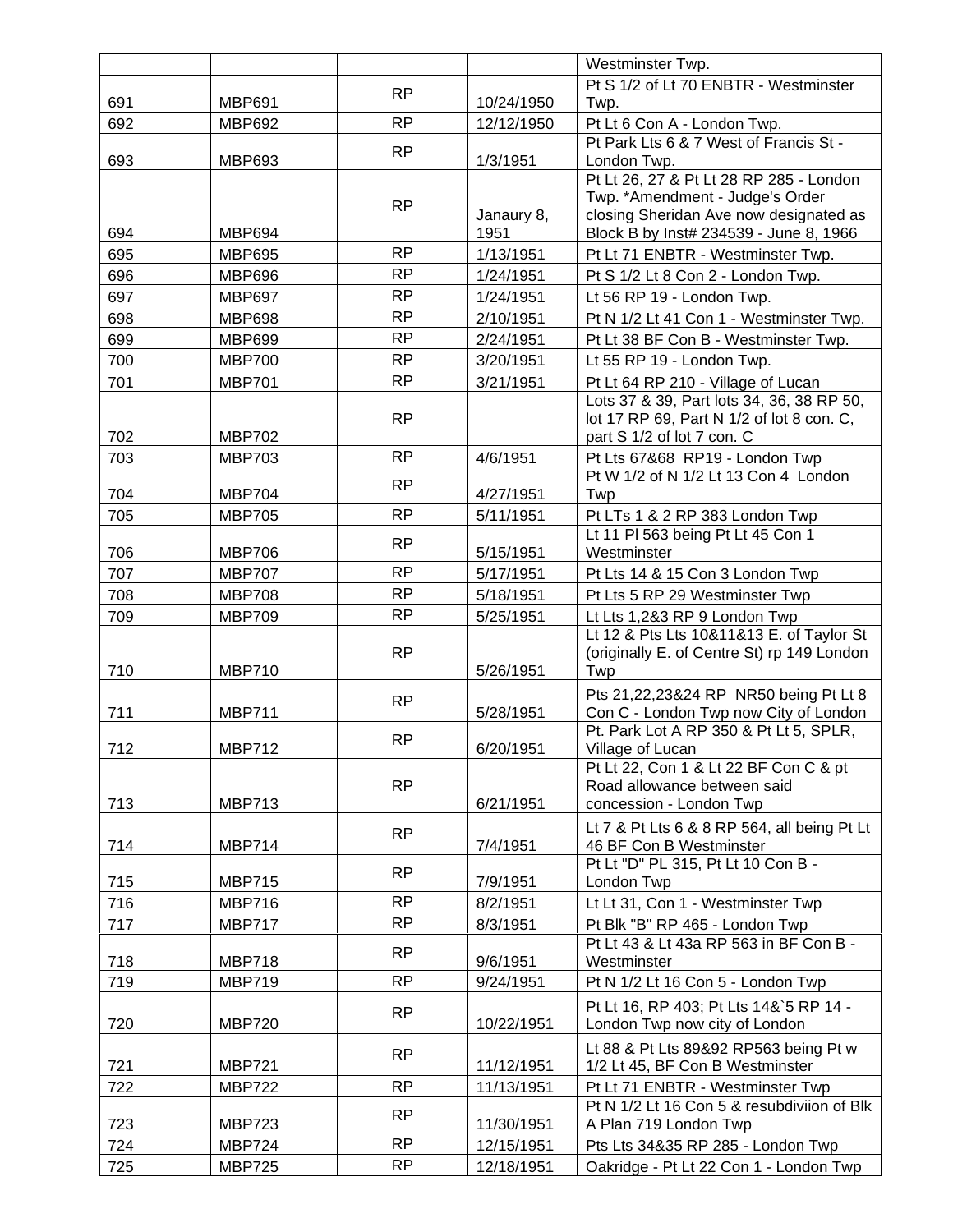| | | | | |
|---|---|---|---|---|
| | | | | Westminster Twp. |
| 691 | MBP691 | RP | 10/24/1950 | Pt S 1/2 of Lt 70 ENBTR - Westminster Twp. |
| 692 | MBP692 | RP | 12/12/1950 | Pt Lt 6 Con A - London Twp. |
| 693 | MBP693 | RP | 1/3/1951 | Pt Park Lts 6 & 7 West of Francis St - London Twp. |
| 694 | MBP694 | RP | Janaury 8, 1951 | Pt Lt 26, 27 & Pt Lt 28 RP 285 - London Twp. *Amendment - Judge's Order closing Sheridan Ave now designated as Block B by Inst# 234539 - June 8, 1966 |
| 695 | MBP695 | RP | 1/13/1951 | Pt Lt 71 ENBTR - Westminster Twp. |
| 696 | MBP696 | RP | 1/24/1951 | Pt S 1/2 Lt 8 Con 2 - London Twp. |
| 697 | MBP697 | RP | 1/24/1951 | Lt 56 RP 19 - London Twp. |
| 698 | MBP698 | RP | 2/10/1951 | Pt N 1/2 Lt 41 Con 1 - Westminster Twp. |
| 699 | MBP699 | RP | 2/24/1951 | Pt Lt 38 BF Con B - Westminster Twp. |
| 700 | MBP700 | RP | 3/20/1951 | Lt 55 RP 19 - London Twp. |
| 701 | MBP701 | RP | 3/21/1951 | Pt Lt 64 RP 210 - Village of Lucan |
| 702 | MBP702 | RP | | Lots 37 & 39, Part lots 34, 36, 38 RP 50, lot 17 RP 69, Part N 1/2 of lot 8 con. C, part S 1/2 of lot 7 con. C |
| 703 | MBP703 | RP | 4/6/1951 | Pt Lts 67&68 RP19 - London Twp |
| 704 | MBP704 | RP | 4/27/1951 | Pt W 1/2 of N 1/2 Lt 13 Con 4 London Twp |
| 705 | MBP705 | RP | 5/11/1951 | Pt LTs 1 & 2 RP 383 London Twp |
| 706 | MBP706 | RP | 5/15/1951 | Lt 11 Pl 563 being Pt Lt 45 Con 1 Westminster |
| 707 | MBP707 | RP | 5/17/1951 | Pt Lts 14 & 15 Con 3 London Twp |
| 708 | MBP708 | RP | 5/18/1951 | Pt Lts 5 RP 29 Westminster Twp |
| 709 | MBP709 | RP | 5/25/1951 | Lt Lts 1,2&3 RP 9 London Twp |
| 710 | MBP710 | RP | 5/26/1951 | Lt 12 & Pts Lts 10&11&13 E. of Taylor St (originally E. of Centre St) rp 149 London Twp |
| 711 | MBP711 | RP | 5/28/1951 | Pts 21,22,23&24 RP NR50 being Pt Lt 8 Con C - London Twp now City of London |
| 712 | MBP712 | RP | 6/20/1951 | Pt. Park Lot A RP 350 & Pt Lt 5, SPLR, Village of Lucan |
| 713 | MBP713 | RP | 6/21/1951 | Pt Lt 22, Con 1 & Lt 22 BF Con C & pt Road allowance between said concession - London Twp |
| 714 | MBP714 | RP | 7/4/1951 | Lt 7 & Pt Lts 6 & 8 RP 564, all being Pt Lt 46 BF Con B Westminster |
| 715 | MBP715 | RP | 7/9/1951 | Pt Lt "D" PL 315, Pt Lt 10 Con B - London Twp |
| 716 | MBP716 | RP | 8/2/1951 | Lt Lt 31, Con 1 - Westminster Twp |
| 717 | MBP717 | RP | 8/3/1951 | Pt Blk "B" RP 465 - London Twp |
| 718 | MBP718 | RP | 9/6/1951 | Pt Lt 43 & Lt 43a RP 563 in BF Con B - Westminster |
| 719 | MBP719 | RP | 9/24/1951 | Pt N 1/2 Lt 16 Con 5 - London Twp |
| 720 | MBP720 | RP | 10/22/1951 | Pt Lt 16, RP 403; Pt Lts 14&`5 RP 14 - London Twp now city of London |
| 721 | MBP721 | RP | 11/12/1951 | Lt 88 & Pt Lts 89&92 RP563 being Pt w 1/2 Lt 45, BF Con B Westminster |
| 722 | MBP722 | RP | 11/13/1951 | Pt Lt 71 ENBTR - Westminster Twp |
| 723 | MBP723 | RP | 11/30/1951 | Pt N 1/2 Lt 16 Con 5 & resubdiviion of Blk A Plan 719 London Twp |
| 724 | MBP724 | RP | 12/15/1951 | Pts Lts 34&35 RP 285 - London Twp |
| 725 | MBP725 | RP | 12/18/1951 | Oakridge - Pt Lt 22 Con 1 - London Twp |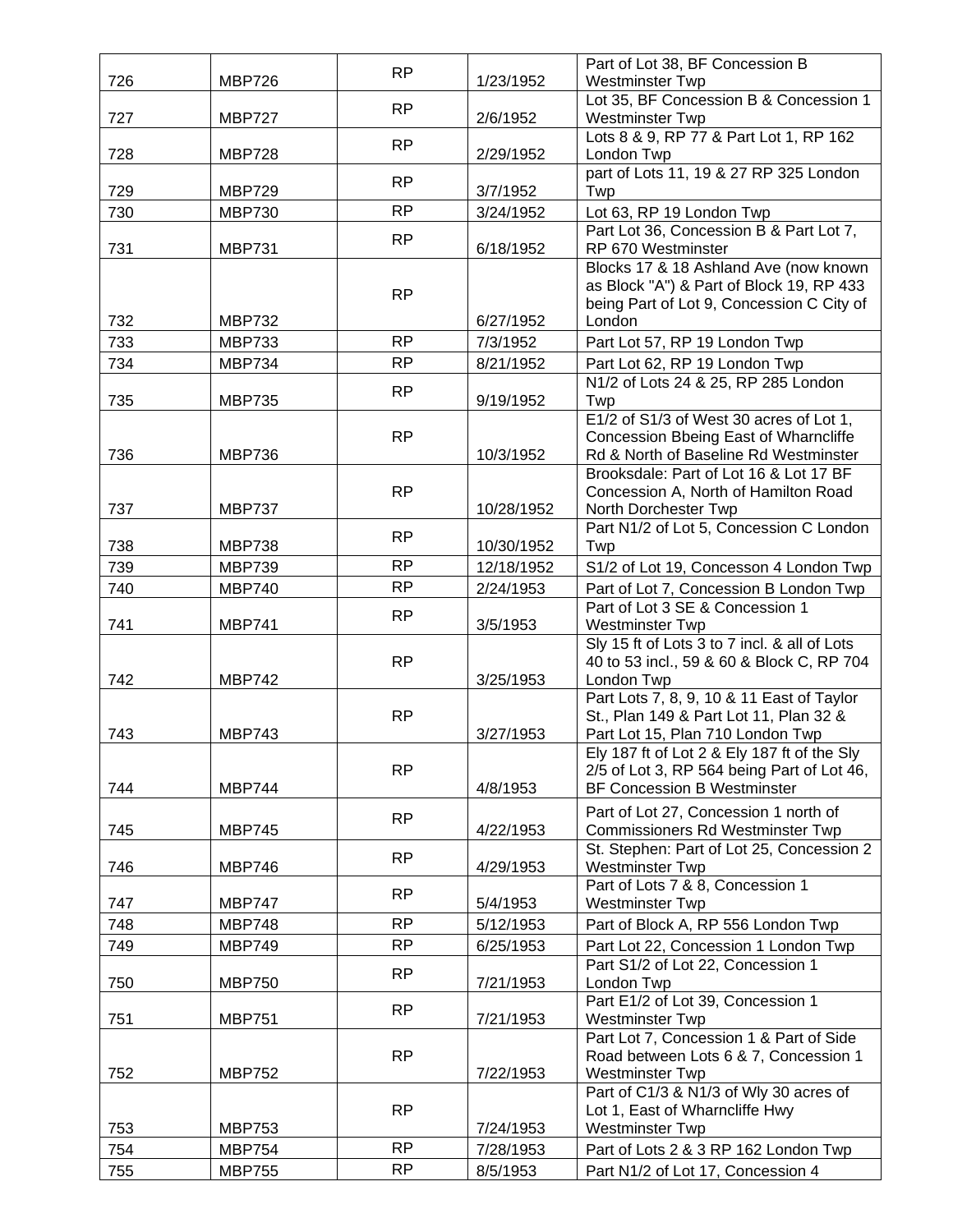| 726 | MBP726 | RP | 1/23/1952 | Part of Lot 38, BF Concession B Westminster Twp |
|---|---|---|---|---|
| 727 | MBP727 | RP | 2/6/1952 | Lot 35, BF Concession B & Concession 1 Westminster Twp |
| 728 | MBP728 | RP | 2/29/1952 | Lots 8 & 9, RP 77 & Part Lot 1, RP 162 London Twp |
| 729 | MBP729 | RP | 3/7/1952 | part of Lots 11, 19 & 27 RP 325 London Twp |
| 730 | MBP730 | RP | 3/24/1952 | Lot 63, RP 19 London Twp |
| 731 | MBP731 | RP | 6/18/1952 | Part Lot 36, Concession B & Part Lot 7, RP 670 Westminster |
| 732 | MBP732 | RP | 6/27/1952 | Blocks 17 & 18 Ashland Ave (now known as Block "A") & Part of Block 19, RP 433 being Part of Lot 9, Concession C City of London |
| 733 | MBP733 | RP | 7/3/1952 | Part Lot 57, RP 19 London Twp |
| 734 | MBP734 | RP | 8/21/1952 | Part Lot 62, RP 19 London Twp |
| 735 | MBP735 | RP | 9/19/1952 | N1/2 of Lots 24 & 25, RP 285 London Twp |
| 736 | MBP736 | RP | 10/3/1952 | E1/2 of S1/3 of West 30 acres of Lot 1, Concession Bbeing East of Wharncliffe Rd & North of Baseline Rd Westminster |
| 737 | MBP737 | RP | 10/28/1952 | Brooksdale: Part of Lot 16 & Lot 17 BF Concession A, North of Hamilton Road North Dorchester Twp |
| 738 | MBP738 | RP | 10/30/1952 | Part N1/2 of Lot 5, Concession C London Twp |
| 739 | MBP739 | RP | 12/18/1952 | S1/2 of Lot 19, Concesson 4 London Twp |
| 740 | MBP740 | RP | 2/24/1953 | Part of Lot 7, Concession B London Twp |
| 741 | MBP741 | RP | 3/5/1953 | Part of Lot 3 SE & Concession 1 Westminster Twp |
| 742 | MBP742 | RP | 3/25/1953 | Sly 15 ft of Lots 3 to 7 incl. & all of Lots 40 to 53 incl., 59 & 60 & Block C, RP 704 London Twp |
| 743 | MBP743 | RP | 3/27/1953 | Part Lots 7, 8, 9, 10 & 11 East of Taylor St., Plan 149 & Part Lot 11, Plan 32 & Part Lot 15, Plan 710 London Twp |
| 744 | MBP744 | RP | 4/8/1953 | Ely 187 ft of Lot 2 & Ely 187 ft of the Sly 2/5 of Lot 3, RP 564 being Part of Lot 46, BF Concession B Westminster |
| 745 | MBP745 | RP | 4/22/1953 | Part of Lot 27, Concession 1 north of Commissioners Rd Westminster Twp |
| 746 | MBP746 | RP | 4/29/1953 | St. Stephen: Part of Lot 25, Concession 2 Westminster Twp |
| 747 | MBP747 | RP | 5/4/1953 | Part of Lots 7 & 8, Concession 1 Westminster Twp |
| 748 | MBP748 | RP | 5/12/1953 | Part of Block A, RP 556 London Twp |
| 749 | MBP749 | RP | 6/25/1953 | Part Lot 22, Concession 1 London Twp |
| 750 | MBP750 | RP | 7/21/1953 | Part S1/2 of Lot 22, Concession 1 London Twp |
| 751 | MBP751 | RP | 7/21/1953 | Part E1/2 of Lot 39, Concession 1 Westminster Twp |
| 752 | MBP752 | RP | 7/22/1953 | Part Lot 7, Concession 1 & Part of Side Road between Lots 6 & 7, Concession 1 Westminster Twp |
| 753 | MBP753 | RP | 7/24/1953 | Part of C1/3 & N1/3 of Wly 30 acres of Lot 1, East of Wharncliffe Hwy Westminster Twp |
| 754 | MBP754 | RP | 7/28/1953 | Part of Lots 2 & 3 RP 162 London Twp |
| 755 | MBP755 | RP | 8/5/1953 | Part N1/2 of Lot 17, Concession 4 |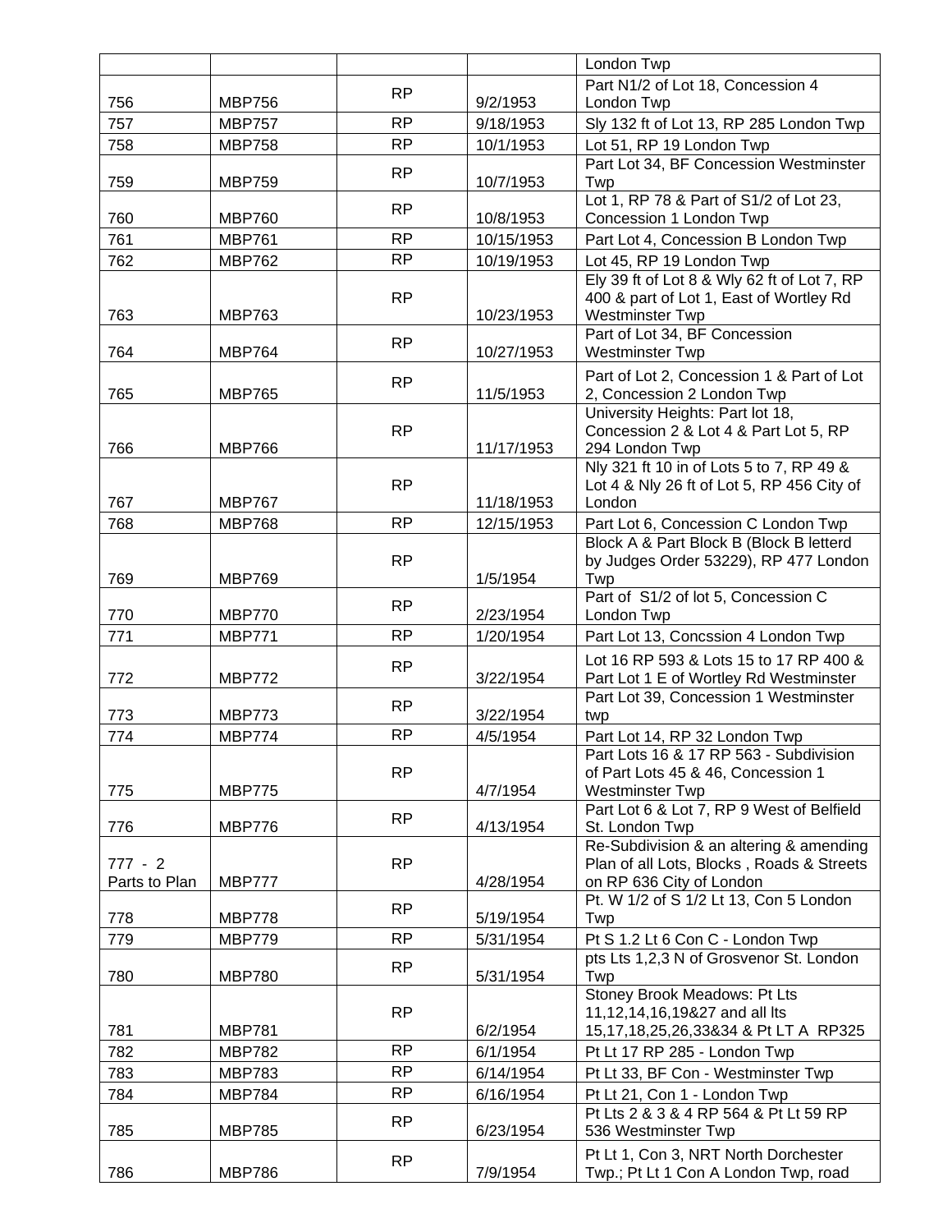| | | | | |
|---|---|---|---|---|
| | | | | London Twp |
| 756 | MBP756 | RP | 9/2/1953 | Part N1/2 of Lot 18, Concession 4 London Twp |
| 757 | MBP757 | RP | 9/18/1953 | Sly 132 ft of Lot 13, RP 285 London Twp |
| 758 | MBP758 | RP | 10/1/1953 | Lot 51, RP 19 London Twp |
| 759 | MBP759 | RP | 10/7/1953 | Part Lot 34, BF Concession Westminster Twp |
| 760 | MBP760 | RP | 10/8/1953 | Lot 1, RP 78 & Part of S1/2 of Lot 23, Concession 1 London Twp |
| 761 | MBP761 | RP | 10/15/1953 | Part Lot 4, Concession B London Twp |
| 762 | MBP762 | RP | 10/19/1953 | Lot 45, RP 19 London Twp |
| 763 | MBP763 | RP | 10/23/1953 | Ely 39 ft of Lot 8 & Wly 62 ft of Lot 7, RP 400 & part of Lot 1, East of Wortley Rd Westminster Twp |
| 764 | MBP764 | RP | 10/27/1953 | Part of Lot 34, BF Concession Westminster Twp |
| 765 | MBP765 | RP | 11/5/1953 | Part of Lot 2, Concession 1 & Part of Lot 2, Concession 2 London Twp |
| 766 | MBP766 | RP | 11/17/1953 | University Heights: Part lot 18, Concession 2 & Lot 4 & Part Lot 5, RP 294 London Twp |
| 767 | MBP767 | RP | 11/18/1953 | Nly 321 ft 10 in of Lots 5 to 7, RP 49 & Lot 4 & Nly 26 ft of Lot 5, RP 456 City of London |
| 768 | MBP768 | RP | 12/15/1953 | Part Lot 6, Concession C London Twp |
| 769 | MBP769 | RP | 1/5/1954 | Block A & Part Block B (Block B letterd by Judges Order 53229), RP 477 London Twp |
| 770 | MBP770 | RP | 2/23/1954 | Part of S1/2 of lot 5, Concession C London Twp |
| 771 | MBP771 | RP | 1/20/1954 | Part Lot 13, Concssion 4 London Twp |
| 772 | MBP772 | RP | 3/22/1954 | Lot 16 RP 593 & Lots 15 to 17 RP 400 & Part Lot 1 E of Wortley Rd Westminster |
| 773 | MBP773 | RP | 3/22/1954 | Part Lot 39, Concession 1 Westminster twp |
| 774 | MBP774 | RP | 4/5/1954 | Part Lot 14, RP 32 London Twp |
| 775 | MBP775 | RP | 4/7/1954 | Part Lots 16 & 17 RP 563 - Subdivision of Part Lots 45 & 46, Concession 1 Westminster Twp |
| 776 | MBP776 | RP | 4/13/1954 | Part Lot 6 & Lot 7, RP 9 West of Belfield St. London Twp |
| 777 - 2 Parts to Plan | MBP777 | RP | 4/28/1954 | Re-Subdivision & an altering & amending Plan of all Lots, Blocks , Roads & Streets on RP 636 City of London |
| 778 | MBP778 | RP | 5/19/1954 | Pt. W 1/2 of S 1/2 Lt 13, Con 5 London Twp |
| 779 | MBP779 | RP | 5/31/1954 | Pt S 1.2 Lt 6 Con C - London Twp |
| 780 | MBP780 | RP | 5/31/1954 | pts Lts 1,2,3 N of Grosvenor St. London Twp |
| 781 | MBP781 | RP | 6/2/1954 | Stoney Brook Meadows: Pt Lts 11,12,14,16,19&27 and all lts 15,17,18,25,26,33&34 & Pt LT A RP325 |
| 782 | MBP782 | RP | 6/1/1954 | Pt Lt 17 RP 285 - London Twp |
| 783 | MBP783 | RP | 6/14/1954 | Pt Lt 33, BF Con - Westminster Twp |
| 784 | MBP784 | RP | 6/16/1954 | Pt Lt 21, Con 1 - London Twp |
| 785 | MBP785 | RP | 6/23/1954 | Pt Lts 2 & 3 & 4 RP 564 & Pt Lt 59 RP 536 Westminster Twp |
| 786 | MBP786 | RP | 7/9/1954 | Pt Lt 1, Con 3, NRT North Dorchester Twp.; Pt Lt 1 Con A London Twp, road |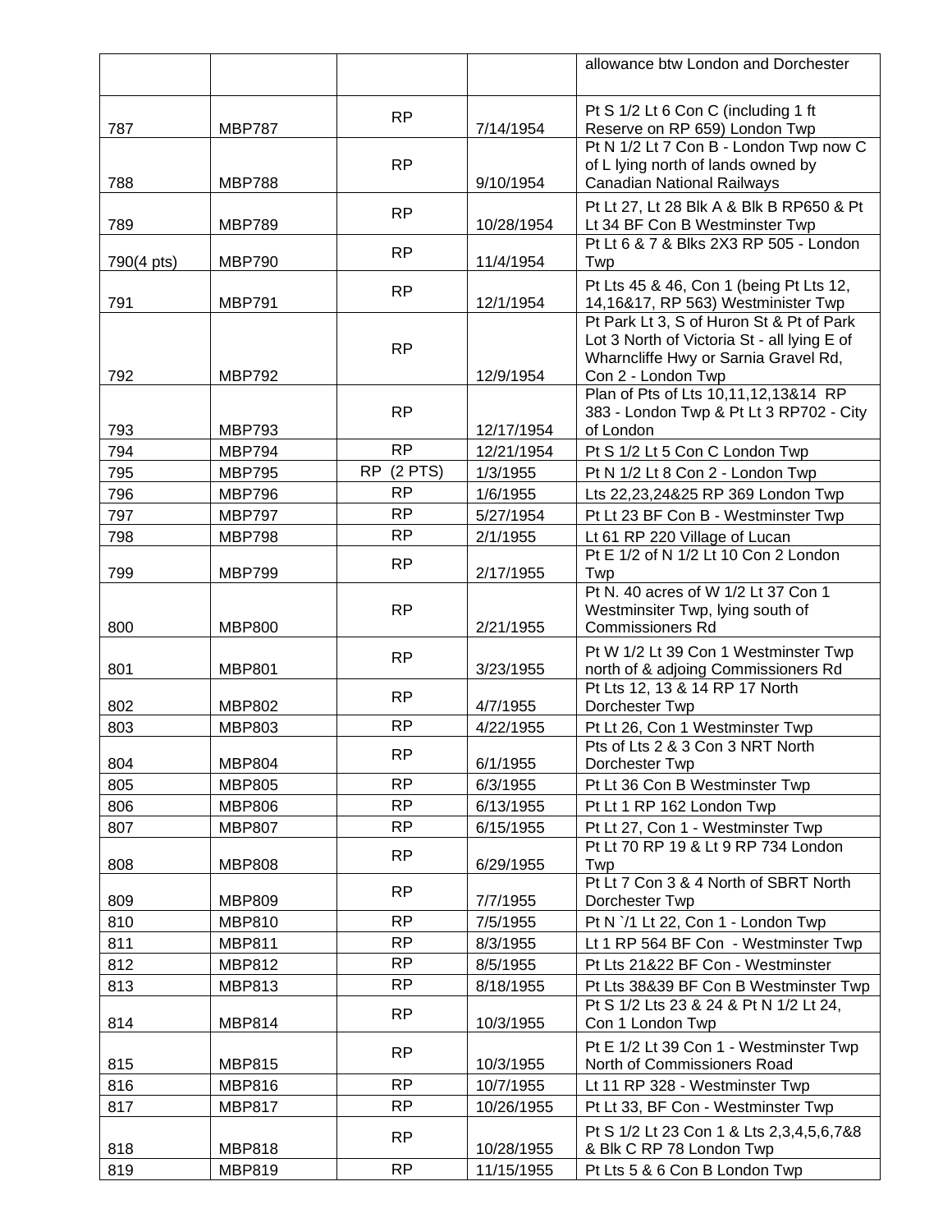|  |  |  |  | allowance btw London and Dorchester |
|---|---|---|---|---|
| 787 | MBP787 | RP | 7/14/1954 | Pt S 1/2 Lt 6 Con C (including 1 ft Reserve on RP 659) London Twp |
| 788 | MBP788 | RP | 9/10/1954 | Pt N 1/2 Lt 7 Con B - London Twp now C of L lying north of lands owned by Canadian National Railways |
| 789 | MBP789 | RP | 10/28/1954 | Pt Lt 27, Lt 28 Blk A & Blk B RP650 & Pt Lt 34 BF Con B Westminster Twp |
| 790(4 pts) | MBP790 | RP | 11/4/1954 | Pt Lt 6 & 7 & Blks 2X3 RP 505 - London Twp |
| 791 | MBP791 | RP | 12/1/1954 | Pt Lts 45 & 46, Con 1 (being Pt Lts 12, 14,16&17, RP 563) Westminister Twp |
| 792 | MBP792 | RP | 12/9/1954 | Pt Park Lt 3, S of Huron St & Pt of Park Lot 3 North of Victoria St - all lying E of Wharncliffe Hwy or Sarnia Gravel Rd, Con 2 - London Twp |
| 793 | MBP793 | RP | 12/17/1954 | Plan of Pts of Lts 10,11,12,13&14 RP 383 - London Twp & Pt Lt 3 RP702 - City of London |
| 794 | MBP794 | RP | 12/21/1954 | Pt S 1/2 Lt 5 Con C London Twp |
| 795 | MBP795 | RP (2 PTS) | 1/3/1955 | Pt N 1/2 Lt 8 Con 2 - London Twp |
| 796 | MBP796 | RP | 1/6/1955 | Lts 22,23,24&25 RP 369 London Twp |
| 797 | MBP797 | RP | 5/27/1954 | Pt Lt 23 BF Con B - Westminster Twp |
| 798 | MBP798 | RP | 2/1/1955 | Lt 61 RP 220 Village of Lucan |
| 799 | MBP799 | RP | 2/17/1955 | Pt E 1/2 of N 1/2 Lt 10 Con 2 London Twp |
| 800 | MBP800 | RP | 2/21/1955 | Pt N. 40 acres of W 1/2 Lt 37 Con 1 Westminsiter Twp, lying south of Commissioners Rd |
| 801 | MBP801 | RP | 3/23/1955 | Pt W 1/2 Lt 39 Con 1 Westminster Twp north of & adjoing Commissioners Rd |
| 802 | MBP802 | RP | 4/7/1955 | Pt Lts 12, 13 & 14 RP 17 North Dorchester Twp |
| 803 | MBP803 | RP | 4/22/1955 | Pt Lt 26, Con 1 Westminster Twp |
| 804 | MBP804 | RP | 6/1/1955 | Pts of Lts 2 & 3 Con 3 NRT North Dorchester Twp |
| 805 | MBP805 | RP | 6/3/1955 | Pt Lt 36 Con B Westminster Twp |
| 806 | MBP806 | RP | 6/13/1955 | Pt Lt 1 RP 162 London Twp |
| 807 | MBP807 | RP | 6/15/1955 | Pt Lt 27, Con 1 - Westminster Twp |
| 808 | MBP808 | RP | 6/29/1955 | Pt Lt 70 RP 19 & Lt 9 RP 734 London Twp |
| 809 | MBP809 | RP | 7/7/1955 | Pt Lt 7 Con 3 & 4 North of SBRT North Dorchester Twp |
| 810 | MBP810 | RP | 7/5/1955 | Pt N `/1 Lt 22, Con 1 - London Twp |
| 811 | MBP811 | RP | 8/3/1955 | Lt 1 RP 564 BF Con - Westminster Twp |
| 812 | MBP812 | RP | 8/5/1955 | Pt Lts 21&22 BF Con - Westminster |
| 813 | MBP813 | RP | 8/18/1955 | Pt Lts 38&39 BF Con B Westminster Twp |
| 814 | MBP814 | RP | 10/3/1955 | Pt S 1/2 Lts 23 & 24 & Pt N 1/2 Lt 24, Con 1 London Twp |
| 815 | MBP815 | RP | 10/3/1955 | Pt E 1/2 Lt 39 Con 1 - Westminster Twp North of Commissioners Road |
| 816 | MBP816 | RP | 10/7/1955 | Lt 11 RP 328 - Westminster Twp |
| 817 | MBP817 | RP | 10/26/1955 | Pt Lt 33, BF Con - Westminster Twp |
| 818 | MBP818 | RP | 10/28/1955 | Pt S 1/2 Lt 23 Con 1 & Lts 2,3,4,5,6,7&8 & Blk C RP 78 London Twp |
| 819 | MBP819 | RP | 11/15/1955 | Pt Lts 5 & 6 Con B London Twp |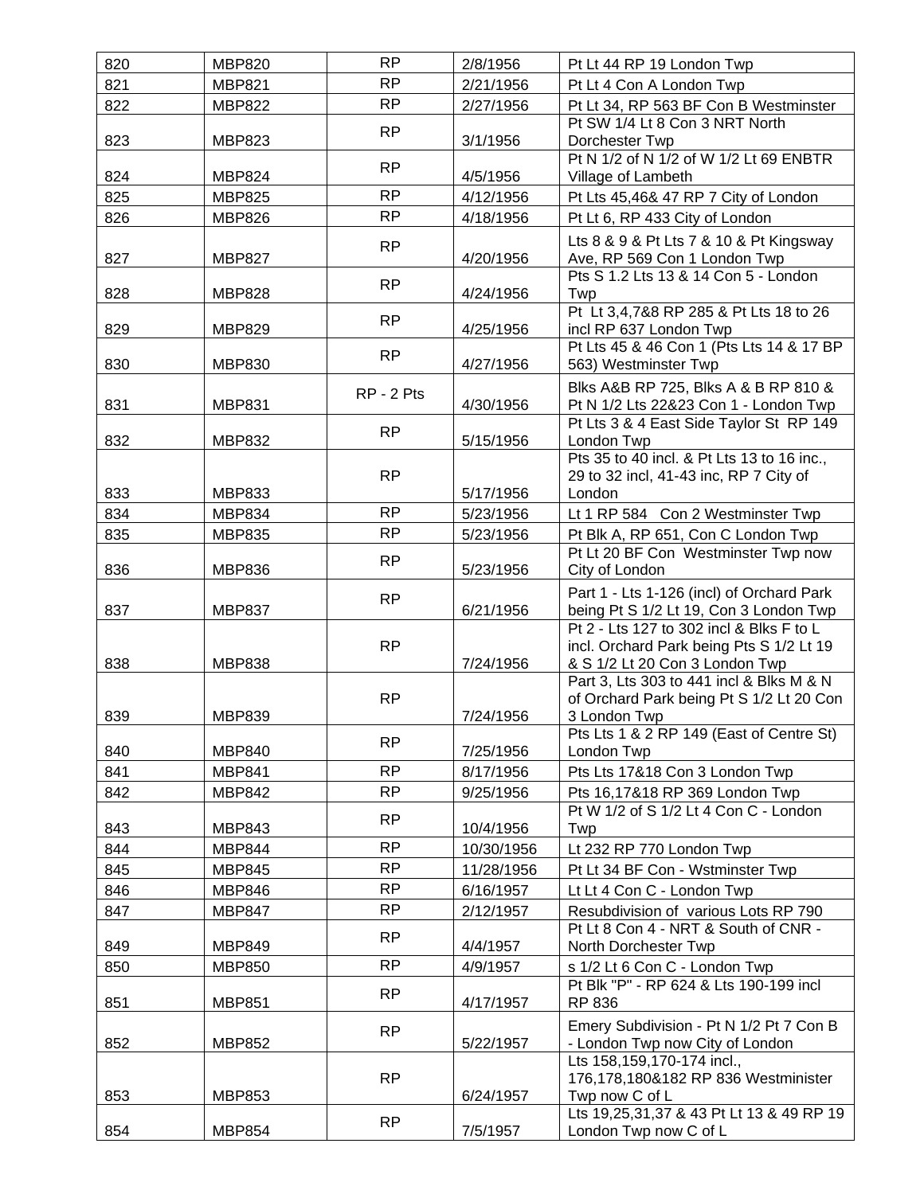| 820 | MBP820 | RP | 2/8/1956 | Pt Lt 44 RP 19 London Twp |
|---|---|---|---|---|
| 821 | MBP821 | RP | 2/21/1956 | Pt Lt 4 Con A London Twp |
| 822 | MBP822 | RP | 2/27/1956 | Pt Lt 34, RP 563 BF Con B Westminster |
| 823 | MBP823 | RP | 3/1/1956 | Pt SW 1/4 Lt 8 Con 3 NRT North Dorchester Twp |
| 824 | MBP824 | RP | 4/5/1956 | Pt N 1/2 of N 1/2 of W 1/2 Lt 69 ENBTR Village of Lambeth |
| 825 | MBP825 | RP | 4/12/1956 | Pt Lts 45,46& 47 RP 7 City of London |
| 826 | MBP826 | RP | 4/18/1956 | Pt Lt 6, RP 433 City of London |
| 827 | MBP827 | RP | 4/20/1956 | Lts 8 & 9 & Pt Lts 7 & 10 & Pt Kingsway Ave, RP 569 Con 1 London Twp |
| 828 | MBP828 | RP | 4/24/1956 | Pts S 1.2 Lts 13 & 14 Con 5 - London Twp |
| 829 | MBP829 | RP | 4/25/1956 | Pt Lt 3,4,7&8 RP 285 & Pt Lts 18 to 26 incl RP 637 London Twp |
| 830 | MBP830 | RP | 4/27/1956 | Pt Lts 45 & 46 Con 1 (Pts Lts 14 & 17 BP 563) Westminster Twp |
| 831 | MBP831 | RP - 2 Pts | 4/30/1956 | Blks A&B RP 725, Blks A & B RP 810 & Pt N 1/2 Lts 22&23 Con 1 - London Twp |
| 832 | MBP832 | RP | 5/15/1956 | Pt Lts 3 & 4 East Side Taylor St RP 149 London Twp |
| 833 | MBP833 | RP | 5/17/1956 | Pts 35 to 40 incl. & Pt Lts 13 to 16 inc., 29 to 32 incl, 41-43 inc, RP 7 City of London |
| 834 | MBP834 | RP | 5/23/1956 | Lt 1 RP 584 Con 2 Westminster Twp |
| 835 | MBP835 | RP | 5/23/1956 | Pt Blk A, RP 651, Con C London Twp |
| 836 | MBP836 | RP | 5/23/1956 | Pt Lt 20 BF Con Westminster Twp now City of London |
| 837 | MBP837 | RP | 6/21/1956 | Part 1 - Lts 1-126 (incl) of Orchard Park being Pt S 1/2 Lt 19, Con 3 London Twp |
| 838 | MBP838 | RP | 7/24/1956 | Pt 2 - Lts 127 to 302 incl & Blks F to L incl. Orchard Park being Pts S 1/2 Lt 19 & S 1/2 Lt 20 Con 3 London Twp |
| 839 | MBP839 | RP | 7/24/1956 | Part 3, Lts 303 to 441 incl & Blks M & N of Orchard Park being Pt S 1/2 Lt 20 Con 3 London Twp |
| 840 | MBP840 | RP | 7/25/1956 | Pts Lts 1 & 2 RP 149 (East of Centre St) London Twp |
| 841 | MBP841 | RP | 8/17/1956 | Pts Lts 17&18 Con 3 London Twp |
| 842 | MBP842 | RP | 9/25/1956 | Pts 16,17&18 RP 369 London Twp |
| 843 | MBP843 | RP | 10/4/1956 | Pt W 1/2 of S 1/2 Lt 4 Con C - London Twp |
| 844 | MBP844 | RP | 10/30/1956 | Lt 232 RP 770 London Twp |
| 845 | MBP845 | RP | 11/28/1956 | Pt Lt 34 BF Con - Wstminster Twp |
| 846 | MBP846 | RP | 6/16/1957 | Lt Lt 4 Con C - London Twp |
| 847 | MBP847 | RP | 2/12/1957 | Resubdivision of various Lots RP 790 |
| 849 | MBP849 | RP | 4/4/1957 | Pt Lt 8 Con 4 - NRT & South of CNR - North Dorchester Twp |
| 850 | MBP850 | RP | 4/9/1957 | s 1/2 Lt 6 Con C - London Twp |
| 851 | MBP851 | RP | 4/17/1957 | Pt Blk "P" - RP 624 & Lts 190-199 incl RP 836 |
| 852 | MBP852 | RP | 5/22/1957 | Emery Subdivision - Pt N 1/2 Pt 7 Con B - London Twp now City of London |
| 853 | MBP853 | RP | 6/24/1957 | Lts 158,159,170-174 incl., 176,178,180&182 RP 836 Westminister Twp now C of L |
| 854 | MBP854 | RP | 7/5/1957 | Lts 19,25,31,37 & 43 Pt Lt 13 & 49 RP 19 London Twp now C of L |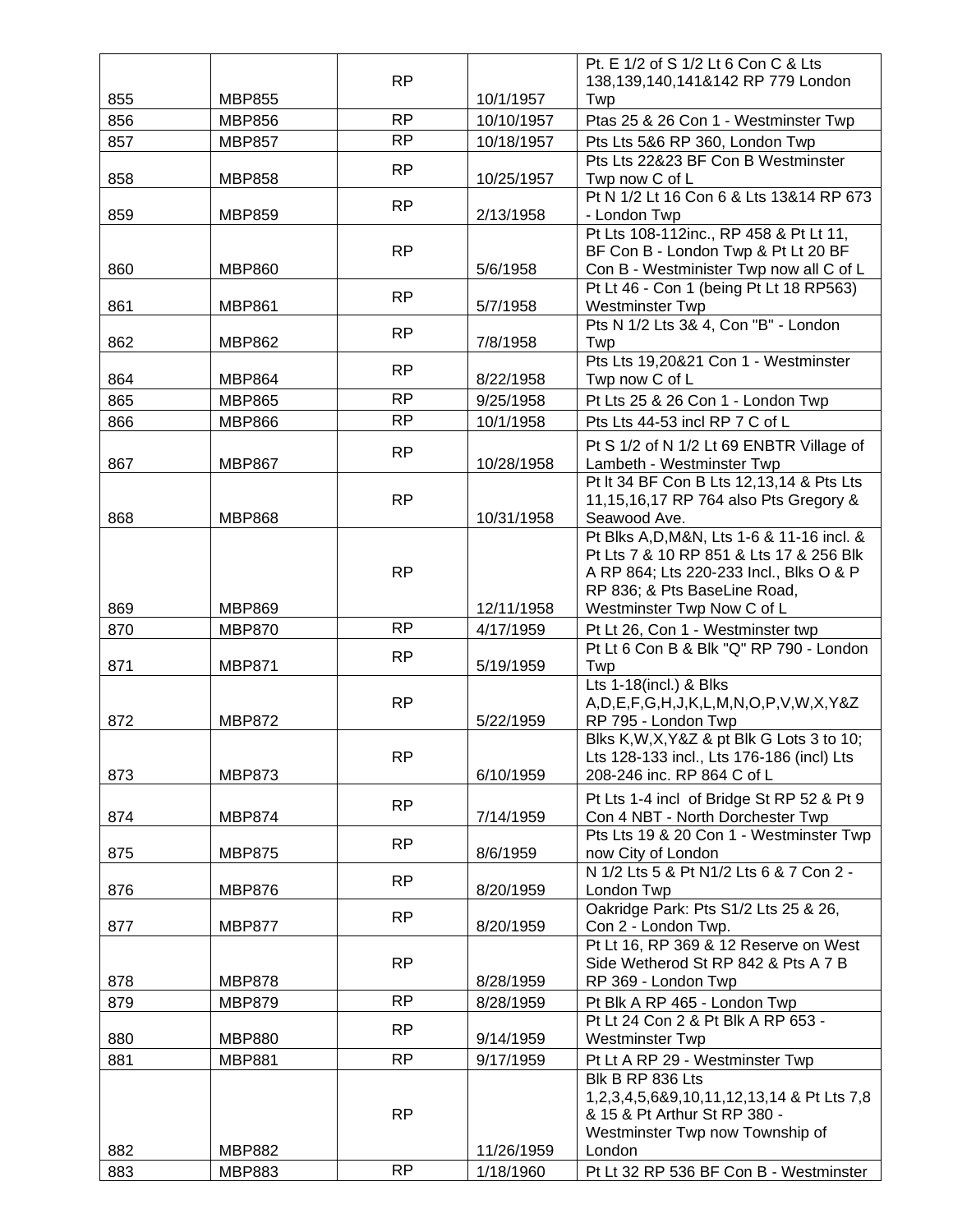| | | | | |
|---|---|---|---|---|
| 855 | MBP855 | RP | 10/1/1957 | Pt. E 1/2 of S 1/2 Lt 6 Con C & Lts 138,139,140,141&142 RP 779 London Twp |
| 856 | MBP856 | RP | 10/10/1957 | Ptas 25 & 26 Con 1 - Westminster Twp |
| 857 | MBP857 | RP | 10/18/1957 | Pts Lts 5&6 RP 360, London Twp |
| 858 | MBP858 | RP | 10/25/1957 | Pts Lts 22&23 BF Con B Westminster Twp now C of L |
| 859 | MBP859 | RP | 2/13/1958 | Pt N 1/2 Lt 16 Con 6 & Lts 13&14 RP 673 - London Twp |
| 860 | MBP860 | RP | 5/6/1958 | Pt Lts 108-112inc., RP 458 & Pt Lt 11, BF Con B - London Twp & Pt Lt 20 BF Con B - Westminister Twp now all C of L |
| 861 | MBP861 | RP | 5/7/1958 | Pt Lt 46 - Con 1 (being Pt Lt 18 RP563) Westminster Twp |
| 862 | MBP862 | RP | 7/8/1958 | Pts N 1/2 Lts 3& 4, Con "B" - London Twp |
| 864 | MBP864 | RP | 8/22/1958 | Pts Lts 19,20&21 Con 1 - Westminster Twp now C of L |
| 865 | MBP865 | RP | 9/25/1958 | Pt Lts 25 & 26 Con 1 - London Twp |
| 866 | MBP866 | RP | 10/1/1958 | Pts Lts 44-53 incl RP 7 C of L |
| 867 | MBP867 | RP | 10/28/1958 | Pt S 1/2 of N 1/2 Lt 69 ENBTR Village of Lambeth - Westminster Twp |
| 868 | MBP868 | RP | 10/31/1958 | Pt lt 34 BF Con B Lts 12,13,14 & Pts Lts 11,15,16,17 RP 764 also Pts Gregory & Seawood Ave. |
| 869 | MBP869 | RP | 12/11/1958 | Pt Blks A,D,M&N, Lts 1-6 & 11-16 incl. & Pt Lts 7 & 10 RP 851 & Lts 17 & 256 Blk A RP 864; Lts 220-233 Incl., Blks O & P RP 836; & Pts BaseLine Road, Westminster Twp Now C of L |
| 870 | MBP870 | RP | 4/17/1959 | Pt Lt 26, Con 1 - Westminster twp |
| 871 | MBP871 | RP | 5/19/1959 | Pt Lt 6 Con B & Blk "Q" RP 790 - London Twp |
| 872 | MBP872 | RP | 5/22/1959 | Lts 1-18(incl.) & Blks A,D,E,F,G,H,J,K,L,M,N,O,P,V,W,X,Y&Z RP 795 - London Twp |
| 873 | MBP873 | RP | 6/10/1959 | Blks K,W,X,Y&Z & pt Blk G Lots 3 to 10; Lts 128-133 incl., Lts 176-186 (incl) Lts 208-246 inc. RP 864 C of L |
| 874 | MBP874 | RP | 7/14/1959 | Pt Lts 1-4 incl of Bridge St RP 52 & Pt 9 Con 4 NBT - North Dorchester Twp |
| 875 | MBP875 | RP | 8/6/1959 | Pts Lts 19 & 20 Con 1 - Westminster Twp now City of London |
| 876 | MBP876 | RP | 8/20/1959 | N 1/2 Lts 5 & Pt N1/2 Lts 6 & 7 Con 2 - London Twp |
| 877 | MBP877 | RP | 8/20/1959 | Oakridge Park: Pts S1/2 Lts 25 & 26, Con 2 - London Twp. |
| 878 | MBP878 | RP | 8/28/1959 | Pt Lt 16, RP 369 & 12 Reserve on West Side Wetherod St RP 842 & Pts A 7 B RP 369 - London Twp |
| 879 | MBP879 | RP | 8/28/1959 | Pt Blk A RP 465 - London Twp |
| 880 | MBP880 | RP | 9/14/1959 | Pt Lt 24 Con 2 & Pt Blk A RP 653 - Westminster Twp |
| 881 | MBP881 | RP | 9/17/1959 | Pt Lt A RP 29 - Westminster Twp |
| 882 | MBP882 | RP | 11/26/1959 | Blk B RP 836 Lts 1,2,3,4,5,6&9,10,11,12,13,14 & Pt Lts 7,8 & 15 & Pt Arthur St RP 380 - Westminster Twp now Township of London |
| 883 | MBP883 | RP | 1/18/1960 | Pt Lt 32 RP 536 BF Con B - Westminster |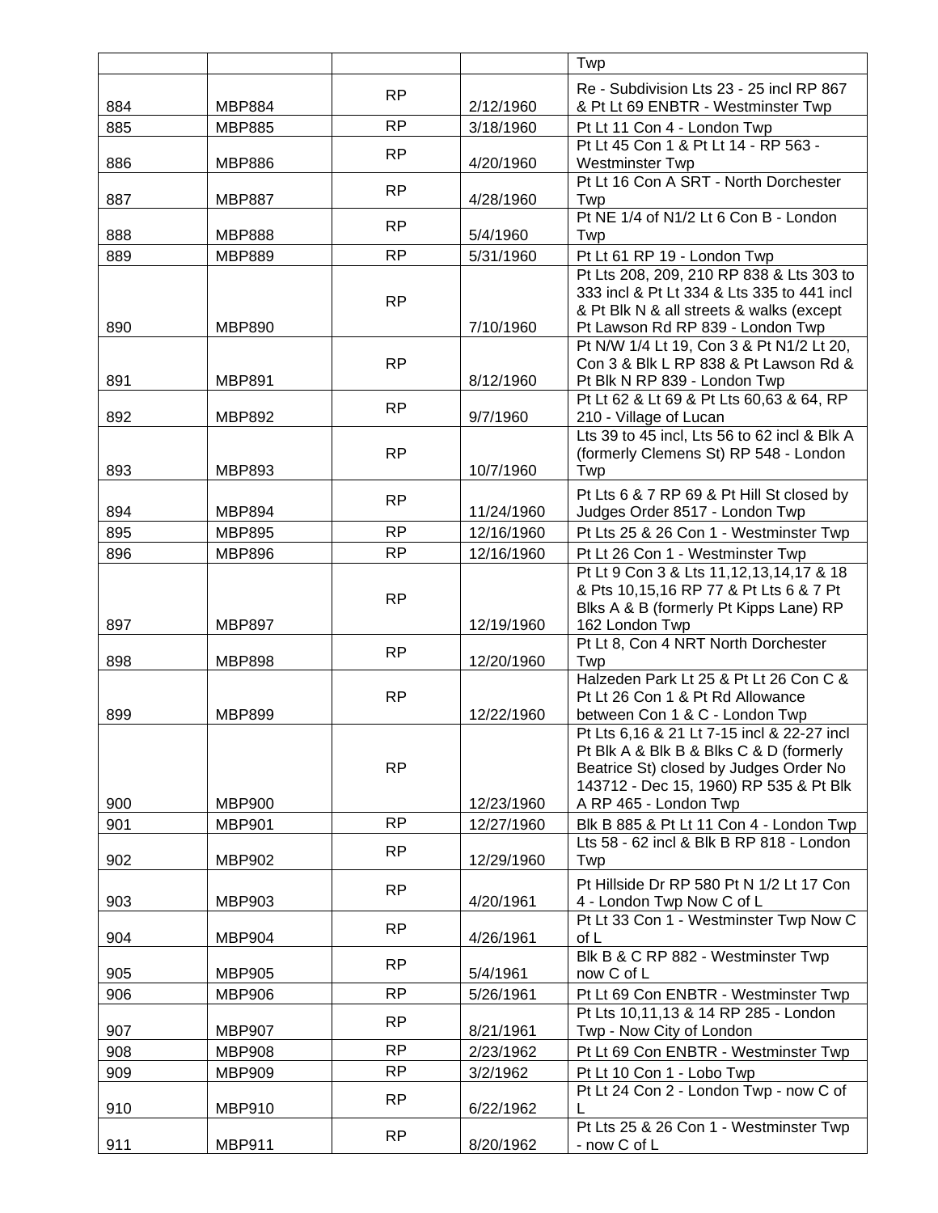| | | | | Twp |
|---|---|---|---|---|
| 884 | MBP884 | RP | 2/12/1960 | Re - Subdivision Lts 23 - 25 incl RP 867 & Pt Lt 69 ENBTR - Westminster Twp |
| 885 | MBP885 | RP | 3/18/1960 | Pt Lt 11 Con 4 - London Twp |
| 886 | MBP886 | RP | 4/20/1960 | Pt Lt 45 Con 1 & Pt Lt 14 - RP 563 - Westminster Twp |
| 887 | MBP887 | RP | 4/28/1960 | Pt Lt 16 Con A SRT - North Dorchester Twp |
| 888 | MBP888 | RP | 5/4/1960 | Pt NE 1/4 of N1/2 Lt 6 Con B - London Twp |
| 889 | MBP889 | RP | 5/31/1960 | Pt Lt 61 RP 19 - London Twp |
| 890 | MBP890 | RP | 7/10/1960 | Pt Lts 208, 209, 210 RP 838 & Lts 303 to 333 incl & Pt Lt 334 & Lts 335 to 441 incl & Pt Blk N & all streets & walks (except Pt Lawson Rd RP 839 - London Twp |
| 891 | MBP891 | RP | 8/12/1960 | Pt N/W 1/4 Lt 19, Con 3 & Pt N1/2 Lt 20, Con 3 & Blk L RP 838 & Pt Lawson Rd & Pt Blk N RP 839 - London Twp |
| 892 | MBP892 | RP | 9/7/1960 | Pt Lt 62 & Lt 69 & Pt Lts 60,63 & 64, RP 210 - Village of Lucan |
| 893 | MBP893 | RP | 10/7/1960 | Lts 39 to 45 incl, Lts 56 to 62 incl & Blk A (formerly Clemens St) RP 548 - London Twp |
| 894 | MBP894 | RP | 11/24/1960 | Pt Lts 6 & 7 RP 69 & Pt Hill St closed by Judges Order 8517 - London Twp |
| 895 | MBP895 | RP | 12/16/1960 | Pt Lts 25 & 26 Con 1 - Westminster Twp |
| 896 | MBP896 | RP | 12/16/1960 | Pt Lt 26 Con 1 - Westminster Twp |
| 897 | MBP897 | RP | 12/19/1960 | Pt Lt 9 Con 3 & Lts 11,12,13,14,17 & 18 & Pts 10,15,16 RP 77 & Pt Lts 6 & 7 Pt Blks A & B (formerly Pt Kipps Lane) RP 162 London Twp |
| 898 | MBP898 | RP | 12/20/1960 | Pt Lt 8, Con 4 NRT North Dorchester Twp |
| 899 | MBP899 | RP | 12/22/1960 | Halzeden Park Lt 25 & Pt Lt 26 Con C & Pt Lt 26 Con 1 & Pt Rd Allowance between Con 1 & C - London Twp |
| 900 | MBP900 | RP | 12/23/1960 | Pt Lts 6,16 & 21 Lt 7-15 incl & 22-27 incl Pt Blk A & Blk B & Blks C & D (formerly Beatrice St) closed by Judges Order No 143712 - Dec 15, 1960) RP 535 & Pt Blk A RP 465 - London Twp |
| 901 | MBP901 | RP | 12/27/1960 | Blk B 885 & Pt Lt 11 Con 4 - London Twp |
| 902 | MBP902 | RP | 12/29/1960 | Lts 58 - 62 incl & Blk B RP 818 - London Twp |
| 903 | MBP903 | RP | 4/20/1961 | Pt Hillside Dr RP 580 Pt N 1/2 Lt 17 Con 4 - London Twp Now C of L |
| 904 | MBP904 | RP | 4/26/1961 | Pt Lt 33 Con 1 - Westminster Twp Now C of L |
| 905 | MBP905 | RP | 5/4/1961 | Blk B & C RP 882 - Westminster Twp now C of L |
| 906 | MBP906 | RP | 5/26/1961 | Pt Lt 69 Con ENBTR - Westminster Twp |
| 907 | MBP907 | RP | 8/21/1961 | Pt Lts 10,11,13 & 14 RP 285 - London Twp - Now City of London |
| 908 | MBP908 | RP | 2/23/1962 | Pt Lt 69 Con ENBTR - Westminster Twp |
| 909 | MBP909 | RP | 3/2/1962 | Pt Lt 10 Con 1 - Lobo Twp |
| 910 | MBP910 | RP | 6/22/1962 | Pt Lt 24 Con 2 - London Twp - now C of L |
| 911 | MBP911 | RP | 8/20/1962 | Pt Lts 25 & 26 Con 1 - Westminster Twp - now C of L |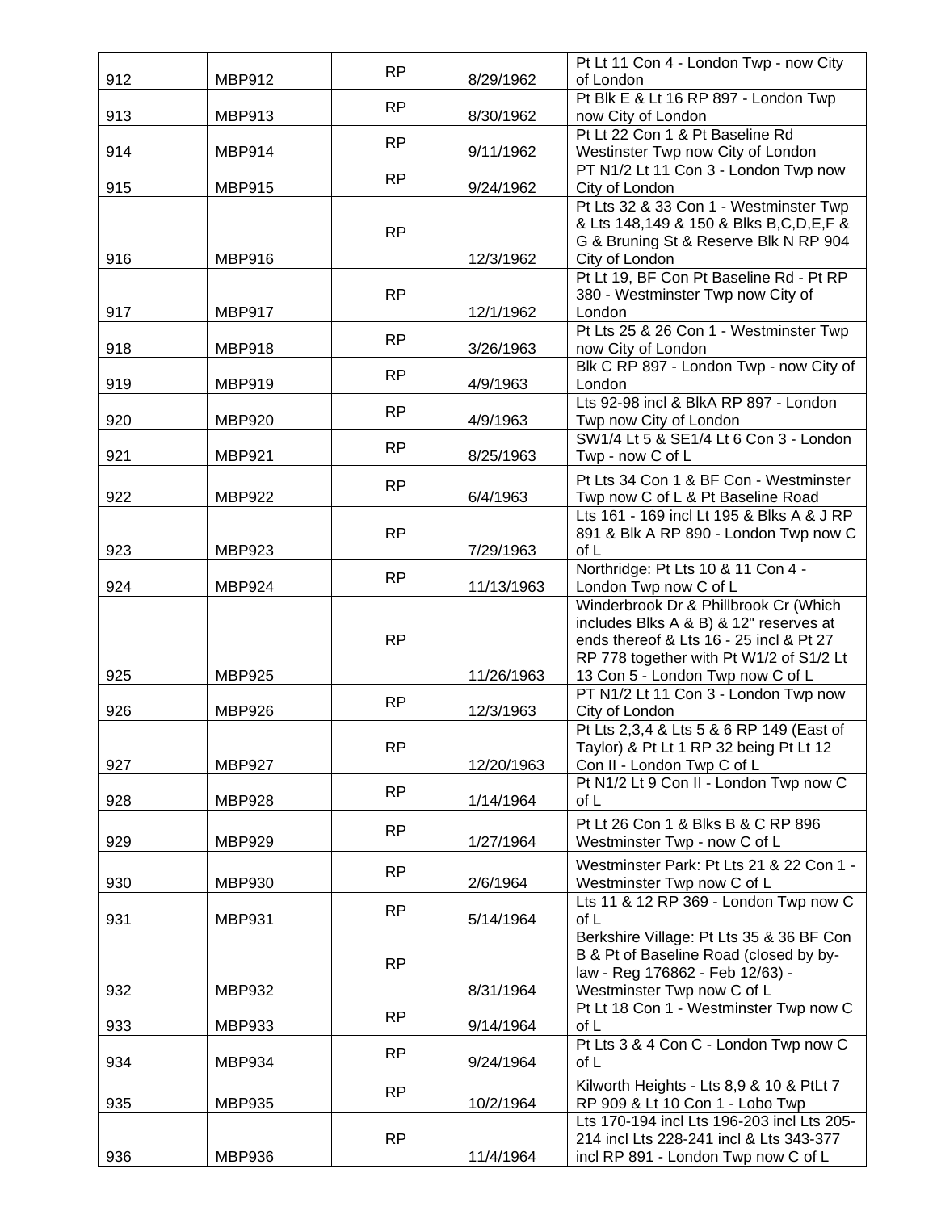| | | | | |
|---|---|---|---|---|
| 912 | MBP912 | RP | 8/29/1962 | Pt Lt 11 Con 4 - London Twp - now City of London |
| 913 | MBP913 | RP | 8/30/1962 | Pt Blk E & Lt 16 RP 897 - London Twp now City of London |
| 914 | MBP914 | RP | 9/11/1962 | Pt Lt 22 Con 1 & Pt Baseline Rd Westinster Twp now City of London |
| 915 | MBP915 | RP | 9/24/1962 | PT N1/2 Lt 11 Con 3 - London Twp now City of London |
| 916 | MBP916 | RP | 12/3/1962 | Pt Lts 32 & 33 Con 1 - Westminster Twp & Lts 148,149 & 150 & Blks B,C,D,E,F & G & Bruning St & Reserve Blk N RP 904 City of London |
| 917 | MBP917 | RP | 12/1/1962 | Pt Lt 19, BF Con Pt Baseline Rd - Pt RP 380 - Westminster Twp now City of London |
| 918 | MBP918 | RP | 3/26/1963 | Pt Lts 25 & 26 Con 1 - Westminster Twp now City of London |
| 919 | MBP919 | RP | 4/9/1963 | Blk C RP 897 - London Twp - now City of London |
| 920 | MBP920 | RP | 4/9/1963 | Lts 92-98 incl & BlkA RP 897 - London Twp now City of London |
| 921 | MBP921 | RP | 8/25/1963 | SW1/4 Lt 5 & SE1/4 Lt 6 Con 3 - London Twp - now C of L |
| 922 | MBP922 | RP | 6/4/1963 | Pt Lts 34 Con 1 & BF Con - Westminster Twp now C of L & Pt Baseline Road |
| 923 | MBP923 | RP | 7/29/1963 | Lts 161 - 169 incl Lt 195 & Blks A & J RP 891 & Blk A RP 890 - London Twp now C of L |
| 924 | MBP924 | RP | 11/13/1963 | Northridge: Pt Lts 10 & 11 Con 4 - London Twp now C of L |
| 925 | MBP925 | RP | 11/26/1963 | Winderbrook Dr & Phillbrook Cr (Which includes Blks A & B) & 12" reserves at ends thereof & Lts 16 - 25 incl & Pt 27 RP 778 together with Pt W1/2 of S1/2 Lt 13 Con 5 - London Twp now C of L |
| 926 | MBP926 | RP | 12/3/1963 | PT N1/2 Lt 11 Con 3 - London Twp now City of London |
| 927 | MBP927 | RP | 12/20/1963 | Pt Lts 2,3,4 & Lts 5 & 6 RP 149 (East of Taylor) & Pt Lt 1 RP 32 being Pt Lt 12 Con II - London Twp C of L |
| 928 | MBP928 | RP | 1/14/1964 | Pt N1/2 Lt 9 Con II - London Twp now C of L |
| 929 | MBP929 | RP | 1/27/1964 | Pt Lt 26 Con 1 & Blks B & C RP 896 Westminster Twp - now C of L |
| 930 | MBP930 | RP | 2/6/1964 | Westminster Park: Pt Lts 21 & 22 Con 1 - Westminster Twp now C of L |
| 931 | MBP931 | RP | 5/14/1964 | Lts 11 & 12 RP 369 - London Twp now C of L |
| 932 | MBP932 | RP | 8/31/1964 | Berkshire Village: Pt Lts 35 & 36 BF Con B & Pt of Baseline Road (closed by by-law - Reg 176862 - Feb 12/63) - Westminster Twp now C of L |
| 933 | MBP933 | RP | 9/14/1964 | Pt Lt 18 Con 1 - Westminster Twp now C of L |
| 934 | MBP934 | RP | 9/24/1964 | Pt Lts 3 & 4 Con C - London Twp now C of L |
| 935 | MBP935 | RP | 10/2/1964 | Kilworth Heights - Lts 8,9 & 10 & PtLt 7 RP 909 & Lt 10 Con 1 - Lobo Twp |
| 936 | MBP936 | RP | 11/4/1964 | Lts 170-194 incl Lts 196-203 incl Lts 205-214 incl Lts 228-241 incl & Lts 343-377 incl RP 891 - London Twp now C of L |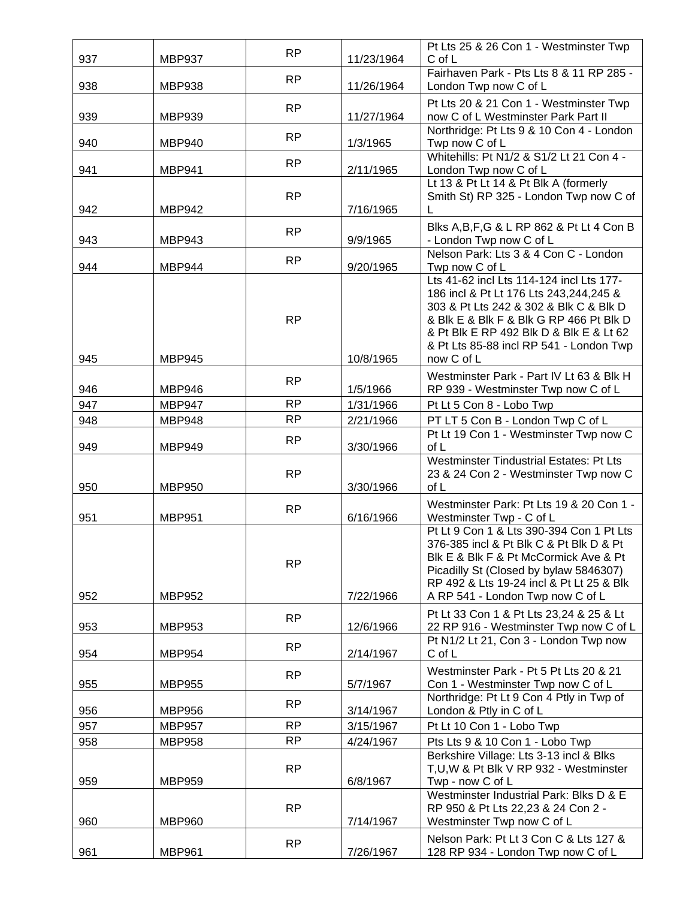| | | | | |
|---|---|---|---|---|
| 937 | MBP937 | RP | 11/23/1964 | Pt Lts 25 & 26 Con 1 - Westminster Twp C of L |
| 938 | MBP938 | RP | 11/26/1964 | Fairhaven Park - Pts Lts 8 & 11 RP 285 - London Twp now C of L |
| 939 | MBP939 | RP | 11/27/1964 | Pt Lts 20 & 21 Con 1 - Westminster Twp now C of L Westminster Park Part II |
| 940 | MBP940 | RP | 1/3/1965 | Northridge: Pt Lts 9 & 10 Con 4 - London Twp now C of L |
| 941 | MBP941 | RP | 2/11/1965 | Whitehills: Pt N1/2 & S1/2 Lt 21 Con 4 - London Twp now C of L |
| 942 | MBP942 | RP | 7/16/1965 | Lt 13 & Pt Lt 14 & Pt Blk A (formerly Smith St) RP 325 - London Twp now C of L |
| 943 | MBP943 | RP | 9/9/1965 | Blks A,B,F,G & L RP 862 & Pt Lt 4 Con B - London Twp now C of L |
| 944 | MBP944 | RP | 9/20/1965 | Nelson Park: Lts 3 & 4 Con C - London Twp now C of L |
| 945 | MBP945 | RP | 10/8/1965 | Lts 41-62 incl Lts 114-124 incl Lts 177-186 incl & Pt Lt 176 Lts 243,244,245 & 303 & Pt Lts 242 & 302 & Blk C & Blk D & Blk E & Blk F & Blk G RP 466 Pt Blk D & Pt Blk E RP 492 Blk D & Blk E & Lt 62 & Pt Lts 85-88 incl RP 541 - London Twp now C of L |
| 946 | MBP946 | RP | 1/5/1966 | Westminster Park - Part IV Lt 63 & Blk H RP 939 - Westminster Twp now C of L |
| 947 | MBP947 | RP | 1/31/1966 | Pt Lt 5 Con 8 - Lobo Twp |
| 948 | MBP948 | RP | 2/21/1966 | PT LT 5 Con B - London Twp C of L |
| 949 | MBP949 | RP | 3/30/1966 | Pt Lt 19 Con 1 - Westminster Twp now C of L |
| 950 | MBP950 | RP | 3/30/1966 | Westminster Tindustrial Estates: Pt Lts 23 & 24 Con 2 - Westminster Twp now C of L |
| 951 | MBP951 | RP | 6/16/1966 | Westminster Park: Pt Lts 19 & 20 Con 1 - Westminster Twp - C of L |
| 952 | MBP952 | RP | 7/22/1966 | Pt Lt 9 Con 1 & Lts 390-394 Con 1 Pt Lts 376-385 incl & Pt Blk C & Pt Blk D & Pt Blk E & Blk F & Pt McCormick Ave & Pt Picadilly St (Closed by bylaw 5846307) RP 492 & Lts 19-24 incl & Pt Lt 25 & Blk A RP 541 - London Twp now C of L |
| 953 | MBP953 | RP | 12/6/1966 | Pt Lt 33 Con 1 & Pt Lts 23,24 & 25 & Lt 22 RP 916 - Westminster Twp now C of L |
| 954 | MBP954 | RP | 2/14/1967 | Pt N1/2 Lt 21, Con 3 - London Twp now C of L |
| 955 | MBP955 | RP | 5/7/1967 | Westminster Park - Pt 5 Pt Lts 20 & 21 Con 1 - Westminster Twp now C of L |
| 956 | MBP956 | RP | 3/14/1967 | Northridge: Pt Lt 9 Con 4 Ptly in Twp of London & Ptly in C of L |
| 957 | MBP957 | RP | 3/15/1967 | Pt Lt 10 Con 1 - Lobo Twp |
| 958 | MBP958 | RP | 4/24/1967 | Pts Lts 9 & 10 Con 1 - Lobo Twp |
| 959 | MBP959 | RP | 6/8/1967 | Berkshire Village: Lts 3-13 incl & Blks T,U,W & Pt Blk V RP 932 - Westminster Twp - now C of L |
| 960 | MBP960 | RP | 7/14/1967 | Westminster Industrial Park: Blks D & E RP 950 & Pt Lts 22,23 & 24 Con 2 - Westminster Twp now C of L |
| 961 | MBP961 | RP | 7/26/1967 | Nelson Park: Pt Lt 3 Con C & Lts 127 & 128 RP 934 - London Twp now C of L |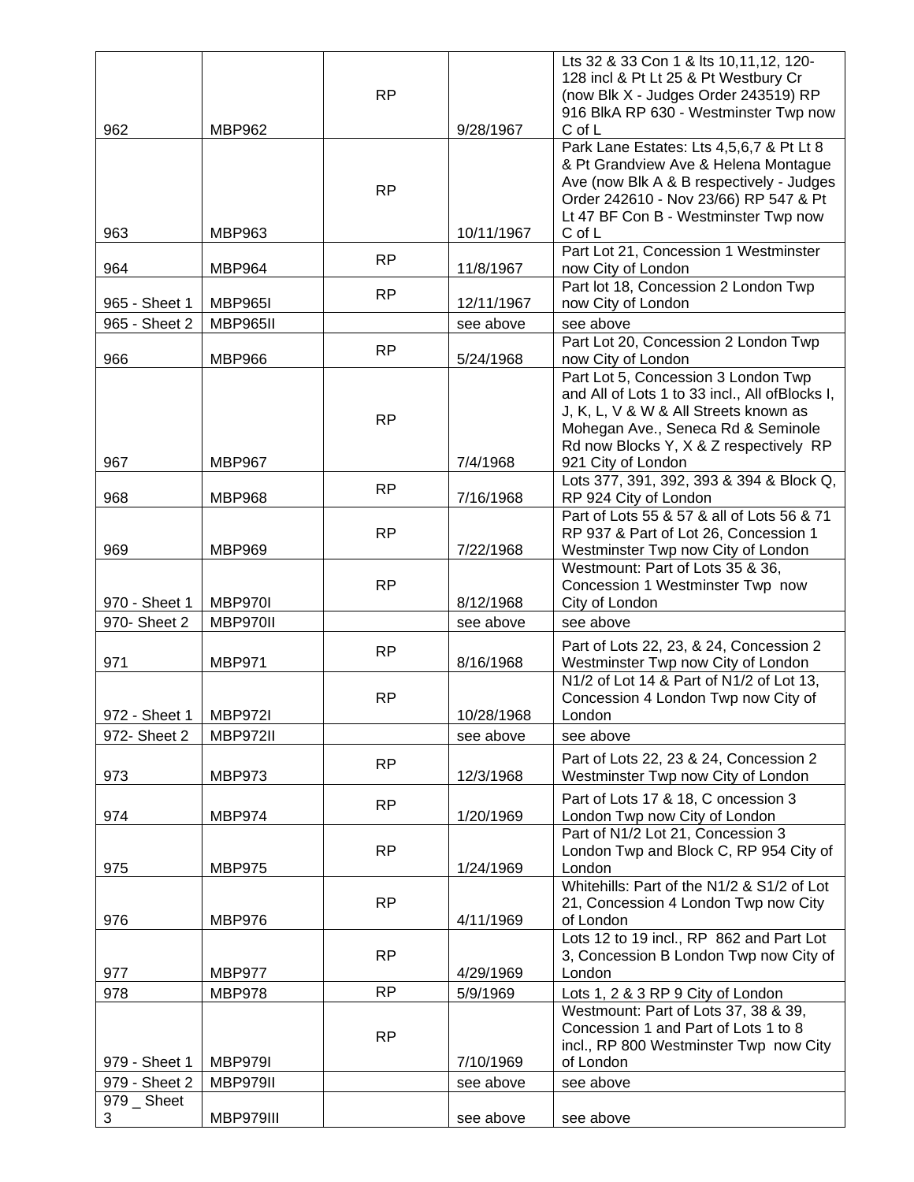| | | | | |
|---|---|---|---|---|
| 962 | MBP962 | RP | 9/28/1967 | Lts 32 & 33 Con 1 & lts 10,11,12, 120-128 incl & Pt Lt 25 & Pt Westbury Cr (now Blk X - Judges Order 243519) RP 916 BlkA RP 630 - Westminster Twp now C of L |
| 963 | MBP963 | RP | 10/11/1967 | Park Lane Estates: Lts 4,5,6,7 & Pt Lt 8 & Pt Grandview Ave & Helena Montague Ave (now Blk A & B respectively - Judges Order 242610 - Nov 23/66) RP 547 & Pt Lt 47 BF Con B - Westminster Twp now C of L |
| 964 | MBP964 | RP | 11/8/1967 | Part Lot 21, Concession 1 Westminster now City of London |
| 965 - Sheet 1 | MBP965I | RP | 12/11/1967 | Part lot 18, Concession 2 London Twp now City of London |
| 965 - Sheet 2 | MBP965II | | see above | see above |
| 966 | MBP966 | RP | 5/24/1968 | Part Lot 20, Concession 2 London Twp now City of London |
| 967 | MBP967 | RP | 7/4/1968 | Part Lot 5, Concession 3 London Twp and All of Lots 1 to 33 incl., All ofBlocks I, J, K, L, V & W & All Streets known as Mohegan Ave., Seneca Rd & Seminole Rd now Blocks Y, X & Z respectively RP 921 City of London |
| 968 | MBP968 | RP | 7/16/1968 | Lots 377, 391, 392, 393 & 394 & Block Q, RP 924 City of London |
| 969 | MBP969 | RP | 7/22/1968 | Part of Lots 55 & 57 & all of Lots 56 & 71 RP 937 & Part of Lot 26, Concession 1 Westminster Twp now City of London |
| 970 - Sheet 1 | MBP970I | RP | 8/12/1968 | Westmount: Part of Lots 35 & 36, Concession 1 Westminster Twp now City of London |
| 970- Sheet 2 | MBP970II | | see above | see above |
| 971 | MBP971 | RP | 8/16/1968 | Part of Lots 22, 23, & 24, Concession 2 Westminster Twp now City of London |
| 972 - Sheet 1 | MBP972I | RP | 10/28/1968 | N1/2 of Lot 14 & Part of N1/2 of Lot 13, Concession 4 London Twp now City of London |
| 972- Sheet 2 | MBP972II | | see above | see above |
| 973 | MBP973 | RP | 12/3/1968 | Part of Lots 22, 23 & 24, Concession 2 Westminster Twp now City of London |
| 974 | MBP974 | RP | 1/20/1969 | Part of Lots 17 & 18, C oncession 3 London Twp now City of London |
| 975 | MBP975 | RP | 1/24/1969 | Part of N1/2 Lot 21, Concession 3 London Twp and Block C, RP 954 City of London |
| 976 | MBP976 | RP | 4/11/1969 | Whitehills: Part of the N1/2 & S1/2 of Lot 21, Concession 4 London Twp now City of London |
| 977 | MBP977 | RP | 4/29/1969 | Lots 12 to 19 incl., RP 862 and Part Lot 3, Concession B London Twp now City of London |
| 978 | MBP978 | RP | 5/9/1969 | Lots 1, 2 & 3 RP 9 City of London |
| 979 - Sheet 1 | MBP979I | RP | 7/10/1969 | Westmount: Part of Lots 37, 38 & 39, Concession 1 and Part of Lots 1 to 8 incl., RP 800 Westminster Twp now City of London |
| 979 - Sheet 2 | MBP979II | | see above | see above |
| 979 _ Sheet 3 | MBP979III | | see above | see above |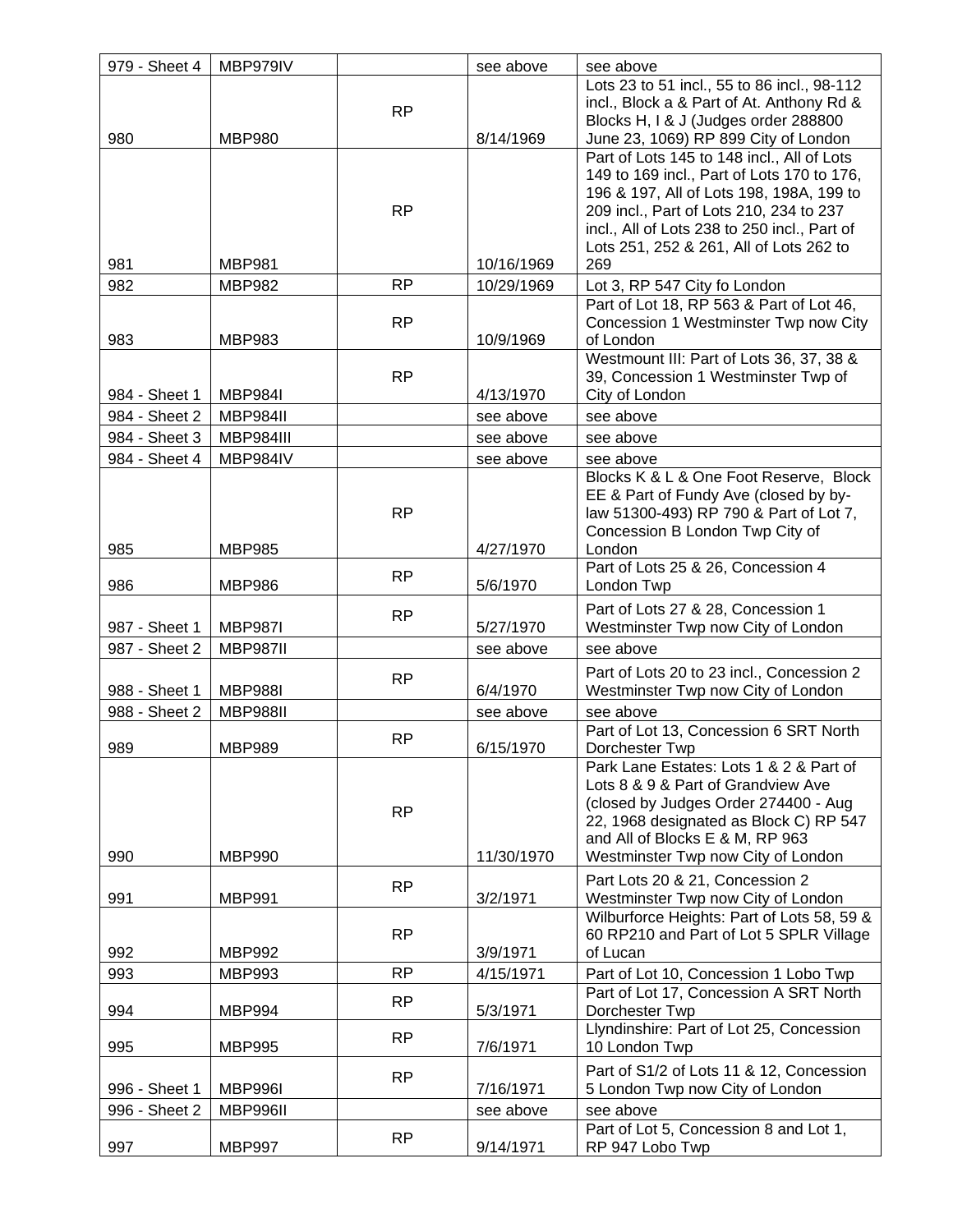| 979 - Sheet 4 | MBP979IV | | see above | see above |
|---|---|---|---|---|
| 980 | MBP980 | RP | 8/14/1969 | Lots 23 to 51 incl., 55 to 86 incl., 98-112 incl., Block a & Part of At. Anthony Rd & Blocks H, I & J (Judges order 288800 June 23, 1069) RP 899 City of London |
| 981 | MBP981 | RP | 10/16/1969 | Part of Lots 145 to 148 incl., All of Lots 149 to 169 incl., Part of Lots 170 to 176, 196 & 197, All of Lots 198, 198A, 199 to 209 incl., Part of Lots 210, 234 to 237 incl., All of Lots 238 to 250 incl., Part of Lots 251, 252 & 261, All of Lots 262 to 269 |
| 982 | MBP982 | RP | 10/29/1969 | Lot 3, RP 547 City fo London |
| 983 | MBP983 | RP | 10/9/1969 | Part of Lot 18, RP 563 & Part of Lot 46, Concession 1 Westminster Twp now City of London |
| 984 - Sheet 1 | MBP984I | RP | 4/13/1970 | Westmount III: Part of Lots 36, 37, 38 & 39, Concession 1 Westminster Twp of City of London |
| 984 - Sheet 2 | MBP984II | | see above | see above |
| 984 - Sheet 3 | MBP984III | | see above | see above |
| 984 - Sheet 4 | MBP984IV | | see above | see above |
| 985 | MBP985 | RP | 4/27/1970 | Blocks K & L & One Foot Reserve, Block EE & Part of Fundy Ave (closed by by-law 51300-493) RP 790 & Part of Lot 7, Concession B London Twp City of London |
| 986 | MBP986 | RP | 5/6/1970 | Part of Lots 25 & 26, Concession 4 London Twp |
| 987 - Sheet 1 | MBP987I | RP | 5/27/1970 | Part of Lots 27 & 28, Concession 1 Westminster Twp now City of London |
| 987 - Sheet 2 | MBP987II | | see above | see above |
| 988 - Sheet 1 | MBP988I | RP | 6/4/1970 | Part of Lots 20 to 23 incl., Concession 2 Westminster Twp now City of London |
| 988 - Sheet 2 | MBP988II | | see above | see above |
| 989 | MBP989 | RP | 6/15/1970 | Part of Lot 13, Concession 6 SRT North Dorchester Twp |
| 990 | MBP990 | RP | 11/30/1970 | Park Lane Estates: Lots 1 & 2 & Part of Lots 8 & 9 & Part of Grandview Ave (closed by Judges Order 274400 - Aug 22, 1968 designated as Block C) RP 547 and All of Blocks E & M, RP 963 Westminster Twp now City of London |
| 991 | MBP991 | RP | 3/2/1971 | Part Lots 20 & 21, Concession 2 Westminster Twp now City of London |
| 992 | MBP992 | RP | 3/9/1971 | Wilburforce Heights: Part of Lots 58, 59 & 60 RP210 and Part of Lot 5 SPLR Village of Lucan |
| 993 | MBP993 | RP | 4/15/1971 | Part of Lot 10, Concession 1 Lobo Twp |
| 994 | MBP994 | RP | 5/3/1971 | Part of Lot 17, Concession A SRT North Dorchester Twp |
| 995 | MBP995 | RP | 7/6/1971 | Llyndinshire: Part of Lot 25, Concession 10 London Twp |
| 996 - Sheet 1 | MBP996I | RP | 7/16/1971 | Part of S1/2 of Lots 11 & 12, Concession 5 London Twp now City of London |
| 996 - Sheet 2 | MBP996II | | see above | see above |
| 997 | MBP997 | RP | 9/14/1971 | Part of Lot 5, Concession 8 and Lot 1, RP 947 Lobo Twp |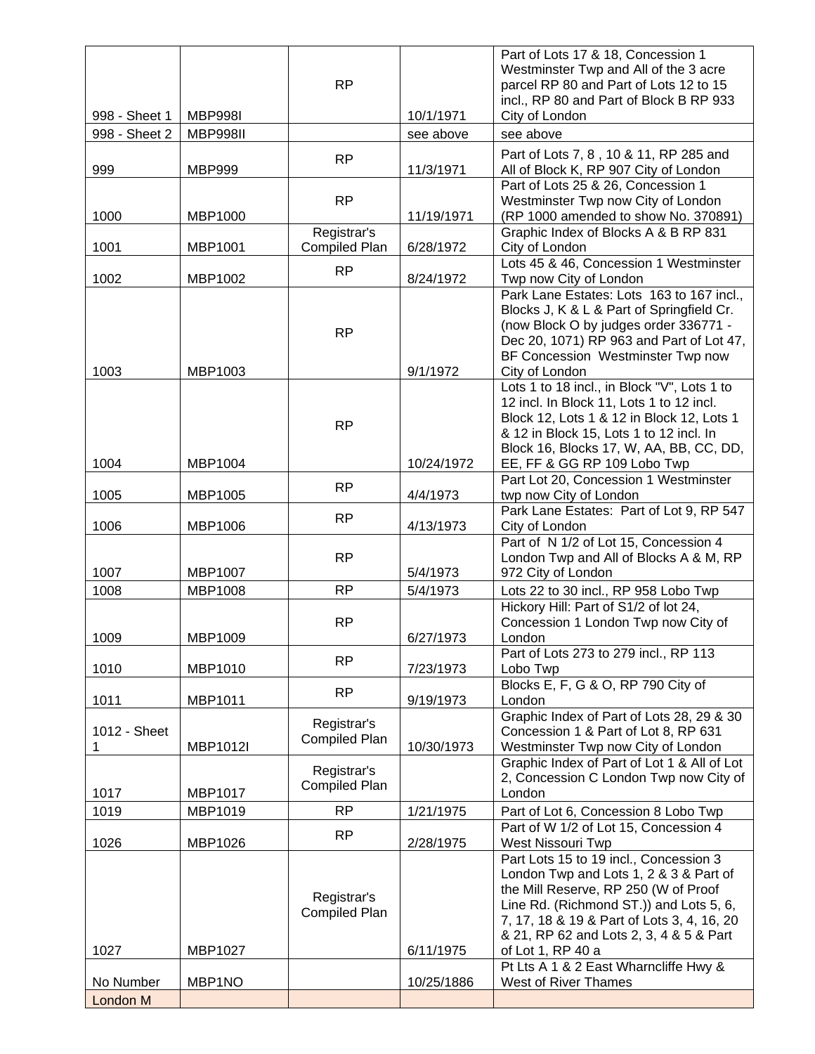| | | | | |
|---|---|---|---|---|
| 998 - Sheet 1 | MBP998I | RP | 10/1/1971 | Part of Lots 17 & 18, Concession 1 Westminster Twp and All of the 3 acre parcel RP 80 and Part of Lots 12 to 15 incl., RP 80 and Part of Block B RP 933 City of London |
| 998 - Sheet 2 | MBP998II | | see above | see above |
| 999 | MBP999 | RP | 11/3/1971 | Part of Lots 7, 8 , 10 & 11, RP 285 and All of Block K, RP 907 City of London |
| 1000 | MBP1000 | RP | 11/19/1971 | Part of Lots 25 & 26, Concession 1 Westminster Twp now City of London (RP 1000 amended to show No. 370891) |
| 1001 | MBP1001 | Registrar's Compiled Plan | 6/28/1972 | Graphic Index of Blocks A & B RP 831 City of London |
| 1002 | MBP1002 | RP | 8/24/1972 | Lots 45 & 46, Concession 1 Westminster Twp now City of London |
| 1003 | MBP1003 | RP | 9/1/1972 | Park Lane Estates: Lots 163 to 167 incl., Blocks J, K & L & Part of Springfield Cr. (now Block O by judges order 336771 - Dec 20, 1071) RP 963 and Part of Lot 47, BF Concession Westminster Twp now City of London |
| 1004 | MBP1004 | RP | 10/24/1972 | Lots 1 to 18 incl., in Block "V", Lots 1 to 12 incl. In Block 11, Lots 1 to 12 incl. Block 12, Lots 1 & 12 in Block 15, Lots 1 to 12 incl. In Block 16, Blocks 17, W, AA, BB, CC, DD, EE, FF & GG RP 109 Lobo Twp |
| 1005 | MBP1005 | RP | 4/4/1973 | Part Lot 20, Concession 1 Westminster twp now City of London |
| 1006 | MBP1006 | RP | 4/13/1973 | Park Lane Estates: Part of Lot 9, RP 547 City of London |
| 1007 | MBP1007 | RP | 5/4/1973 | Part of N 1/2 of Lot 15, Concession 4 London Twp and All of Blocks A & M, RP 972 City of London |
| 1008 | MBP1008 | RP | 5/4/1973 | Lots 22 to 30 incl., RP 958 Lobo Twp |
| 1009 | MBP1009 | RP | 6/27/1973 | Hickory Hill: Part of S1/2 of lot 24, Concession 1 London Twp now City of London |
| 1010 | MBP1010 | RP | 7/23/1973 | Part of Lots 273 to 279 incl., RP 113 Lobo Twp |
| 1011 | MBP1011 | RP | 9/19/1973 | Blocks E, F, G & O, RP 790 City of London |
| 1012 - Sheet 1 | MBP1012I | Registrar's Compiled Plan | 10/30/1973 | Graphic Index of Part of Lots 28, 29 & 30 Concession 1 & Part of Lot 8, RP 631 Westminster Twp now City of London |
| 1017 | MBP1017 | Registrar's Compiled Plan | | Graphic Index of Part of Lot 1 & All of Lot 2, Concession C London Twp now City of London |
| 1019 | MBP1019 | RP | 1/21/1975 | Part of Lot 6, Concession 8 Lobo Twp |
| 1026 | MBP1026 | RP | 2/28/1975 | Part of W 1/2 of Lot 15, Concession 4 West Nissouri Twp |
| 1027 | MBP1027 | Registrar's Compiled Plan | 6/11/1975 | Part Lots 15 to 19 incl., Concession 3 London Twp and Lots 1, 2 & 3 & Part of the Mill Reserve, RP 250 (W of Proof Line Rd. (Richmond ST.)) and Lots 5, 6, 7, 17, 18 & 19 & Part of Lots 3, 4, 16, 20 & 21, RP 62 and Lots 2, 3, 4 & 5 & Part of Lot 1, RP 40 a |
| No Number | MBP1NO | | 10/25/1886 | Pt Lts A 1 & 2 East Wharncliffe Hwy & West of River Thames |
| London M | | | | |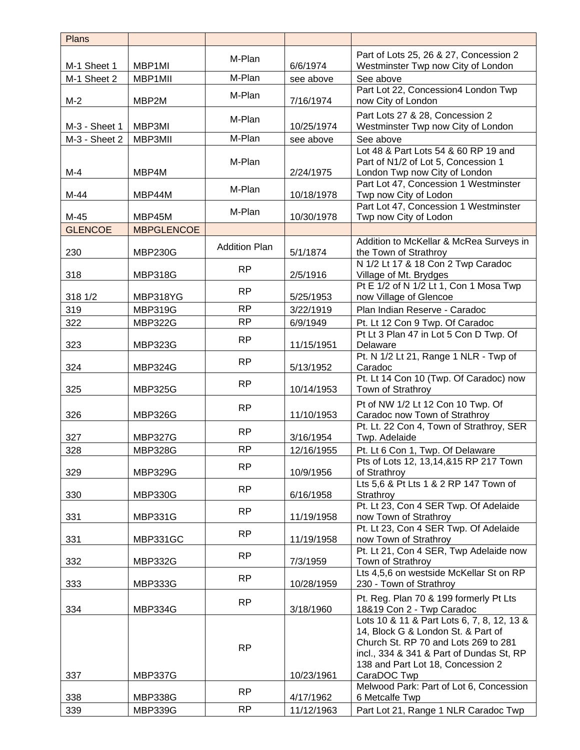| Plans | | | | |
|---|---|---|---|---|
| M-1 Sheet 1 | MBP1MI | M-Plan | 6/6/1974 | Part of Lots 25, 26 & 27, Concession 2 Westminster Twp now City of London |
| M-1 Sheet 2 | MBP1MII | M-Plan | see above | See above |
| M-2 | MBP2M | M-Plan | 7/16/1974 | Part Lot 22, Concession4 London Twp now City of London |
| M-3 - Sheet 1 | MBP3MI | M-Plan | 10/25/1974 | Part Lots 27 & 28, Concession 2 Westminster Twp now City of London |
| M-3 - Sheet 2 | MBP3MII | M-Plan | see above | See above |
| M-4 | MBP4M | M-Plan | 2/24/1975 | Lot 48 & Part Lots 54 & 60 RP 19 and Part of N1/2 of Lot 5, Concession 1 London Twp now City of London |
| M-44 | MBP44M | M-Plan | 10/18/1978 | Part Lot 47, Concession 1 Westminster Twp now City of Lodon |
| M-45 | MBP45M | M-Plan | 10/30/1978 | Part Lot 47, Concession 1 Westminster Twp now City of Lodon |
| GLENCOE | MBPGLENCOE | | | |
| 230 | MBP230G | Addition Plan | 5/1/1874 | Addition to McKellar & McRea Surveys in the Town of Strathroy |
| 318 | MBP318G | RP | 2/5/1916 | N 1/2 Lt 17 & 18 Con 2 Twp Caradoc Village of Mt. Brydges |
| 318 1/2 | MBP318YG | RP | 5/25/1953 | Pt E 1/2 of N 1/2 Lt 1, Con 1 Mosa Twp now Village of Glencoe |
| 319 | MBP319G | RP | 3/22/1919 | Plan Indian Reserve - Caradoc |
| 322 | MBP322G | RP | 6/9/1949 | Pt. Lt 12 Con 9 Twp. Of Caradoc |
| 323 | MBP323G | RP | 11/15/1951 | Pt Lt 3 Plan 47 in Lot 5 Con D Twp. Of Delaware |
| 324 | MBP324G | RP | 5/13/1952 | Pt. N 1/2 Lt 21, Range 1 NLR - Twp of Caradoc |
| 325 | MBP325G | RP | 10/14/1953 | Pt. Lt 14 Con 10 (Twp. Of Caradoc) now Town of Strathroy |
| 326 | MBP326G | RP | 11/10/1953 | Pt of NW 1/2 Lt 12 Con 10 Twp. Of Caradoc now Town of Strathroy |
| 327 | MBP327G | RP | 3/16/1954 | Pt. Lt. 22 Con 4, Town of Strathroy, SER Twp. Adelaide |
| 328 | MBP328G | RP | 12/16/1955 | Pt. Lt 6 Con 1, Twp. Of Delaware |
| 329 | MBP329G | RP | 10/9/1956 | Pts of Lots 12, 13,14,&15 RP 217 Town of Strathroy |
| 330 | MBP330G | RP | 6/16/1958 | Lts 5,6 & Pt Lts 1 & 2 RP 147 Town of Strathroy |
| 331 | MBP331G | RP | 11/19/1958 | Pt. Lt 23, Con 4 SER Twp. Of Adelaide now Town of Strathroy |
| 331 | MBP331GC | RP | 11/19/1958 | Pt. Lt 23, Con 4 SER Twp. Of Adelaide now Town of Strathroy |
| 332 | MBP332G | RP | 7/3/1959 | Pt. Lt 21, Con 4 SER, Twp Adelaide now Town of Strathroy |
| 333 | MBP333G | RP | 10/28/1959 | Lts 4,5,6 on westside McKellar St on RP 230 - Town of Strathroy |
| 334 | MBP334G | RP | 3/18/1960 | Pt. Reg. Plan 70 & 199 formerly Pt Lts 18&19 Con 2 - Twp Caradoc |
| 337 | MBP337G | RP | 10/23/1961 | Lots 10 & 11 & Part Lots 6, 7, 8, 12, 13 & 14, Block G & London St. & Part of Church St. RP 70 and Lots 269 to 281 incl., 334 & 341 & Part of Dundas St, RP 138 and Part Lot 18, Concession 2 CaraDOC Twp |
| 338 | MBP338G | RP | 4/17/1962 | Melwood Park: Part of Lot 6, Concession 6 Metcalfe Twp |
| 339 | MBP339G | RP | 11/12/1963 | Part Lot 21, Range 1 NLR Caradoc Twp |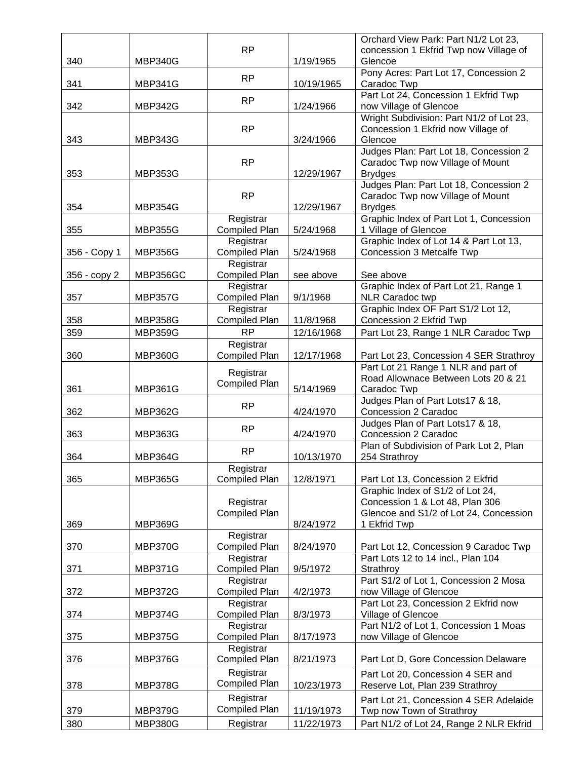| | | | | |
|---|---|---|---|---|
| 340 | MBP340G | RP | 1/19/1965 | Orchard View Park: Part N1/2 Lot 23, concession 1 Ekfrid Twp now Village of Glencoe |
| 341 | MBP341G | RP | 10/19/1965 | Pony Acres: Part Lot 17, Concession 2 Caradoc Twp |
| 342 | MBP342G | RP | 1/24/1966 | Part Lot 24, Concession 1 Ekfrid Twp now Village of Glencoe |
| 343 | MBP343G | RP | 3/24/1966 | Wright Subdivision: Part N1/2 of Lot 23, Concession 1 Ekfrid now Village of Glencoe |
| 353 | MBP353G | RP | 12/29/1967 | Judges Plan: Part Lot 18, Concession 2 Caradoc Twp now Village of Mount Brydges |
| 354 | MBP354G | RP | 12/29/1967 | Judges Plan: Part Lot 18, Concession 2 Caradoc Twp now Village of Mount Brydges |
| 355 | MBP355G | Registrar Compiled Plan | 5/24/1968 | Graphic Index of Part Lot 1, Concession 1 Village of Glencoe |
| 356 - Copy 1 | MBP356G | Registrar Compiled Plan | 5/24/1968 | Graphic Index of Lot 14 & Part Lot 13, Concession 3 Metcalfe Twp |
| 356 - copy 2 | MBP356GC | Registrar Compiled Plan | see above | See above |
| 357 | MBP357G | Registrar Compiled Plan | 9/1/1968 | Graphic Index of Part Lot 21, Range 1 NLR Caradoc twp |
| 358 | MBP358G | Registrar Compiled Plan | 11/8/1968 | Graphic Index OF Part S1/2 Lot 12, Concession 2 Ekfrid Twp |
| 359 | MBP359G | RP | 12/16/1968 | Part Lot 23, Range 1 NLR Caradoc Twp |
| 360 | MBP360G | Registrar Compiled Plan | 12/17/1968 | Part Lot 23, Concession 4 SER Strathroy |
| 361 | MBP361G | Registrar Compiled Plan | 5/14/1969 | Part Lot 21 Range 1 NLR and part of Road Allownace Between Lots 20 & 21 Caradoc Twp |
| 362 | MBP362G | RP | 4/24/1970 | Judges Plan of Part Lots17 & 18, Concession 2 Caradoc |
| 363 | MBP363G | RP | 4/24/1970 | Judges Plan of Part Lots17 & 18, Concession 2 Caradoc |
| 364 | MBP364G | RP | 10/13/1970 | Plan of Subdivision of Park Lot 2, Plan 254 Strathroy |
| 365 | MBP365G | Registrar Compiled Plan | 12/8/1971 | Part Lot 13, Concession 2 Ekfrid |
| 369 | MBP369G | Registrar Compiled Plan | 8/24/1972 | Graphic Index of S1/2 of Lot 24, Concession 1 & Lot 48, Plan 306 Glencoe and S1/2 of Lot 24, Concession 1 Ekfrid Twp |
| 370 | MBP370G | Registrar Compiled Plan | 8/24/1970 | Part Lot 12, Concession 9 Caradoc Twp |
| 371 | MBP371G | Registrar Compiled Plan | 9/5/1972 | Part Lots 12 to 14 incl., Plan 104 Strathroy |
| 372 | MBP372G | Registrar Compiled Plan | 4/2/1973 | Part S1/2 of Lot 1, Concession 2 Mosa now Village of Glencoe |
| 374 | MBP374G | Registrar Compiled Plan | 8/3/1973 | Part Lot 23, Concession 2 Ekfrid now Village of Glencoe |
| 375 | MBP375G | Registrar Compiled Plan | 8/17/1973 | Part N1/2 of Lot 1, Concession 1 Moas now Village of Glencoe |
| 376 | MBP376G | Registrar Compiled Plan | 8/21/1973 | Part Lot D, Gore Concession Delaware |
| 378 | MBP378G | Registrar Compiled Plan | 10/23/1973 | Part Lot 20, Concession 4 SER and Reserve Lot, Plan 239 Strathroy |
| 379 | MBP379G | Registrar Compiled Plan | 11/19/1973 | Part Lot 21, Concession 4 SER Adelaide Twp now Town of Strathroy |
| 380 | MBP380G | Registrar | 11/22/1973 | Part N1/2 of Lot 24, Range 2 NLR Ekfrid |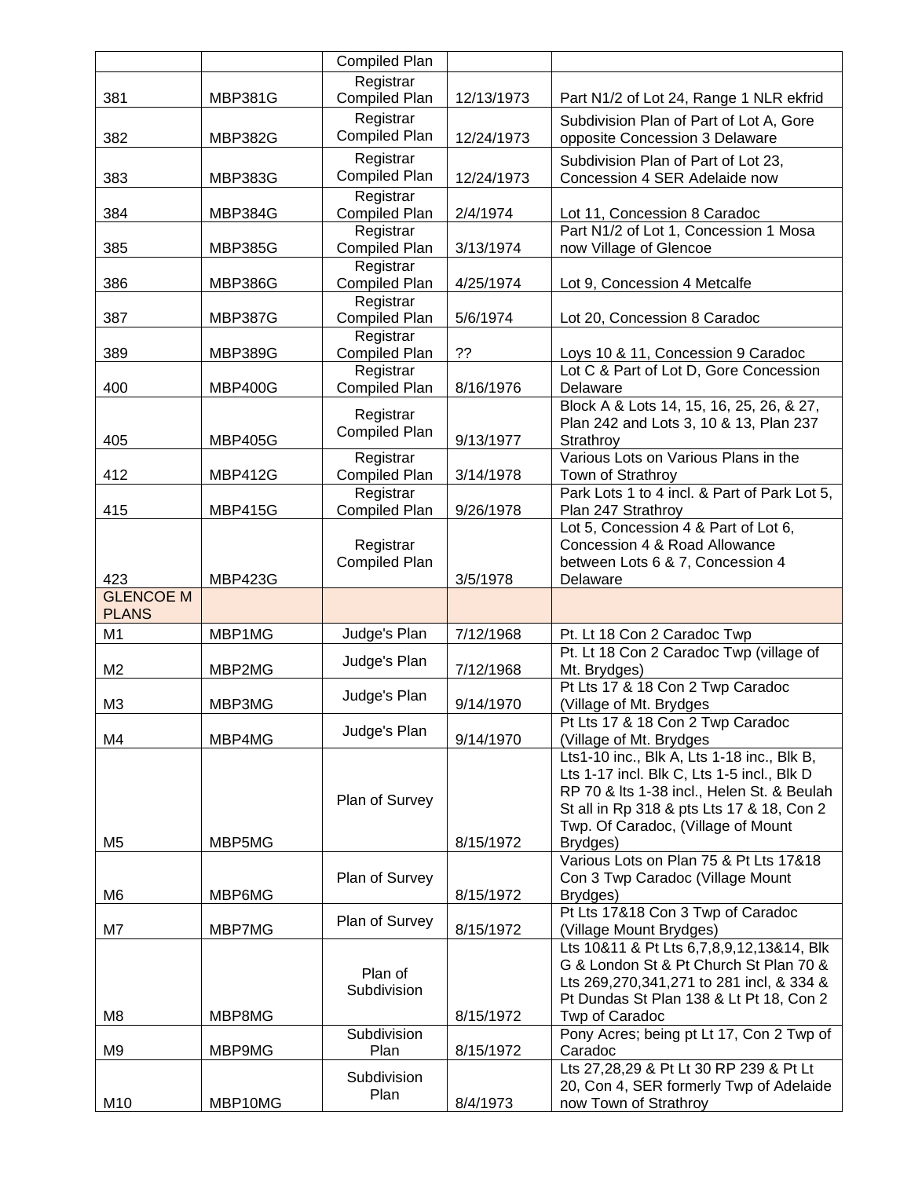| | | Compiled Plan | | |
|---|---|---|---|---|
| 381 | MBP381G | Registrar Compiled Plan | 12/13/1973 | Part N1/2 of Lot 24, Range 1 NLR ekfrid |
| 382 | MBP382G | Registrar Compiled Plan | 12/24/1973 | Subdivision Plan of Part of Lot A, Gore opposite Concession 3 Delaware |
| 383 | MBP383G | Registrar Compiled Plan | 12/24/1973 | Subdivision Plan of Part of Lot 23, Concession 4 SER Adelaide now |
| 384 | MBP384G | Registrar Compiled Plan | 2/4/1974 | Lot 11, Concession 8 Caradoc |
| 385 | MBP385G | Registrar Compiled Plan | 3/13/1974 | Part N1/2 of Lot 1, Concession 1 Mosa now Village of Glencoe |
| 386 | MBP386G | Registrar Compiled Plan | 4/25/1974 | Lot 9, Concession 4 Metcalfe |
| 387 | MBP387G | Registrar Compiled Plan | 5/6/1974 | Lot 20, Concession 8 Caradoc |
| 389 | MBP389G | Registrar Compiled Plan | ?? | Loys 10 & 11, Concession 9 Caradoc |
| 400 | MBP400G | Registrar Compiled Plan | 8/16/1976 | Lot C & Part of Lot D, Gore Concession Delaware |
| 405 | MBP405G | Registrar Compiled Plan | 9/13/1977 | Block A & Lots 14, 15, 16, 25, 26, & 27, Plan 242 and Lots 3, 10 & 13, Plan 237 Strathroy |
| 412 | MBP412G | Registrar Compiled Plan | 3/14/1978 | Various Lots on Various Plans in the Town of Strathroy |
| 415 | MBP415G | Registrar Compiled Plan | 9/26/1978 | Park Lots 1 to 4 incl. & Part of Park Lot 5, Plan 247 Strathroy |
| 423 | MBP423G | Registrar Compiled Plan | 3/5/1978 | Lot 5, Concession 4 & Part of Lot 6, Concession 4 & Road Allowance between Lots 6 & 7, Concession 4 Delaware |
| GLENCOE M PLANS | | | | |
| M1 | MBP1MG | Judge's Plan | 7/12/1968 | Pt. Lt 18 Con 2 Caradoc Twp |
| M2 | MBP2MG | Judge's Plan | 7/12/1968 | Pt. Lt 18 Con 2 Caradoc Twp (village of Mt. Brydges) |
| M3 | MBP3MG | Judge's Plan | 9/14/1970 | Pt Lts 17 & 18 Con 2 Twp Caradoc (Village of Mt. Brydges |
| M4 | MBP4MG | Judge's Plan | 9/14/1970 | Pt Lts 17 & 18 Con 2 Twp Caradoc (Village of Mt. Brydges |
| M5 | MBP5MG | Plan of Survey | 8/15/1972 | Lts1-10 inc., Blk A, Lts 1-18 inc., Blk B, Lts 1-17 incl. Blk C, Lts 1-5 incl., Blk D RP 70 & lts 1-38 incl., Helen St. & Beulah St all in Rp 318 & pts Lts 17 & 18, Con 2 Twp. Of Caradoc, (Village of Mount Brydges) |
| M6 | MBP6MG | Plan of Survey | 8/15/1972 | Various Lots on Plan 75 & Pt Lts 17&18 Con 3 Twp Caradoc (Village Mount Brydges) |
| M7 | MBP7MG | Plan of Survey | 8/15/1972 | Pt Lts 17&18 Con 3 Twp of Caradoc (Village Mount Brydges) |
| M8 | MBP8MG | Plan of Subdivision | 8/15/1972 | Lts 10&11 & Pt Lts 6,7,8,9,12,13&14, Blk G & London St & Pt Church St Plan 70 & Lts 269,270,341,271 to 281 incl, & 334 & Pt Dundas St Plan 138 & Lt Pt 18, Con 2 Twp of Caradoc |
| M9 | MBP9MG | Subdivision Plan | 8/15/1972 | Pony Acres; being pt Lt 17, Con 2 Twp of Caradoc |
| M10 | MBP10MG | Subdivision Plan | 8/4/1973 | Lts 27,28,29 & Pt Lt 30 RP 239 & Pt Lt 20, Con 4, SER formerly Twp of Adelaide now Town of Strathroy |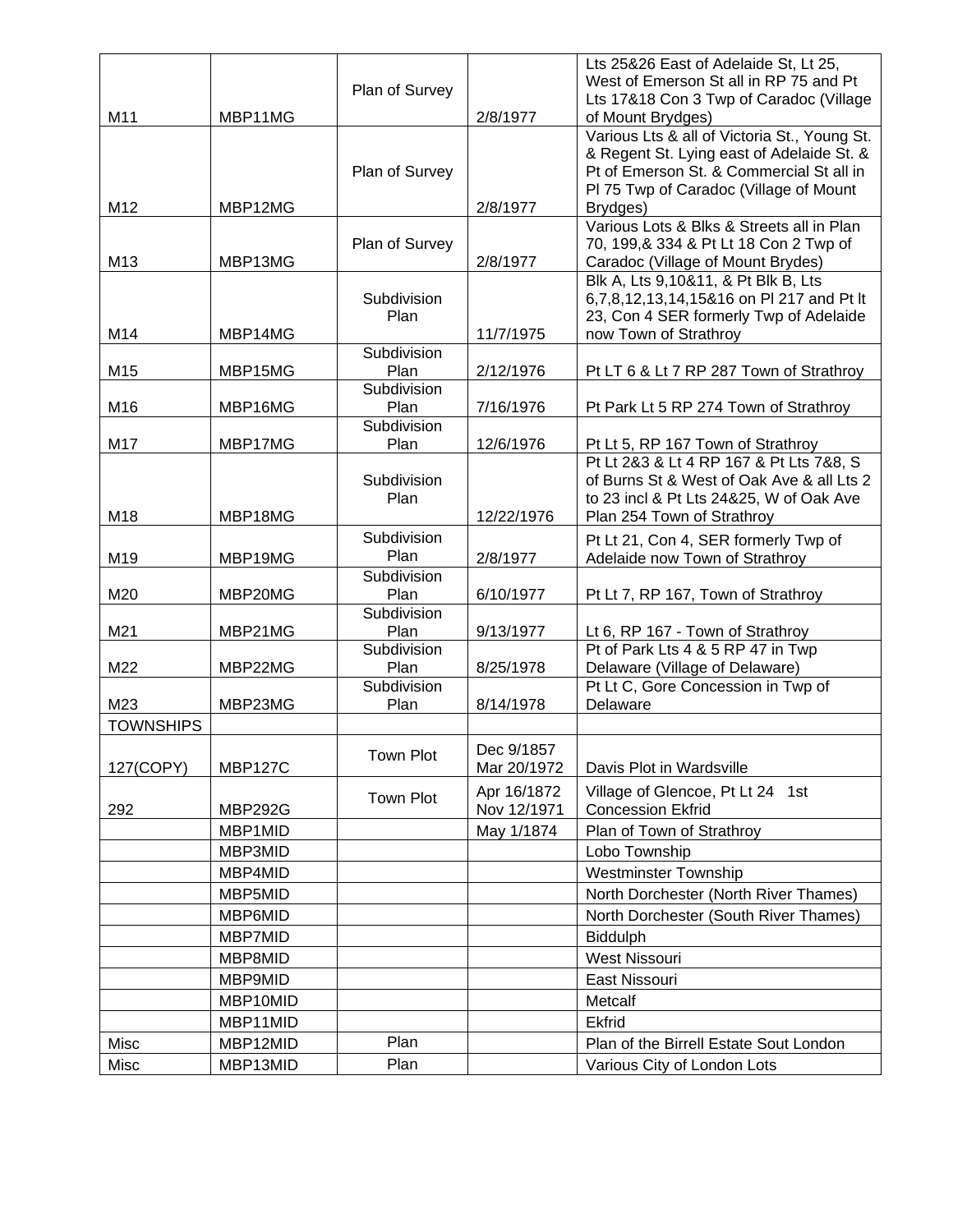| | | | | |
|---|---|---|---|---|
| M11 | MBP11MG | Plan of Survey | 2/8/1977 | Lts 25&26 East of Adelaide St, Lt 25, West of Emerson St all in RP 75 and Pt Lts 17&18 Con 3 Twp of Caradoc (Village of Mount Brydges) |
| M12 | MBP12MG | Plan of Survey | 2/8/1977 | Various Lts & all of Victoria St., Young St. & Regent St. Lying east of Adelaide St. & Pt of Emerson St. & Commercial St all in Pl 75 Twp of Caradoc (Village of Mount Brydges) |
| M13 | MBP13MG | Plan of Survey | 2/8/1977 | Various Lots & Blks & Streets all in Plan 70, 199,& 334 & Pt Lt 18 Con 2 Twp of Caradoc (Village of Mount Brydes) |
| M14 | MBP14MG | Subdivision Plan | 11/7/1975 | Blk A, Lts 9,10&11, & Pt Blk B, Lts 6,7,8,12,13,14,15&16 on Pl 217 and Pt lt 23, Con 4 SER formerly Twp of Adelaide now Town of Strathroy |
| M15 | MBP15MG | Subdivision Plan | 2/12/1976 | Pt LT 6 & Lt 7 RP 287 Town of Strathroy |
| M16 | MBP16MG | Subdivision Plan | 7/16/1976 | Pt Park Lt 5 RP 274 Town of Strathroy |
| M17 | MBP17MG | Subdivision Plan | 12/6/1976 | Pt Lt 5, RP 167 Town of Strathroy |
| M18 | MBP18MG | Subdivision Plan | 12/22/1976 | Pt Lt 2&3 & Lt 4 RP 167 & Pt Lts 7&8, S of Burns St & West of Oak Ave & all Lts 2 to 23 incl & Pt Lts 24&25, W of Oak Ave Plan 254 Town of Strathroy |
| M19 | MBP19MG | Subdivision Plan | 2/8/1977 | Pt Lt 21, Con 4, SER formerly Twp of Adelaide now Town of Strathroy |
| M20 | MBP20MG | Subdivision Plan | 6/10/1977 | Pt Lt 7, RP 167, Town of Strathroy |
| M21 | MBP21MG | Subdivision Plan | 9/13/1977 | Lt 6, RP 167 - Town of Strathroy |
| M22 | MBP22MG | Subdivision Plan | 8/25/1978 | Pt of Park Lts 4 & 5 RP 47 in Twp Delaware (Village of Delaware) |
| M23 | MBP23MG | Subdivision Plan | 8/14/1978 | Pt Lt C, Gore Concession in Twp of Delaware |
| TOWNSHIPS | | | | |
| 127(COPY) | MBP127C | Town Plot | Dec 9/1857 Mar 20/1972 | Davis Plot in Wardsville |
| 292 | MBP292G | Town Plot | Apr 16/1872 Nov 12/1971 | Village of Glencoe, Pt Lt 24 1st Concession Ekfrid |
| | MBP1MID | | May 1/1874 | Plan of Town of Strathroy |
| | MBP3MID | | | Lobo Township |
| | MBP4MID | | | Westminster Township |
| | MBP5MID | | | North Dorchester (North River Thames) |
| | MBP6MID | | | North Dorchester (South River Thames) |
| | MBP7MID | | | Biddulph |
| | MBP8MID | | | West Nissouri |
| | MBP9MID | | | East Nissouri |
| | MBP10MID | | | Metcalf |
| | MBP11MID | | | Ekfrid |
| Misc | MBP12MID | Plan | | Plan of the Birrell Estate Sout London |
| Misc | MBP13MID | Plan | | Various City of London Lots |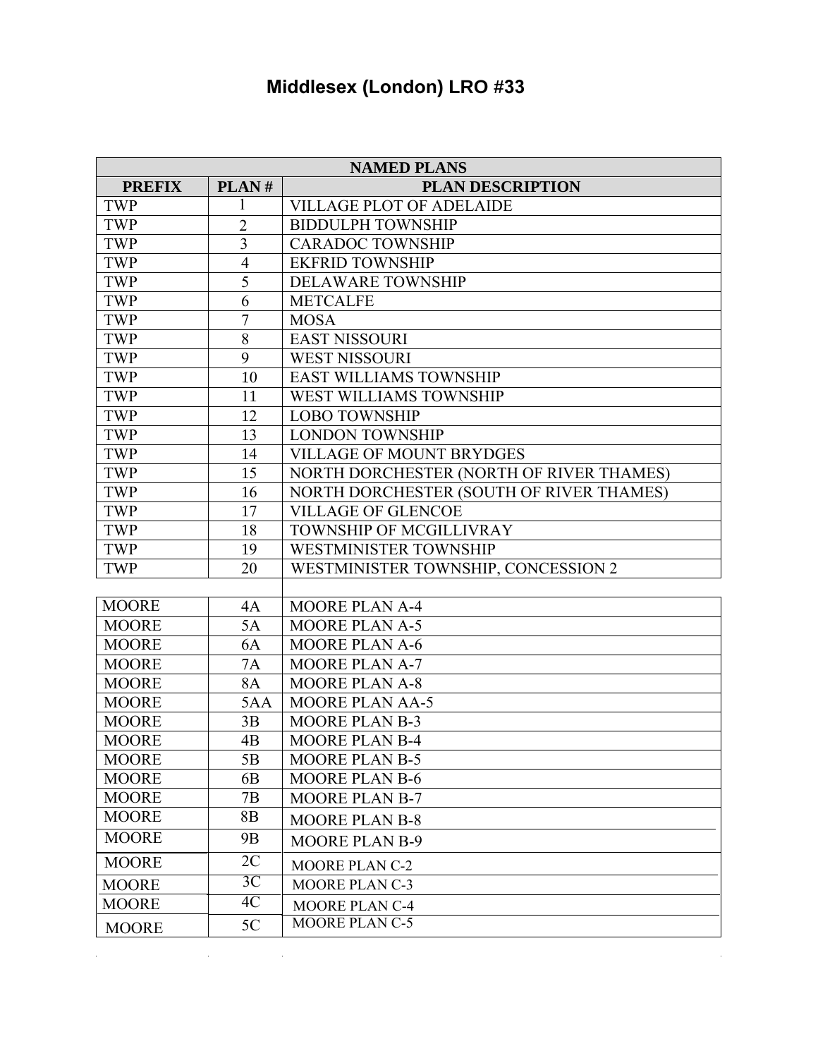# Middlesex (London) LRO #33

| NAMED PLANS | | |
|---|---|---|
| **PREFIX** | **PLAN #** | **PLAN DESCRIPTION** |
| TWP | 1 | VILLAGE PLOT OF ADELAIDE |
| TWP | 2 | BIDDULPH TOWNSHIP |
| TWP | 3 | CARADOC TOWNSHIP |
| TWP | 4 | EKFRID TOWNSHIP |
| TWP | 5 | DELAWARE TOWNSHIP |
| TWP | 6 | METCALFE |
| TWP | 7 | MOSA |
| TWP | 8 | EAST NISSOURI |
| TWP | 9 | WEST NISSOURI |
| TWP | 10 | EAST WILLIAMS TOWNSHIP |
| TWP | 11 | WEST WILLIAMS TOWNSHIP |
| TWP | 12 | LOBO TOWNSHIP |
| TWP | 13 | LONDON TOWNSHIP |
| TWP | 14 | VILLAGE OF MOUNT BRYDGES |
| TWP | 15 | NORTH DORCHESTER (NORTH OF RIVER THAMES) |
| TWP | 16 | NORTH DORCHESTER (SOUTH OF RIVER THAMES) |
| TWP | 17 | VILLAGE OF GLENCOE |
| TWP | 18 | TOWNSHIP OF MCGILLIVRAY |
| TWP | 19 | WESTMINISTER TOWNSHIP |
| TWP | 20 | WESTMINISTER TOWNSHIP, CONCESSION 2 |
| | | |
| MOORE | 4A | MOORE PLAN A-4 |
| MOORE | 5A | MOORE PLAN A-5 |
| MOORE | 6A | MOORE PLAN A-6 |
| MOORE | 7A | MOORE PLAN A-7 |
| MOORE | 8A | MOORE PLAN A-8 |
| MOORE | 5AA | MOORE PLAN AA-5 |
| MOORE | 3B | MOORE PLAN B-3 |
| MOORE | 4B | MOORE PLAN B-4 |
| MOORE | 5B | MOORE PLAN B-5 |
| MOORE | 6B | MOORE PLAN B-6 |
| MOORE | 7B | MOORE PLAN B-7 |
| MOORE | 8B | MOORE PLAN B-8 |
| MOORE | 9B | MOORE PLAN B-9 |
| MOORE | 2C | MOORE PLAN C-2 |
| MOORE | 3C | MOORE PLAN C-3 |
| MOORE | 4C | MOORE PLAN C-4 |
| MOORE | 5C | MOORE PLAN C-5 |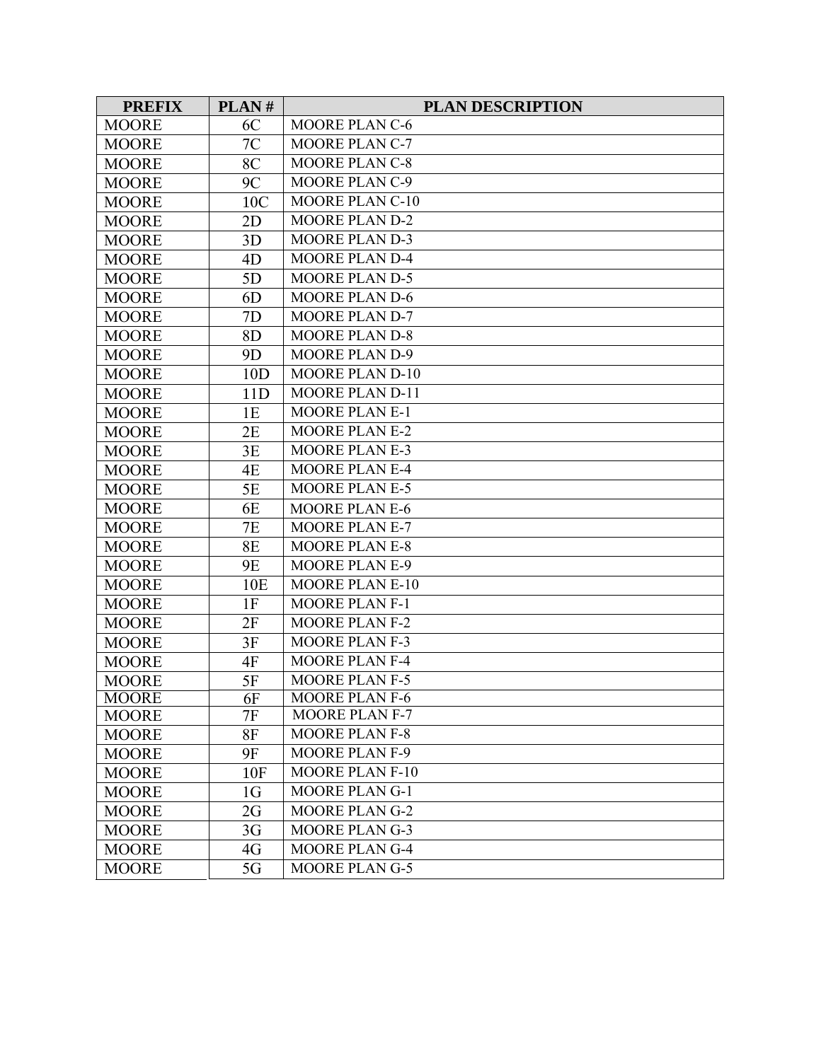| PREFIX | PLAN # | PLAN DESCRIPTION |
| --- | --- | --- |
| MOORE | 6C | MOORE PLAN C-6 |
| MOORE | 7C | MOORE PLAN C-7 |
| MOORE | 8C | MOORE PLAN C-8 |
| MOORE | 9C | MOORE PLAN C-9 |
| MOORE | 10C | MOORE PLAN C-10 |
| MOORE | 2D | MOORE PLAN D-2 |
| MOORE | 3D | MOORE PLAN D-3 |
| MOORE | 4D | MOORE PLAN D-4 |
| MOORE | 5D | MOORE PLAN D-5 |
| MOORE | 6D | MOORE PLAN D-6 |
| MOORE | 7D | MOORE PLAN D-7 |
| MOORE | 8D | MOORE PLAN D-8 |
| MOORE | 9D | MOORE PLAN D-9 |
| MOORE | 10D | MOORE PLAN D-10 |
| MOORE | 11D | MOORE PLAN D-11 |
| MOORE | 1E | MOORE PLAN E-1 |
| MOORE | 2E | MOORE PLAN E-2 |
| MOORE | 3E | MOORE PLAN E-3 |
| MOORE | 4E | MOORE PLAN E-4 |
| MOORE | 5E | MOORE PLAN E-5 |
| MOORE | 6E | MOORE PLAN E-6 |
| MOORE | 7E | MOORE PLAN E-7 |
| MOORE | 8E | MOORE PLAN E-8 |
| MOORE | 9E | MOORE PLAN E-9 |
| MOORE | 10E | MOORE PLAN E-10 |
| MOORE | 1F | MOORE PLAN F-1 |
| MOORE | 2F | MOORE PLAN F-2 |
| MOORE | 3F | MOORE PLAN F-3 |
| MOORE | 4F | MOORE PLAN F-4 |
| MOORE | 5F | MOORE PLAN F-5 |
| MOORE | 6F | MOORE PLAN F-6 |
| MOORE | 7F | MOORE PLAN F-7 |
| MOORE | 8F | MOORE PLAN F-8 |
| MOORE | 9F | MOORE PLAN F-9 |
| MOORE | 10F | MOORE PLAN F-10 |
| MOORE | 1G | MOORE PLAN G-1 |
| MOORE | 2G | MOORE PLAN G-2 |
| MOORE | 3G | MOORE PLAN G-3 |
| MOORE | 4G | MOORE PLAN G-4 |
| MOORE | 5G | MOORE PLAN G-5 |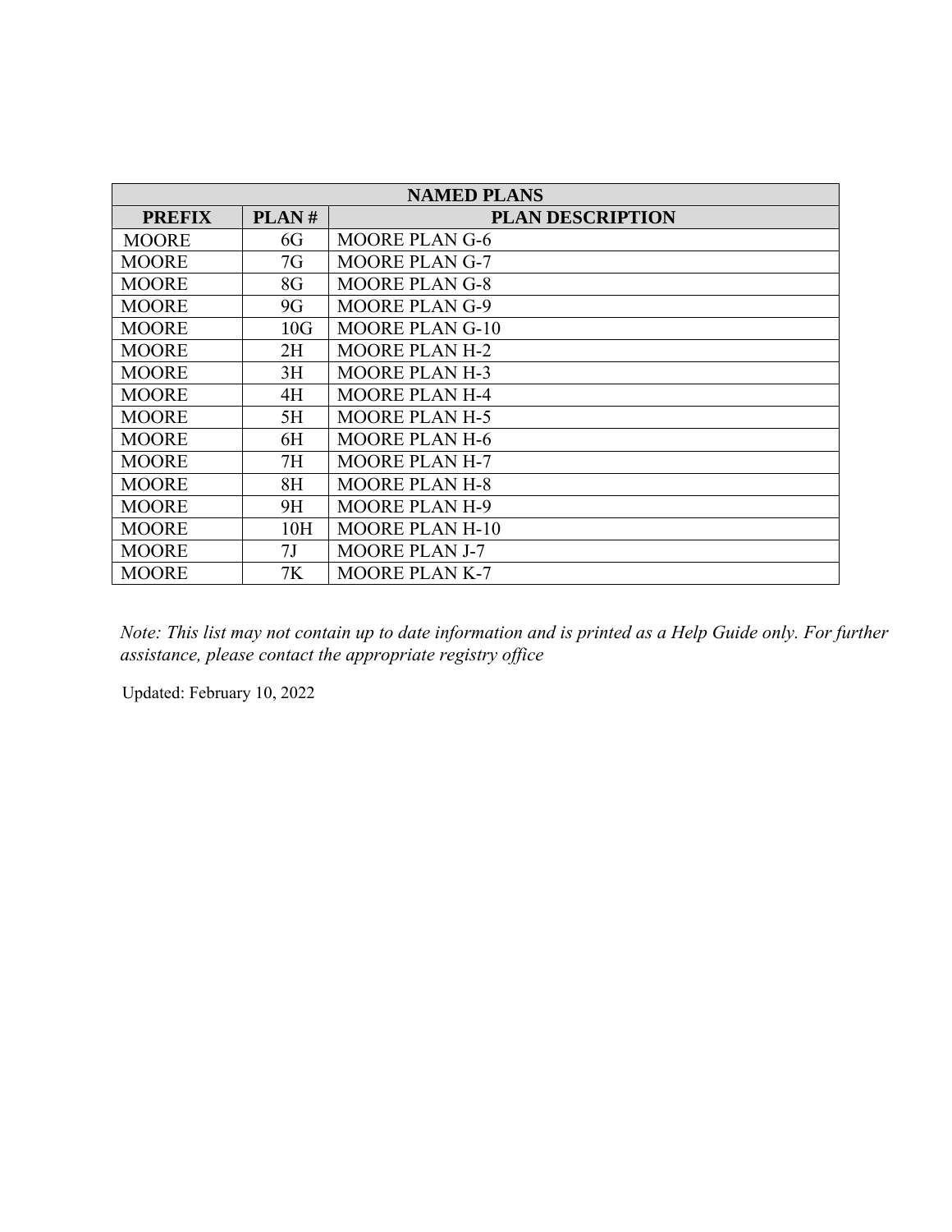| NAMED PLANS | | |
|---|---|---|
| **PREFIX** | **PLAN #** | **PLAN DESCRIPTION** |
| MOORE | 6G | MOORE PLAN G-6 |
| MOORE | 7G | MOORE PLAN G-7 |
| MOORE | 8G | MOORE PLAN G-8 |
| MOORE | 9G | MOORE PLAN G-9 |
| MOORE | 10G | MOORE PLAN G-10 |
| MOORE | 2H | MOORE PLAN H-2 |
| MOORE | 3H | MOORE PLAN H-3 |
| MOORE | 4H | MOORE PLAN H-4 |
| MOORE | 5H | MOORE PLAN H-5 |
| MOORE | 6H | MOORE PLAN H-6 |
| MOORE | 7H | MOORE PLAN H-7 |
| MOORE | 8H | MOORE PLAN H-8 |
| MOORE | 9H | MOORE PLAN H-9 |
| MOORE | 10H | MOORE PLAN H-10 |
| MOORE | 7J | MOORE PLAN J-7 |
| MOORE | 7K | MOORE PLAN K-7 |

*Note: This list may not contain up to date information and is printed as a Help Guide only. For further assistance, please contact the appropriate registry office*

Updated: February 10, 2022